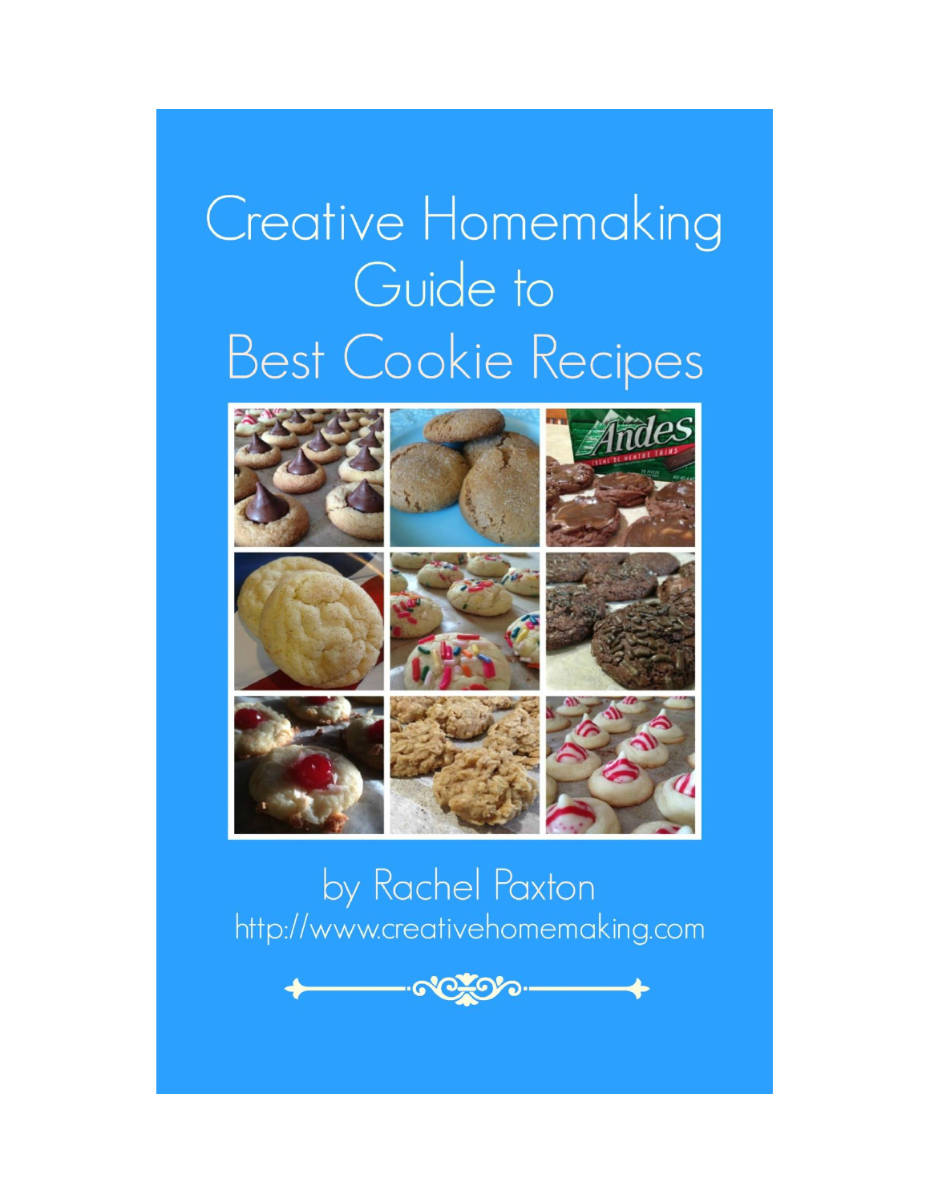# Creative Homemaking Guide to Best Cookie Recipes

by Rachel Paxton

http://www.creativehomemaking.com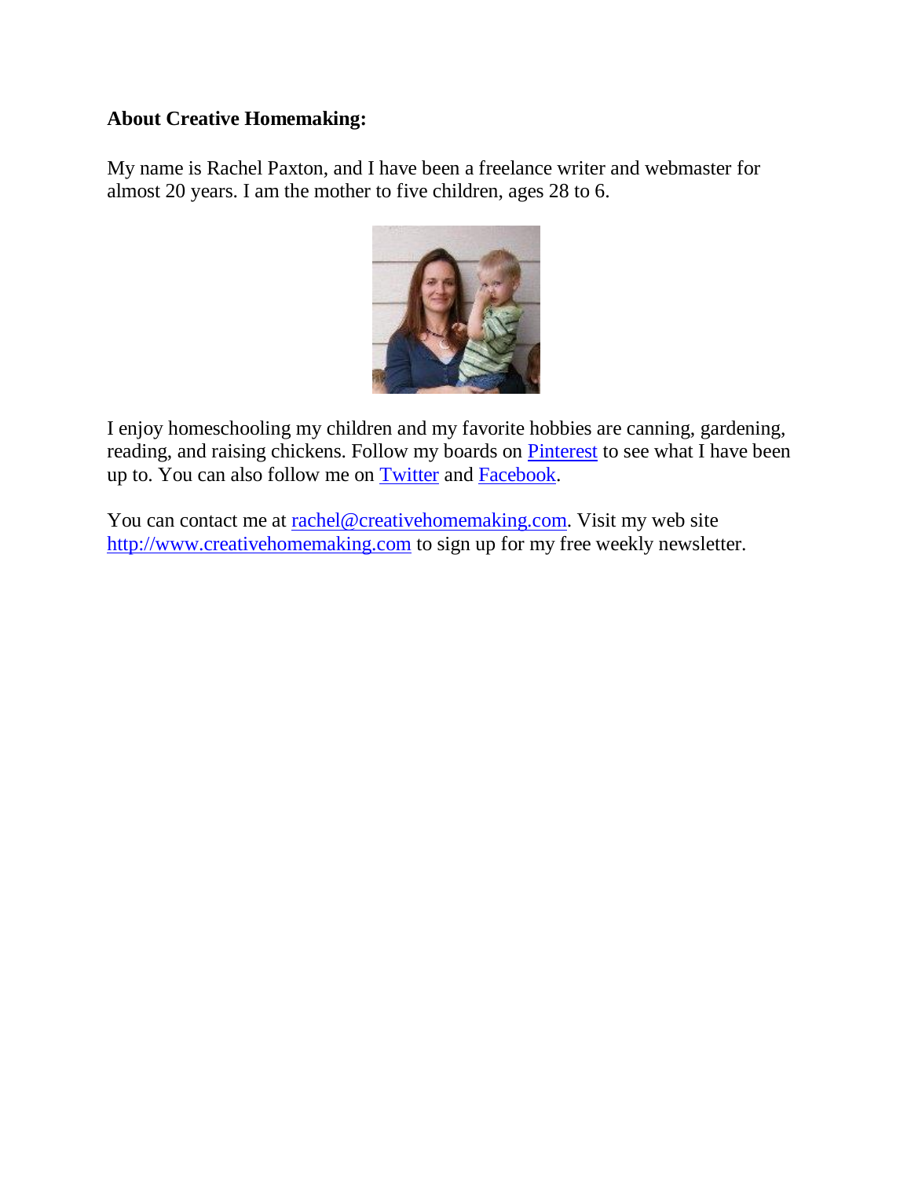**About Creative Homemaking:**

My name is Rachel Paxton, and I have been a freelance writer and webmaster for almost 20 years. I am the mother to five children, ages 28 to 6.

I enjoy homeschooling my children and my favorite hobbies are canning, gardening, reading, and raising chickens. Follow my boards on Pinterest to see what I have been up to. You can also follow me on Twitter and Facebook.

You can contact me at rachel@creativehomemaking.com. Visit my web site http://www.creativehomemaking.com to sign up for my free weekly newsletter.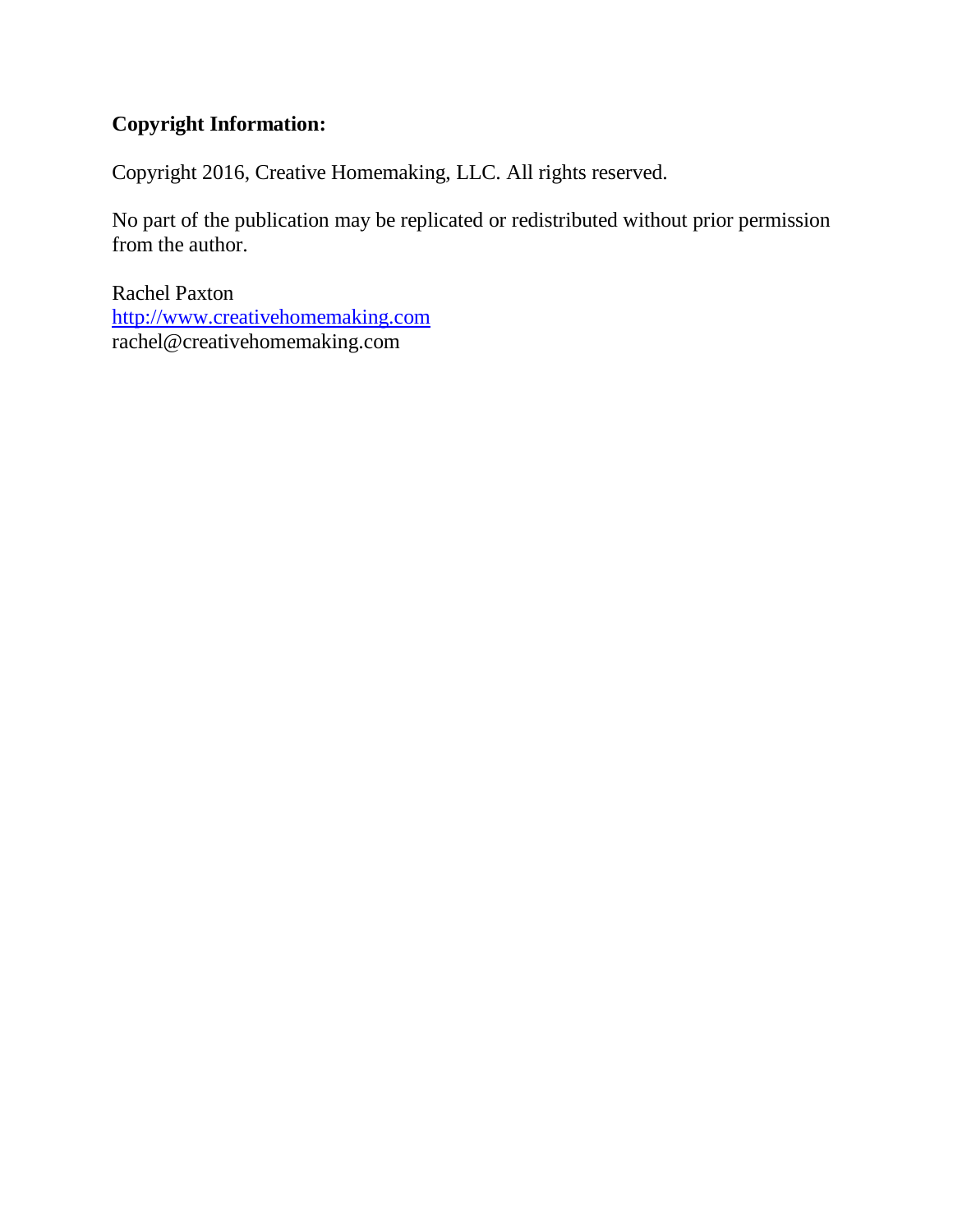**Copyright Information:**

Copyright 2016, Creative Homemaking, LLC. All rights reserved.

No part of the publication may be replicated or redistributed without prior permission from the author.

Rachel Paxton
[http://www.creativehomemaking.com](http://www.creativehomemaking.com)
rachel@creativehomemaking.com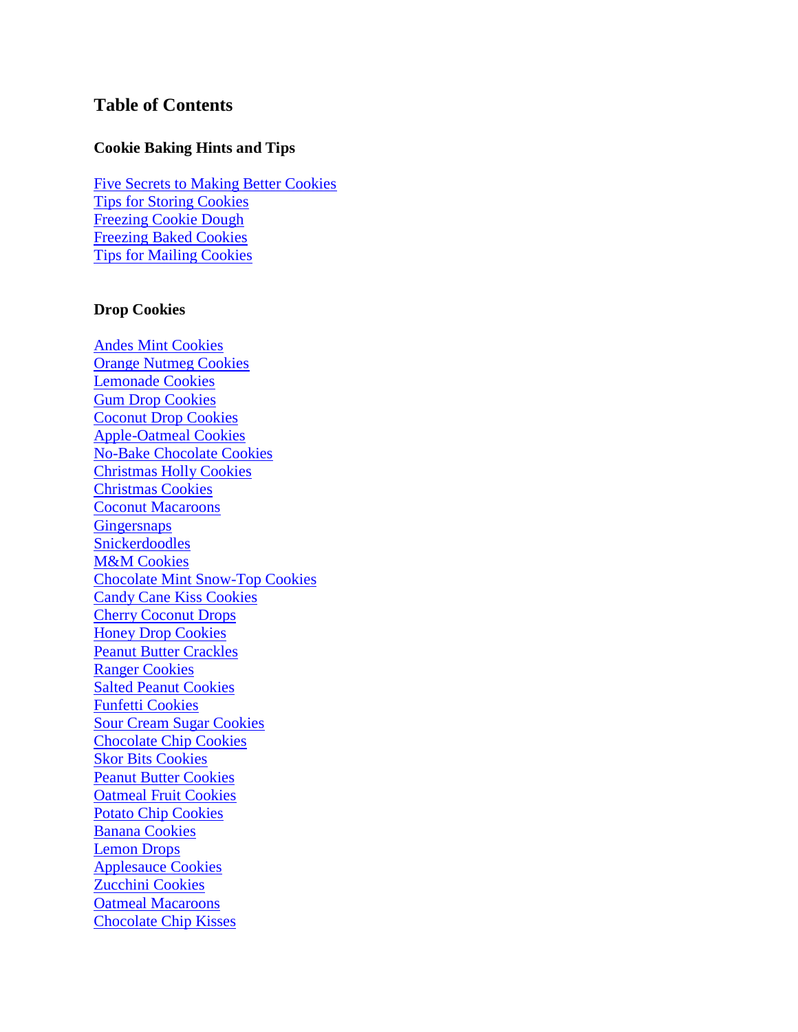# Table of Contents

### Cookie Baking Hints and Tips

Five Secrets to Making Better Cookies
Tips for Storing Cookies
Freezing Cookie Dough
Freezing Baked Cookies
Tips for Mailing Cookies

### Drop Cookies

Andes Mint Cookies
Orange Nutmeg Cookies
Lemonade Cookies
Gum Drop Cookies
Coconut Drop Cookies
Apple-Oatmeal Cookies
No-Bake Chocolate Cookies
Christmas Holly Cookies
Christmas Cookies
Coconut Macaroons
Gingersnaps
Snickerdoodles
M&M Cookies
Chocolate Mint Snow-Top Cookies
Candy Cane Kiss Cookies
Cherry Coconut Drops
Honey Drop Cookies
Peanut Butter Crackles
Ranger Cookies
Salted Peanut Cookies
Funfetti Cookies
Sour Cream Sugar Cookies
Chocolate Chip Cookies
Skor Bits Cookies
Peanut Butter Cookies
Oatmeal Fruit Cookies
Potato Chip Cookies
Banana Cookies
Lemon Drops
Applesauce Cookies
Zucchini Cookies
Oatmeal Macaroons
Chocolate Chip Kisses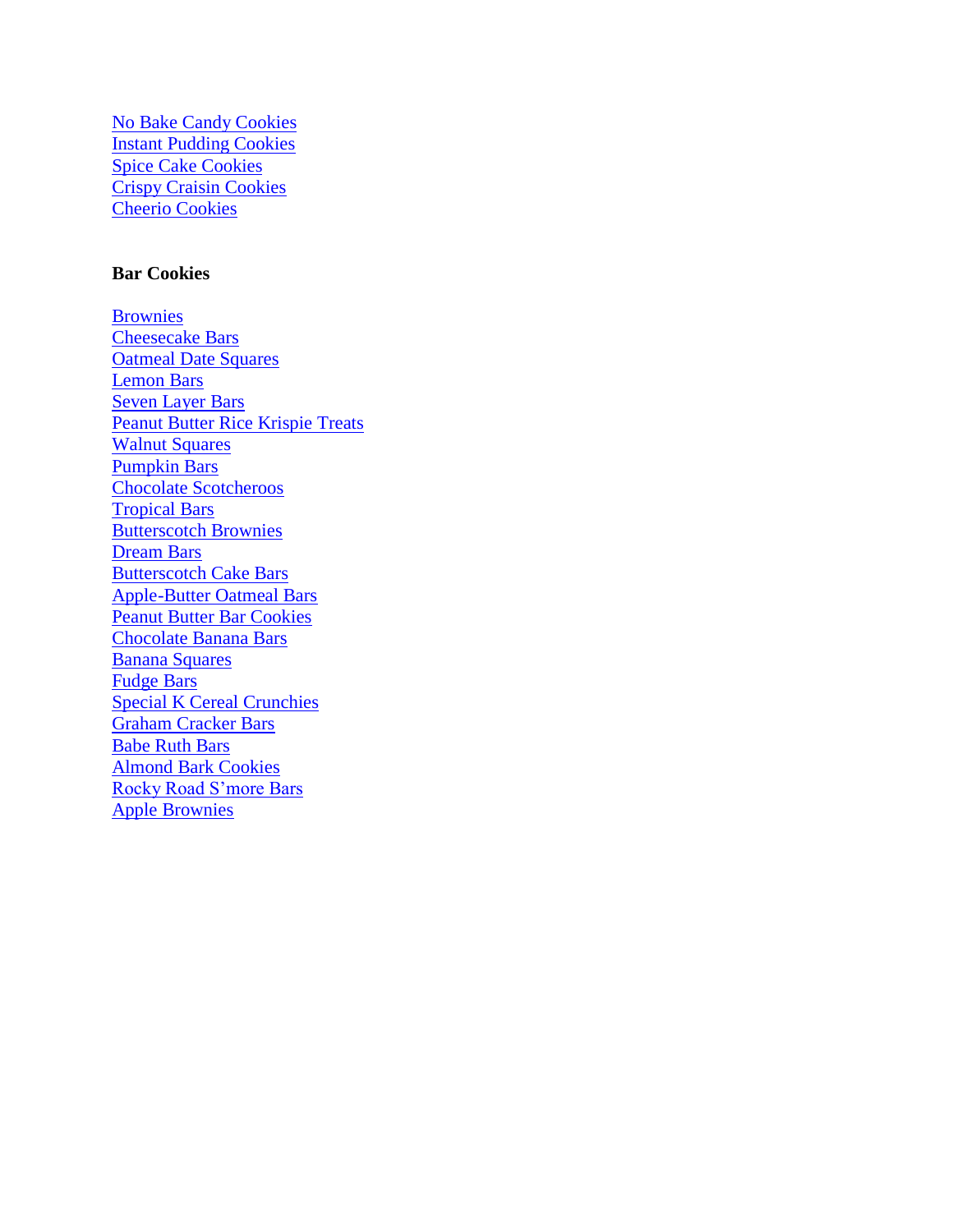No Bake Candy Cookies
Instant Pudding Cookies
Spice Cake Cookies
Crispy Craisin Cookies
Cheerio Cookies

**Bar Cookies**

Brownies
Cheesecake Bars
Oatmeal Date Squares
Lemon Bars
Seven Layer Bars
Peanut Butter Rice Krispie Treats
Walnut Squares
Pumpkin Bars
Chocolate Scotcheroos
Tropical Bars
Butterscotch Brownies
Dream Bars
Butterscotch Cake Bars
Apple-Butter Oatmeal Bars
Peanut Butter Bar Cookies
Chocolate Banana Bars
Banana Squares
Fudge Bars
Special K Cereal Crunchies
Graham Cracker Bars
Babe Ruth Bars
Almond Bark Cookies
Rocky Road S'more Bars
Apple Brownies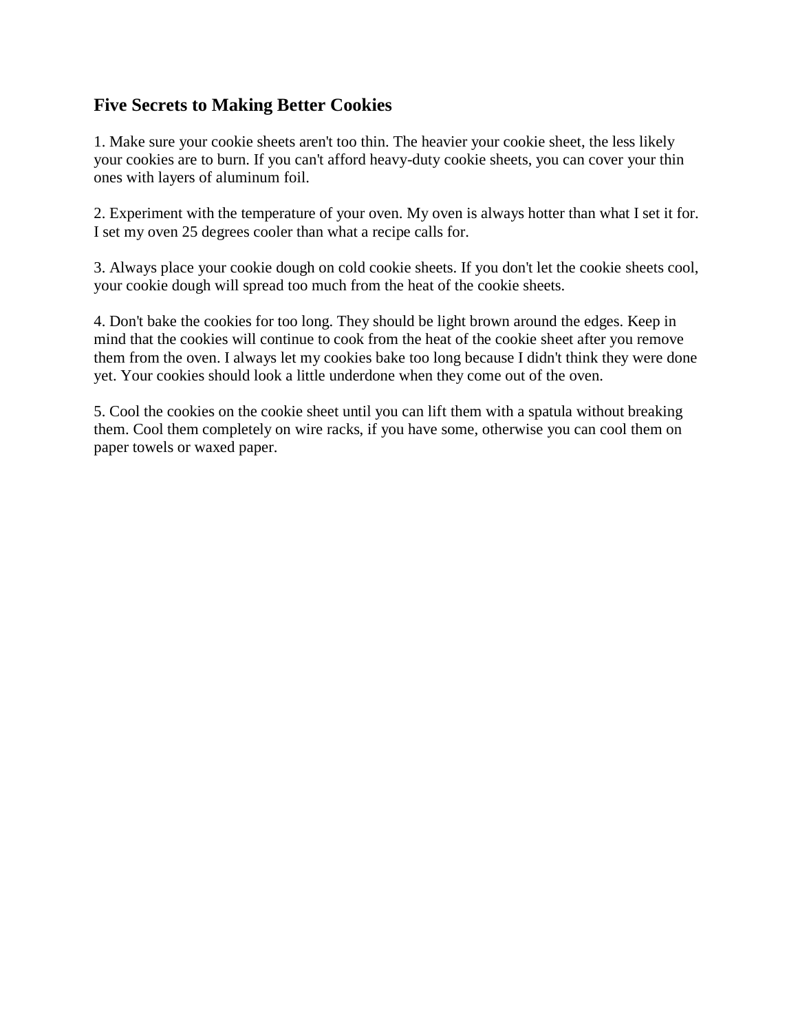## Five Secrets to Making Better Cookies

1. Make sure your cookie sheets aren't too thin. The heavier your cookie sheet, the less likely your cookies are to burn. If you can't afford heavy-duty cookie sheets, you can cover your thin ones with layers of aluminum foil.

2. Experiment with the temperature of your oven. My oven is always hotter than what I set it for. I set my oven 25 degrees cooler than what a recipe calls for.

3. Always place your cookie dough on cold cookie sheets. If you don't let the cookie sheets cool, your cookie dough will spread too much from the heat of the cookie sheets.

4. Don't bake the cookies for too long. They should be light brown around the edges. Keep in mind that the cookies will continue to cook from the heat of the cookie sheet after you remove them from the oven. I always let my cookies bake too long because I didn't think they were done yet. Your cookies should look a little underdone when they come out of the oven.

5. Cool the cookies on the cookie sheet until you can lift them with a spatula without breaking them. Cool them completely on wire racks, if you have some, otherwise you can cool them on paper towels or waxed paper.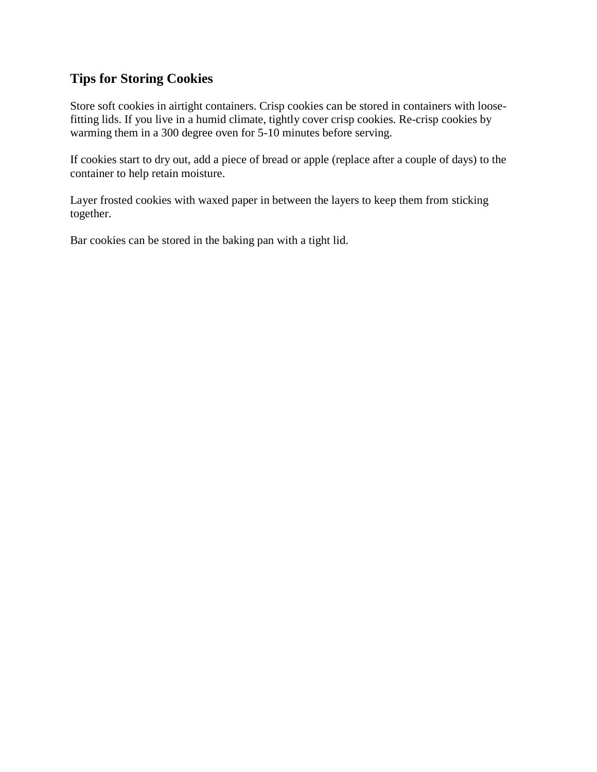## Tips for Storing Cookies

Store soft cookies in airtight containers. Crisp cookies can be stored in containers with loose-fitting lids. If you live in a humid climate, tightly cover crisp cookies. Re-crisp cookies by warming them in a 300 degree oven for 5-10 minutes before serving.

If cookies start to dry out, add a piece of bread or apple (replace after a couple of days) to the container to help retain moisture.

Layer frosted cookies with waxed paper in between the layers to keep them from sticking together.

Bar cookies can be stored in the baking pan with a tight lid.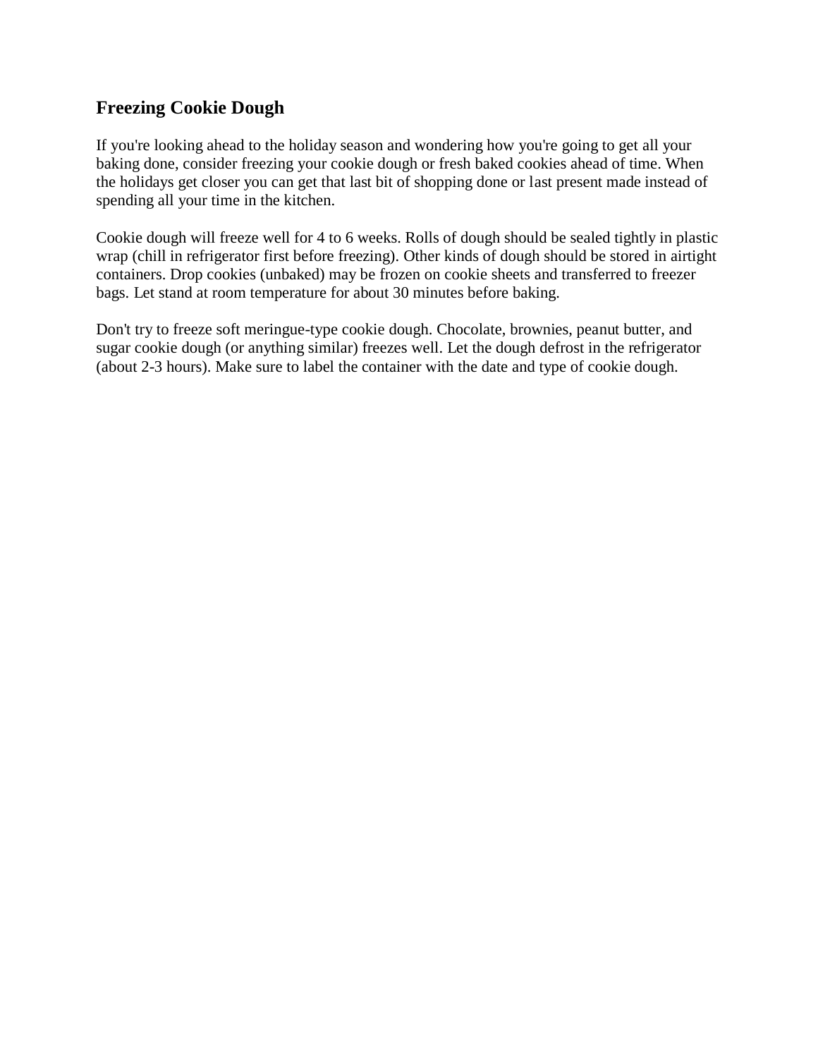## Freezing Cookie Dough

If you're looking ahead to the holiday season and wondering how you're going to get all your baking done, consider freezing your cookie dough or fresh baked cookies ahead of time. When the holidays get closer you can get that last bit of shopping done or last present made instead of spending all your time in the kitchen.

Cookie dough will freeze well for 4 to 6 weeks. Rolls of dough should be sealed tightly in plastic wrap (chill in refrigerator first before freezing). Other kinds of dough should be stored in airtight containers. Drop cookies (unbaked) may be frozen on cookie sheets and transferred to freezer bags. Let stand at room temperature for about 30 minutes before baking.

Don't try to freeze soft meringue-type cookie dough. Chocolate, brownies, peanut butter, and sugar cookie dough (or anything similar) freezes well. Let the dough defrost in the refrigerator (about 2-3 hours). Make sure to label the container with the date and type of cookie dough.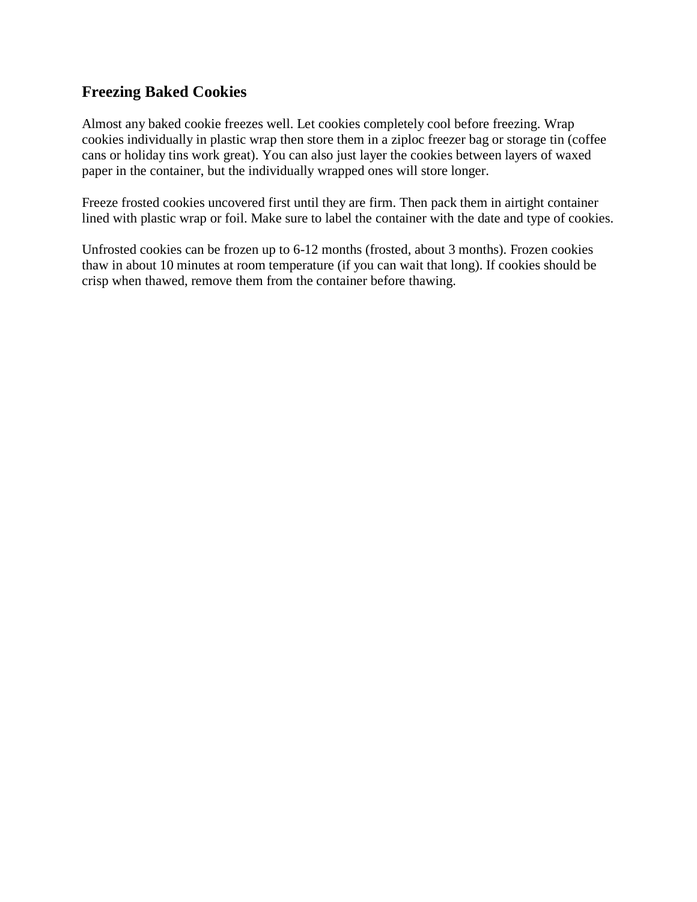## Freezing Baked Cookies

Almost any baked cookie freezes well. Let cookies completely cool before freezing. Wrap cookies individually in plastic wrap then store them in a ziploc freezer bag or storage tin (coffee cans or holiday tins work great). You can also just layer the cookies between layers of waxed paper in the container, but the individually wrapped ones will store longer.

Freeze frosted cookies uncovered first until they are firm. Then pack them in airtight container lined with plastic wrap or foil. Make sure to label the container with the date and type of cookies.

Unfrosted cookies can be frozen up to 6-12 months (frosted, about 3 months). Frozen cookies thaw in about 10 minutes at room temperature (if you can wait that long). If cookies should be crisp when thawed, remove them from the container before thawing.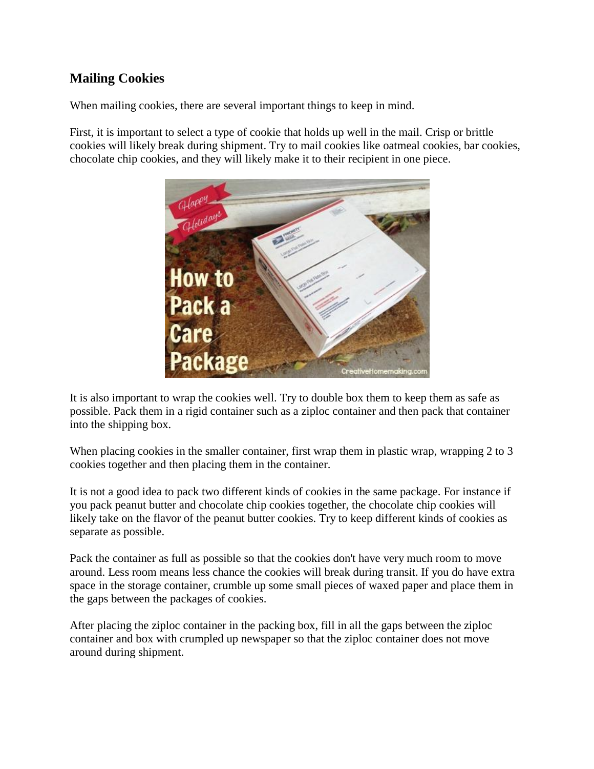## Mailing Cookies

When mailing cookies, there are several important things to keep in mind.

First, it is important to select a type of cookie that holds up well in the mail. Crisp or brittle cookies will likely break during shipment. Try to mail cookies like oatmeal cookies, bar cookies, chocolate chip cookies, and they will likely make it to their recipient in one piece.

It is also important to wrap the cookies well. Try to double box them to keep them as safe as possible. Pack them in a rigid container such as a ziploc container and then pack that container into the shipping box.

When placing cookies in the smaller container, first wrap them in plastic wrap, wrapping 2 to 3 cookies together and then placing them in the container.

It is not a good idea to pack two different kinds of cookies in the same package. For instance if you pack peanut butter and chocolate chip cookies together, the chocolate chip cookies will likely take on the flavor of the peanut butter cookies. Try to keep different kinds of cookies as separate as possible.

Pack the container as full as possible so that the cookies don't have very much room to move around. Less room means less chance the cookies will break during transit. If you do have extra space in the storage container, crumble up some small pieces of waxed paper and place them in the gaps between the packages of cookies.

After placing the ziploc container in the packing box, fill in all the gaps between the ziploc container and box with crumpled up newspaper so that the ziploc container does not move around during shipment.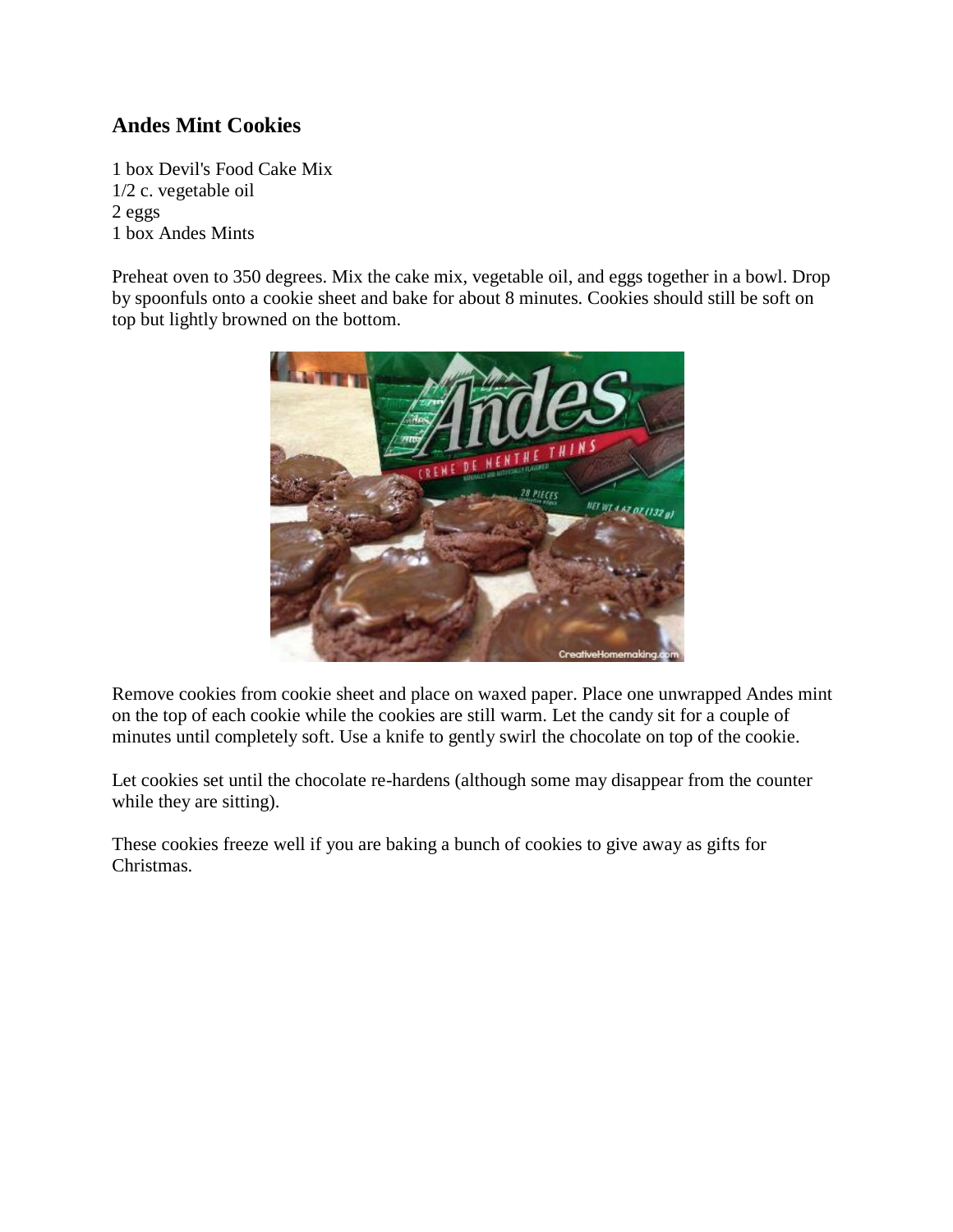## Andes Mint Cookies

1 box Devil's Food Cake Mix
1/2 c. vegetable oil
2 eggs
1 box Andes Mints

Preheat oven to 350 degrees. Mix the cake mix, vegetable oil, and eggs together in a bowl. Drop by spoonfuls onto a cookie sheet and bake for about 8 minutes. Cookies should still be soft on top but lightly browned on the bottom.

Remove cookies from cookie sheet and place on waxed paper. Place one unwrapped Andes mint on the top of each cookie while the cookies are still warm. Let the candy sit for a couple of minutes until completely soft. Use a knife to gently swirl the chocolate on top of the cookie.

Let cookies set until the chocolate re-hardens (although some may disappear from the counter while they are sitting).

These cookies freeze well if you are baking a bunch of cookies to give away as gifts for Christmas.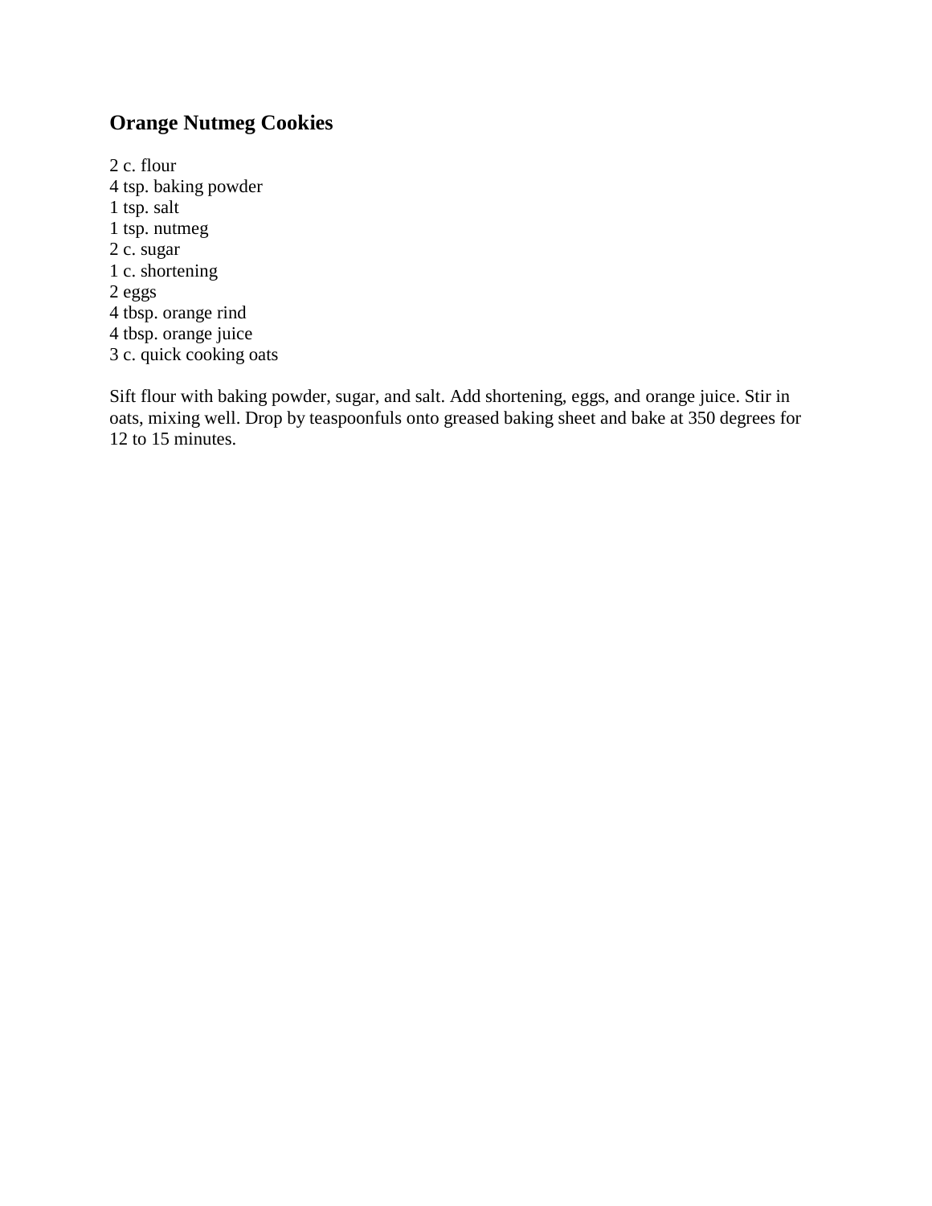## Orange Nutmeg Cookies

2 c. flour
4 tsp. baking powder
1 tsp. salt
1 tsp. nutmeg
2 c. sugar
1 c. shortening
2 eggs
4 tbsp. orange rind
4 tbsp. orange juice
3 c. quick cooking oats

Sift flour with baking powder, sugar, and salt. Add shortening, eggs, and orange juice. Stir in oats, mixing well. Drop by teaspoonfuls onto greased baking sheet and bake at 350 degrees for 12 to 15 minutes.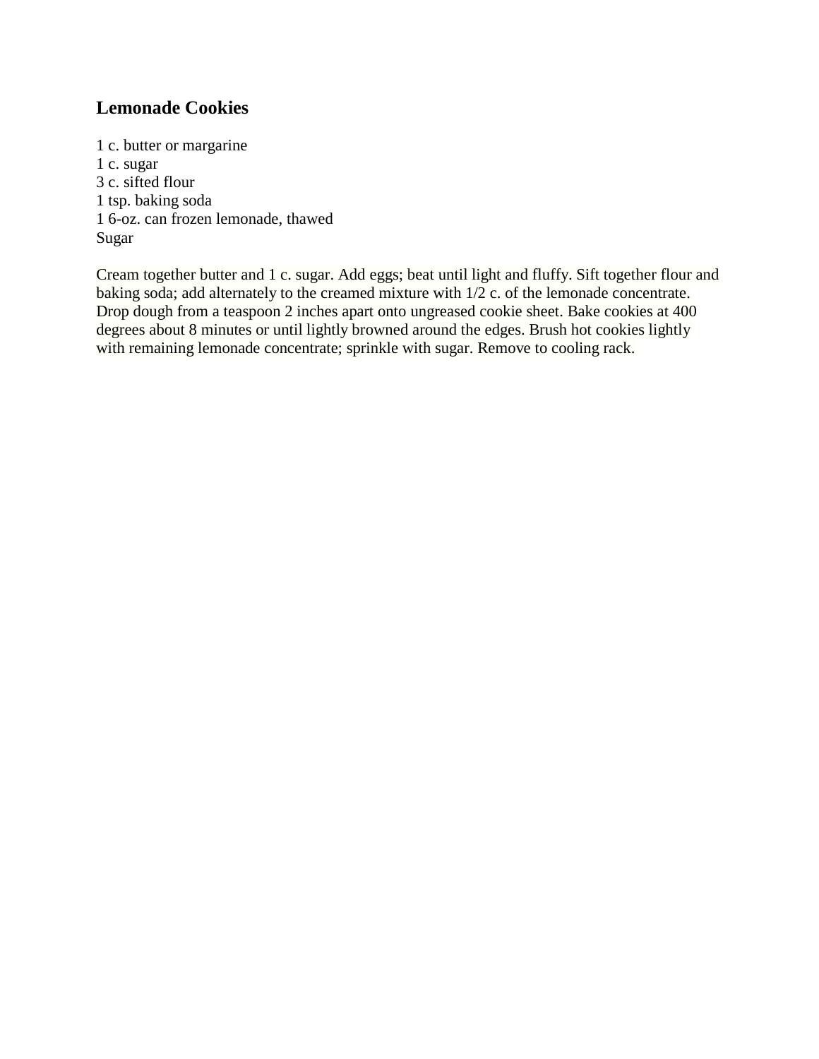## Lemonade Cookies

1 c. butter or margarine
1 c. sugar
3 c. sifted flour
1 tsp. baking soda
1 6-oz. can frozen lemonade, thawed
Sugar

Cream together butter and 1 c. sugar. Add eggs; beat until light and fluffy. Sift together flour and baking soda; add alternately to the creamed mixture with 1/2 c. of the lemonade concentrate. Drop dough from a teaspoon 2 inches apart onto ungreased cookie sheet. Bake cookies at 400 degrees about 8 minutes or until lightly browned around the edges. Brush hot cookies lightly with remaining lemonade concentrate; sprinkle with sugar. Remove to cooling rack.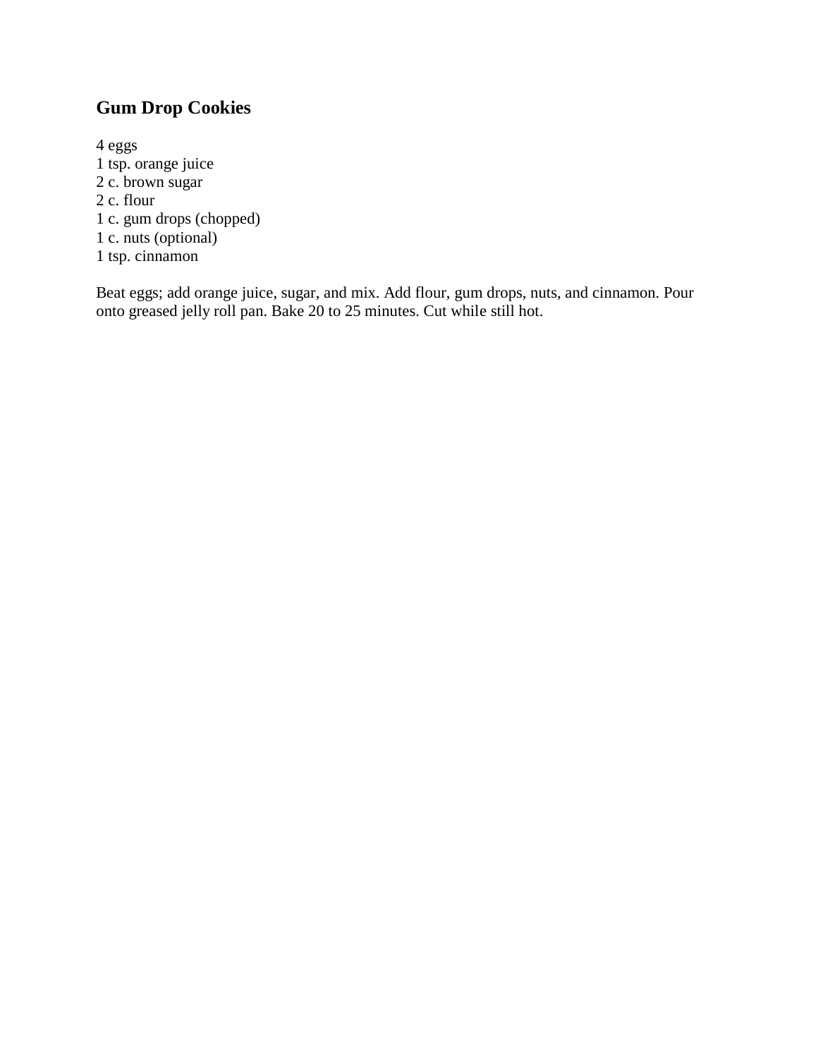## Gum Drop Cookies

4 eggs
1 tsp. orange juice
2 c. brown sugar
2 c. flour
1 c. gum drops (chopped)
1 c. nuts (optional)
1 tsp. cinnamon

Beat eggs; add orange juice, sugar, and mix. Add flour, gum drops, nuts, and cinnamon. Pour onto greased jelly roll pan. Bake 20 to 25 minutes. Cut while still hot.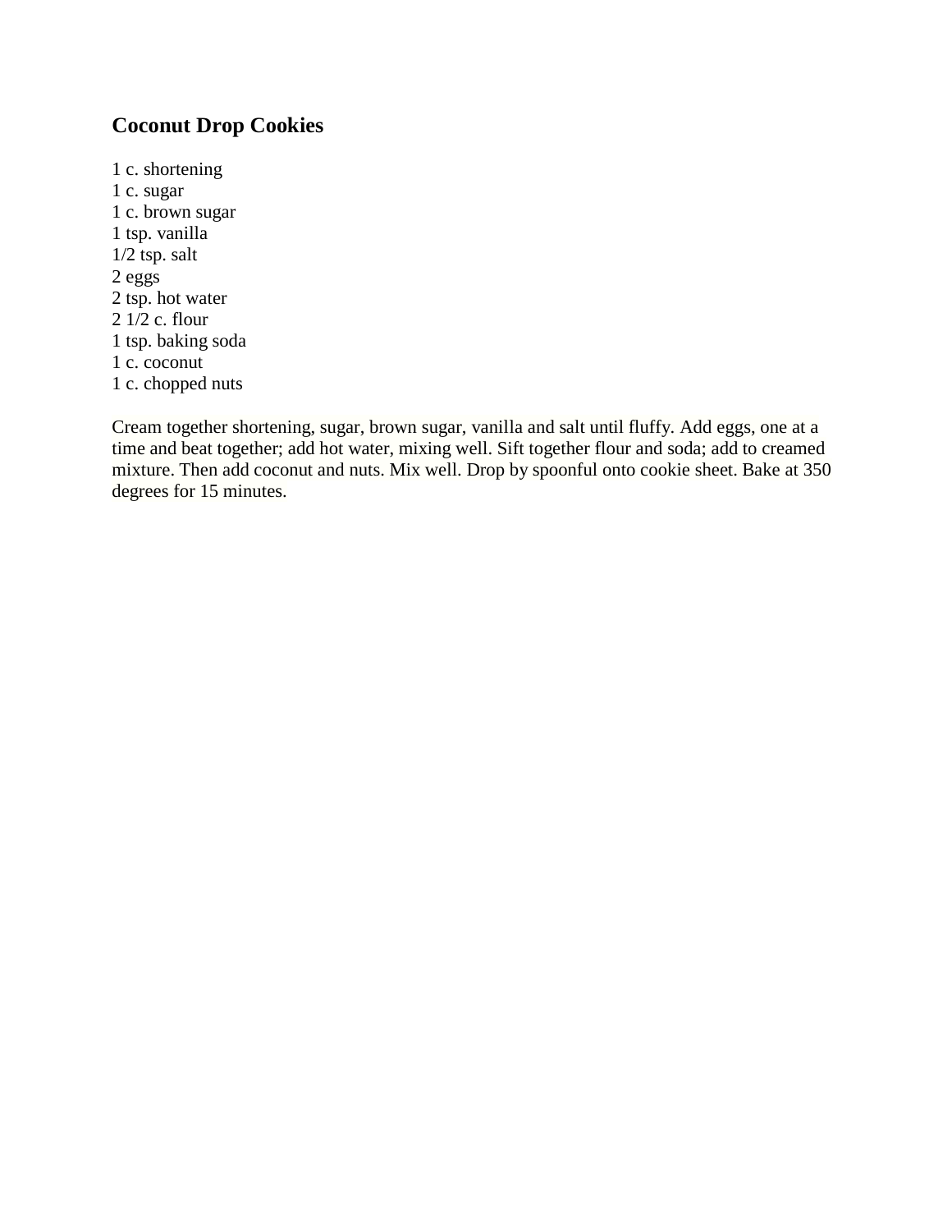## Coconut Drop Cookies

1 c. shortening
1 c. sugar
1 c. brown sugar
1 tsp. vanilla
1/2 tsp. salt
2 eggs
2 tsp. hot water
2 1/2 c. flour
1 tsp. baking soda
1 c. coconut
1 c. chopped nuts

Cream together shortening, sugar, brown sugar, vanilla and salt until fluffy. Add eggs, one at a time and beat together; add hot water, mixing well. Sift together flour and soda; add to creamed mixture. Then add coconut and nuts. Mix well. Drop by spoonful onto cookie sheet. Bake at 350 degrees for 15 minutes.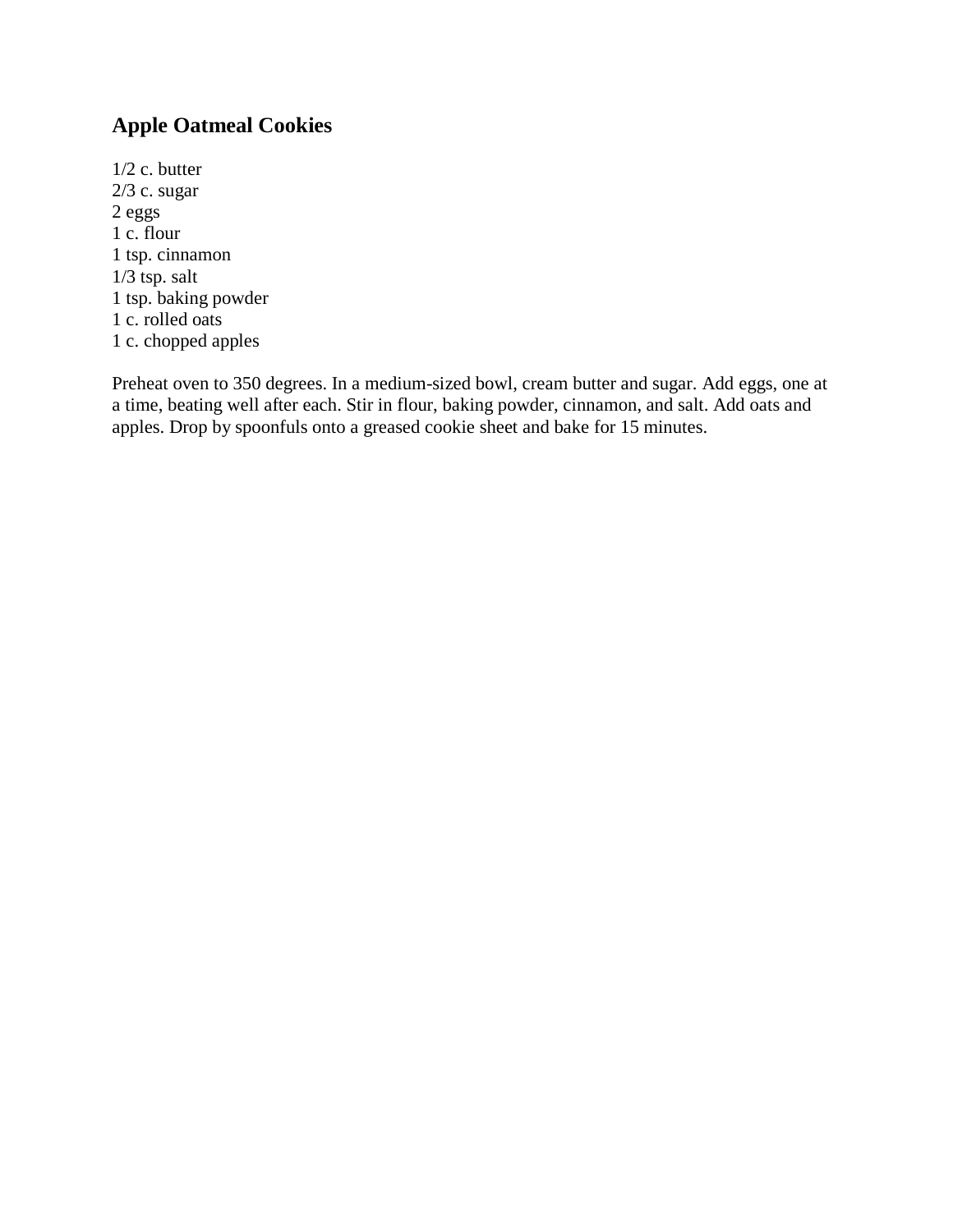## Apple Oatmeal Cookies

1/2 c. butter
2/3 c. sugar
2 eggs
1 c. flour
1 tsp. cinnamon
1/3 tsp. salt
1 tsp. baking powder
1 c. rolled oats
1 c. chopped apples

Preheat oven to 350 degrees. In a medium-sized bowl, cream butter and sugar. Add eggs, one at a time, beating well after each. Stir in flour, baking powder, cinnamon, and salt. Add oats and apples. Drop by spoonfuls onto a greased cookie sheet and bake for 15 minutes.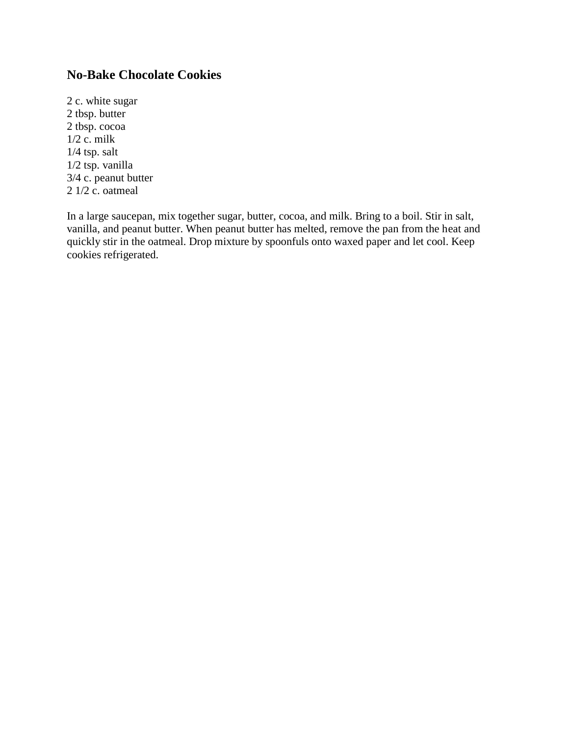## No-Bake Chocolate Cookies

2 c. white sugar
2 tbsp. butter
2 tbsp. cocoa
1/2 c. milk
1/4 tsp. salt
1/2 tsp. vanilla
3/4 c. peanut butter
2 1/2 c. oatmeal

In a large saucepan, mix together sugar, butter, cocoa, and milk. Bring to a boil. Stir in salt, vanilla, and peanut butter. When peanut butter has melted, remove the pan from the heat and quickly stir in the oatmeal. Drop mixture by spoonfuls onto waxed paper and let cool. Keep cookies refrigerated.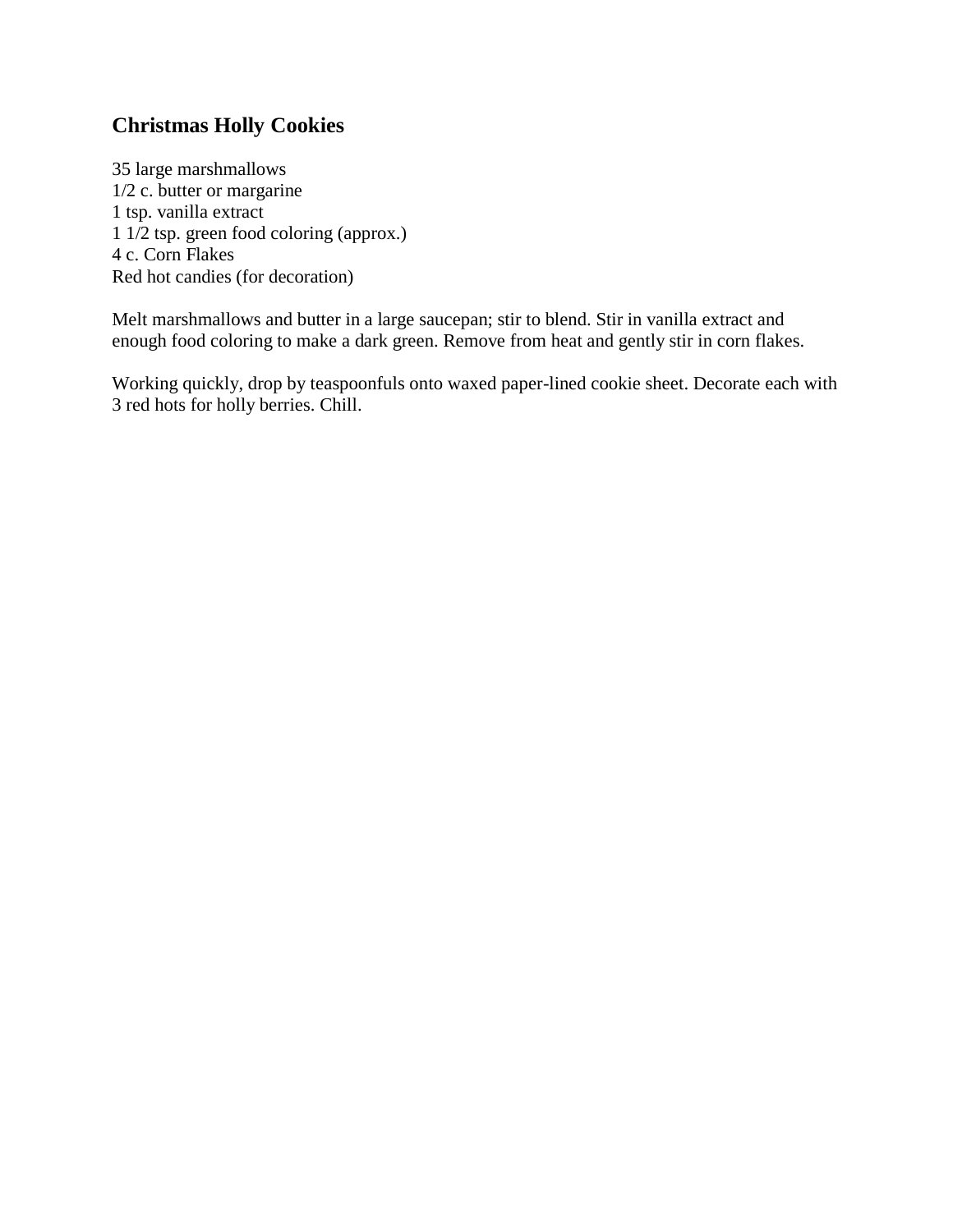## Christmas Holly Cookies

35 large marshmallows
1/2 c. butter or margarine
1 tsp. vanilla extract
1 1/2 tsp. green food coloring (approx.)
4 c. Corn Flakes
Red hot candies (for decoration)

Melt marshmallows and butter in a large saucepan; stir to blend. Stir in vanilla extract and enough food coloring to make a dark green. Remove from heat and gently stir in corn flakes.

Working quickly, drop by teaspoonfuls onto waxed paper-lined cookie sheet. Decorate each with 3 red hots for holly berries. Chill.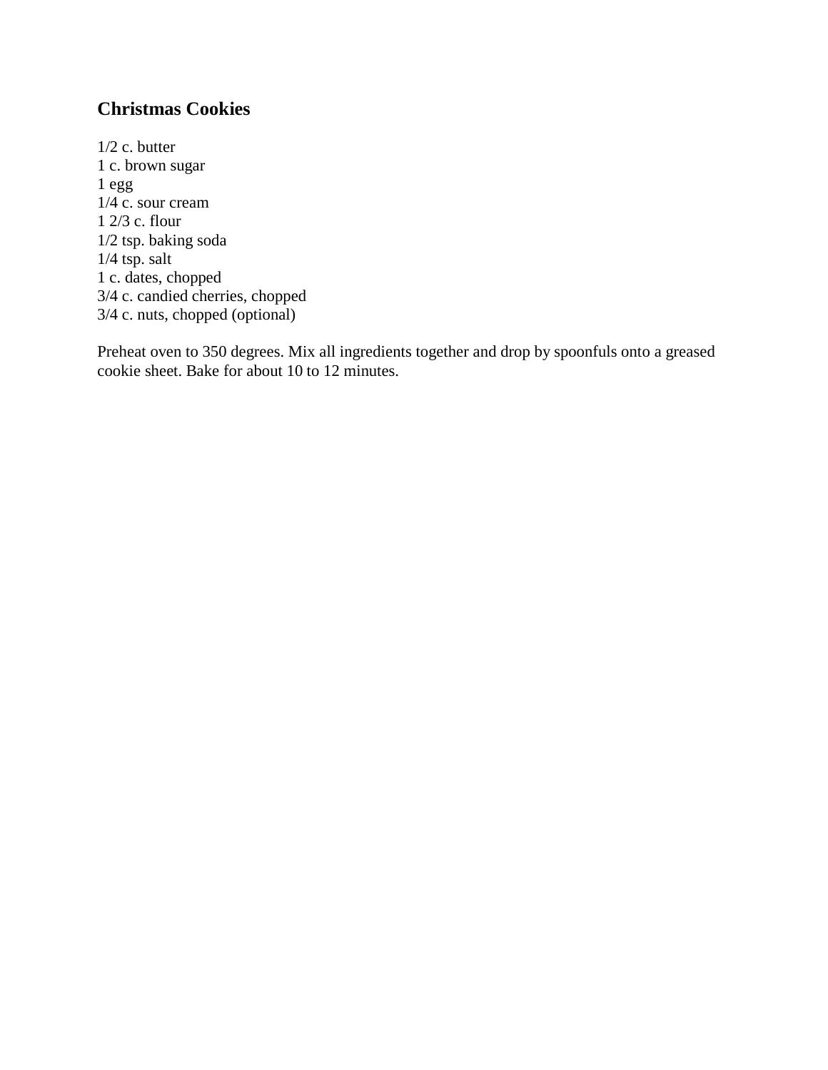## Christmas Cookies

1/2 c. butter
1 c. brown sugar
1 egg
1/4 c. sour cream
1 2/3 c. flour
1/2 tsp. baking soda
1/4 tsp. salt
1 c. dates, chopped
3/4 c. candied cherries, chopped
3/4 c. nuts, chopped (optional)

Preheat oven to 350 degrees. Mix all ingredients together and drop by spoonfuls onto a greased cookie sheet. Bake for about 10 to 12 minutes.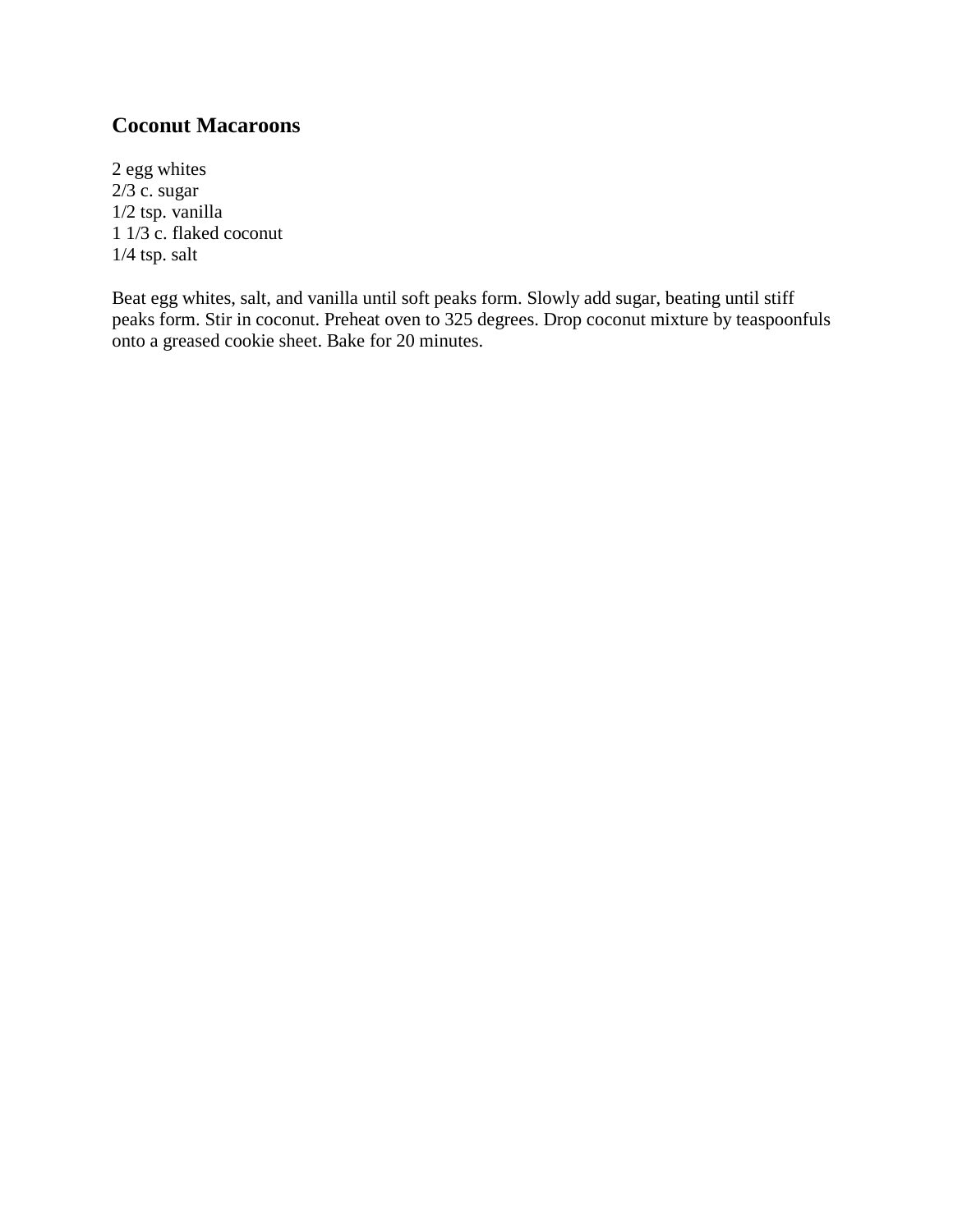## Coconut Macaroons

2 egg whites
2/3 c. sugar
1/2 tsp. vanilla
1 1/3 c. flaked coconut
1/4 tsp. salt

Beat egg whites, salt, and vanilla until soft peaks form. Slowly add sugar, beating until stiff peaks form. Stir in coconut. Preheat oven to 325 degrees. Drop coconut mixture by teaspoonfuls onto a greased cookie sheet. Bake for 20 minutes.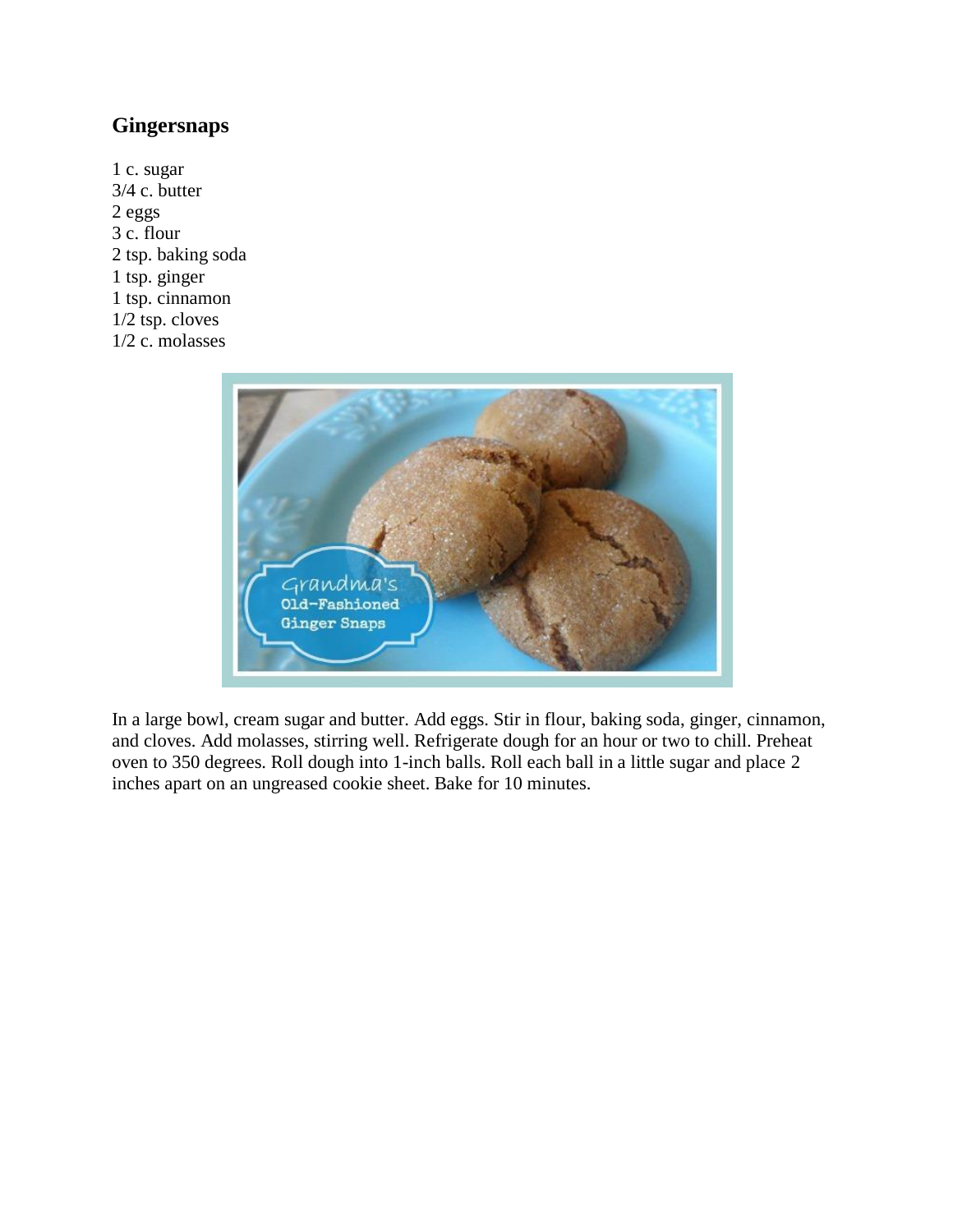## Gingersnaps

1 c. sugar
3/4 c. butter
2 eggs
3 c. flour
2 tsp. baking soda
1 tsp. ginger
1 tsp. cinnamon
1/2 tsp. cloves
1/2 c. molasses

In a large bowl, cream sugar and butter. Add eggs. Stir in flour, baking soda, ginger, cinnamon, and cloves. Add molasses, stirring well. Refrigerate dough for an hour or two to chill. Preheat oven to 350 degrees. Roll dough into 1-inch balls. Roll each ball in a little sugar and place 2 inches apart on an ungreased cookie sheet. Bake for 10 minutes.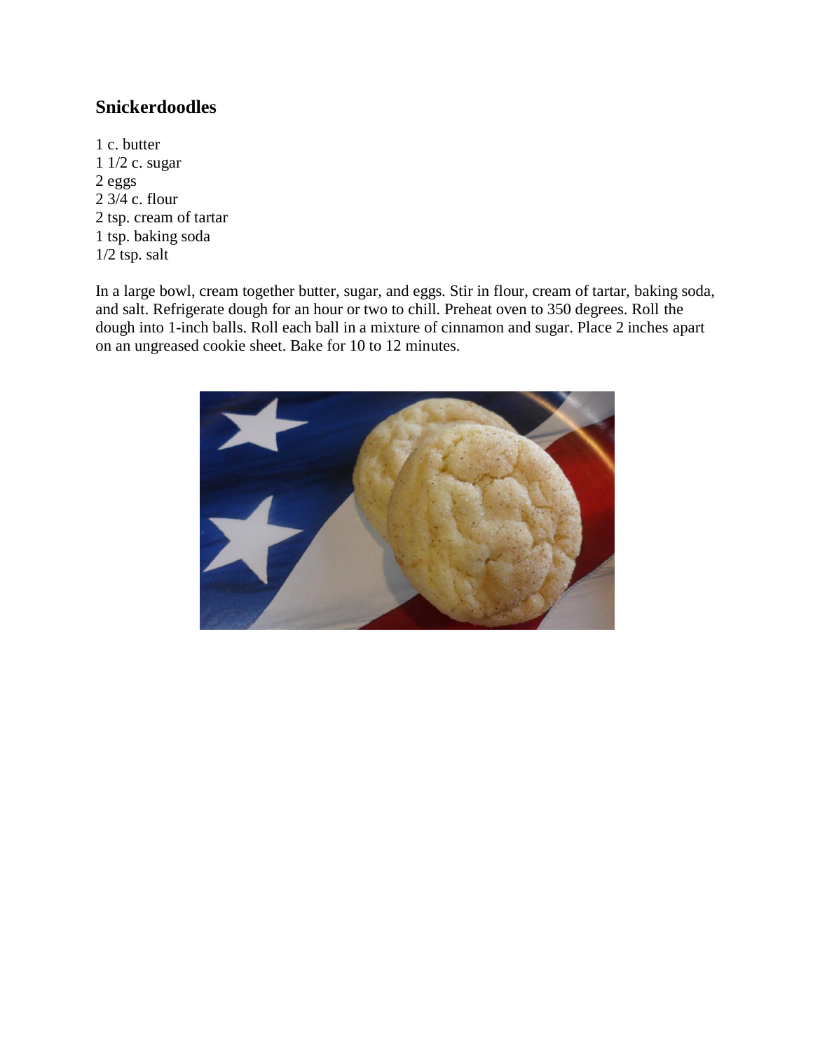### Snickerdoodles

1 c. butter
1 1/2 c. sugar
2 eggs
2 3/4 c. flour
2 tsp. cream of tartar
1 tsp. baking soda
1/2 tsp. salt

In a large bowl, cream together butter, sugar, and eggs. Stir in flour, cream of tartar, baking soda, and salt. Refrigerate dough for an hour or two to chill. Preheat oven to 350 degrees. Roll the dough into 1-inch balls. Roll each ball in a mixture of cinnamon and sugar. Place 2 inches apart on an ungreased cookie sheet. Bake for 10 to 12 minutes.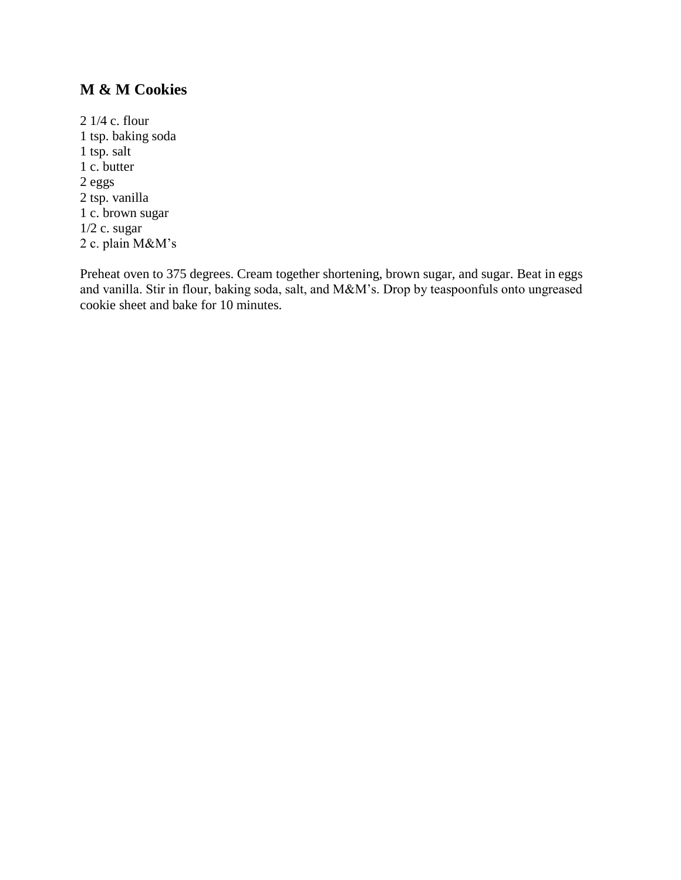## M & M Cookies

2 1/4 c. flour
1 tsp. baking soda
1 tsp. salt
1 c. butter
2 eggs
2 tsp. vanilla
1 c. brown sugar
1/2 c. sugar
2 c. plain M&M's

Preheat oven to 375 degrees. Cream together shortening, brown sugar, and sugar. Beat in eggs and vanilla. Stir in flour, baking soda, salt, and M&M's. Drop by teaspoonfuls onto ungreased cookie sheet and bake for 10 minutes.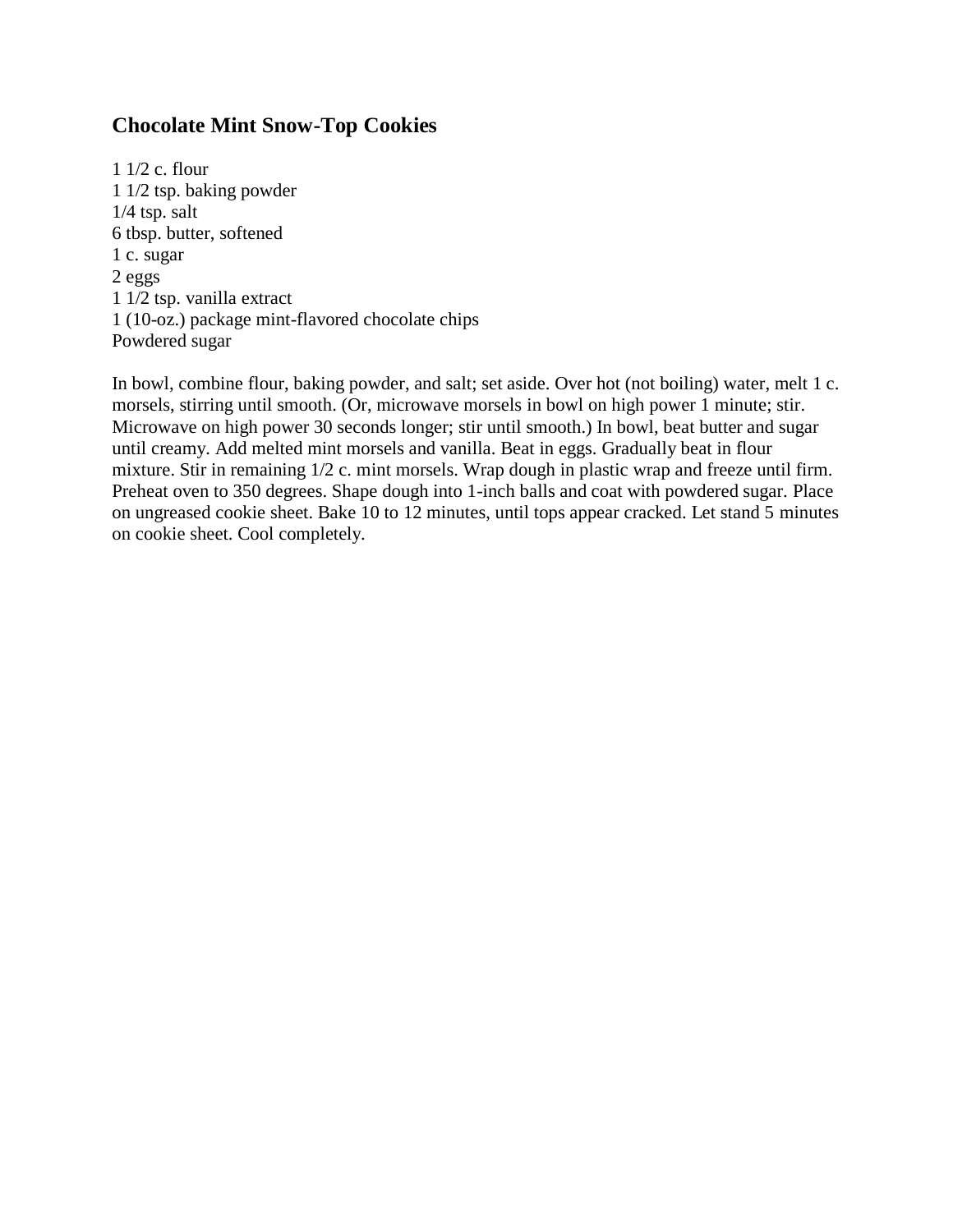## Chocolate Mint Snow-Top Cookies

1 1/2 c. flour
1 1/2 tsp. baking powder
1/4 tsp. salt
6 tbsp. butter, softened
1 c. sugar
2 eggs
1 1/2 tsp. vanilla extract
1 (10-oz.) package mint-flavored chocolate chips
Powdered sugar

In bowl, combine flour, baking powder, and salt; set aside. Over hot (not boiling) water, melt 1 c. morsels, stirring until smooth. (Or, microwave morsels in bowl on high power 1 minute; stir. Microwave on high power 30 seconds longer; stir until smooth.) In bowl, beat butter and sugar until creamy. Add melted mint morsels and vanilla. Beat in eggs. Gradually beat in flour mixture. Stir in remaining 1/2 c. mint morsels. Wrap dough in plastic wrap and freeze until firm. Preheat oven to 350 degrees. Shape dough into 1-inch balls and coat with powdered sugar. Place on ungreased cookie sheet. Bake 10 to 12 minutes, until tops appear cracked. Let stand 5 minutes on cookie sheet. Cool completely.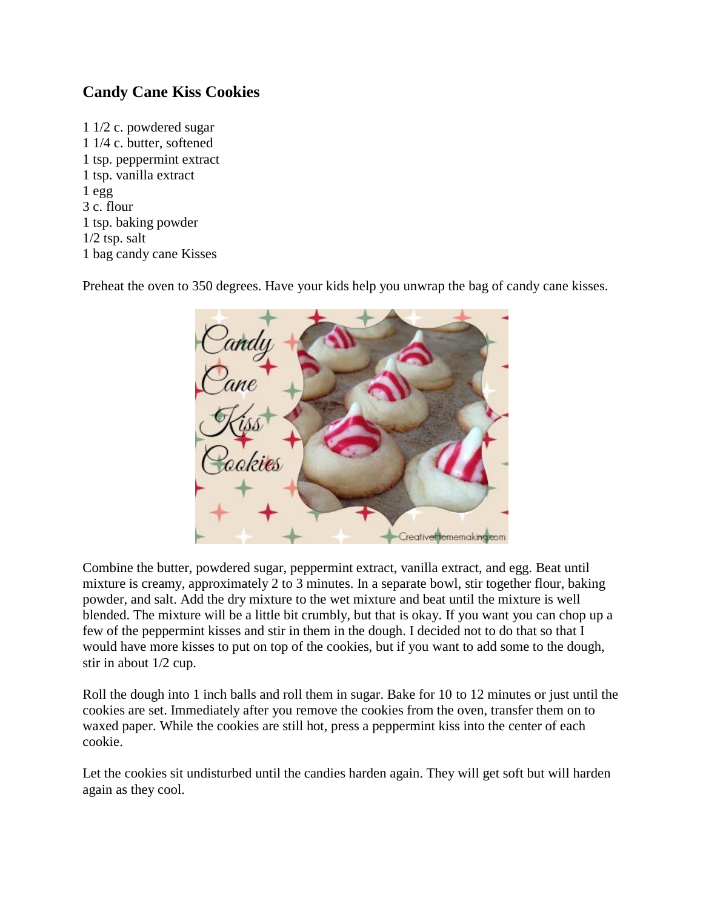## Candy Cane Kiss Cookies

1 1/2 c. powdered sugar
1 1/4 c. butter, softened
1 tsp. peppermint extract
1 tsp. vanilla extract
1 egg
3 c. flour
1 tsp. baking powder
1/2 tsp. salt
1 bag candy cane Kisses

Preheat the oven to 350 degrees. Have your kids help you unwrap the bag of candy cane kisses.

Combine the butter, powdered sugar, peppermint extract, vanilla extract, and egg. Beat until mixture is creamy, approximately 2 to 3 minutes. In a separate bowl, stir together flour, baking powder, and salt. Add the dry mixture to the wet mixture and beat until the mixture is well blended. The mixture will be a little bit crumbly, but that is okay. If you want you can chop up a few of the peppermint kisses and stir in them in the dough. I decided not to do that so that I would have more kisses to put on top of the cookies, but if you want to add some to the dough, stir in about 1/2 cup.

Roll the dough into 1 inch balls and roll them in sugar. Bake for 10 to 12 minutes or just until the cookies are set. Immediately after you remove the cookies from the oven, transfer them on to waxed paper. While the cookies are still hot, press a peppermint kiss into the center of each cookie.

Let the cookies sit undisturbed until the candies harden again. They will get soft but will harden again as they cool.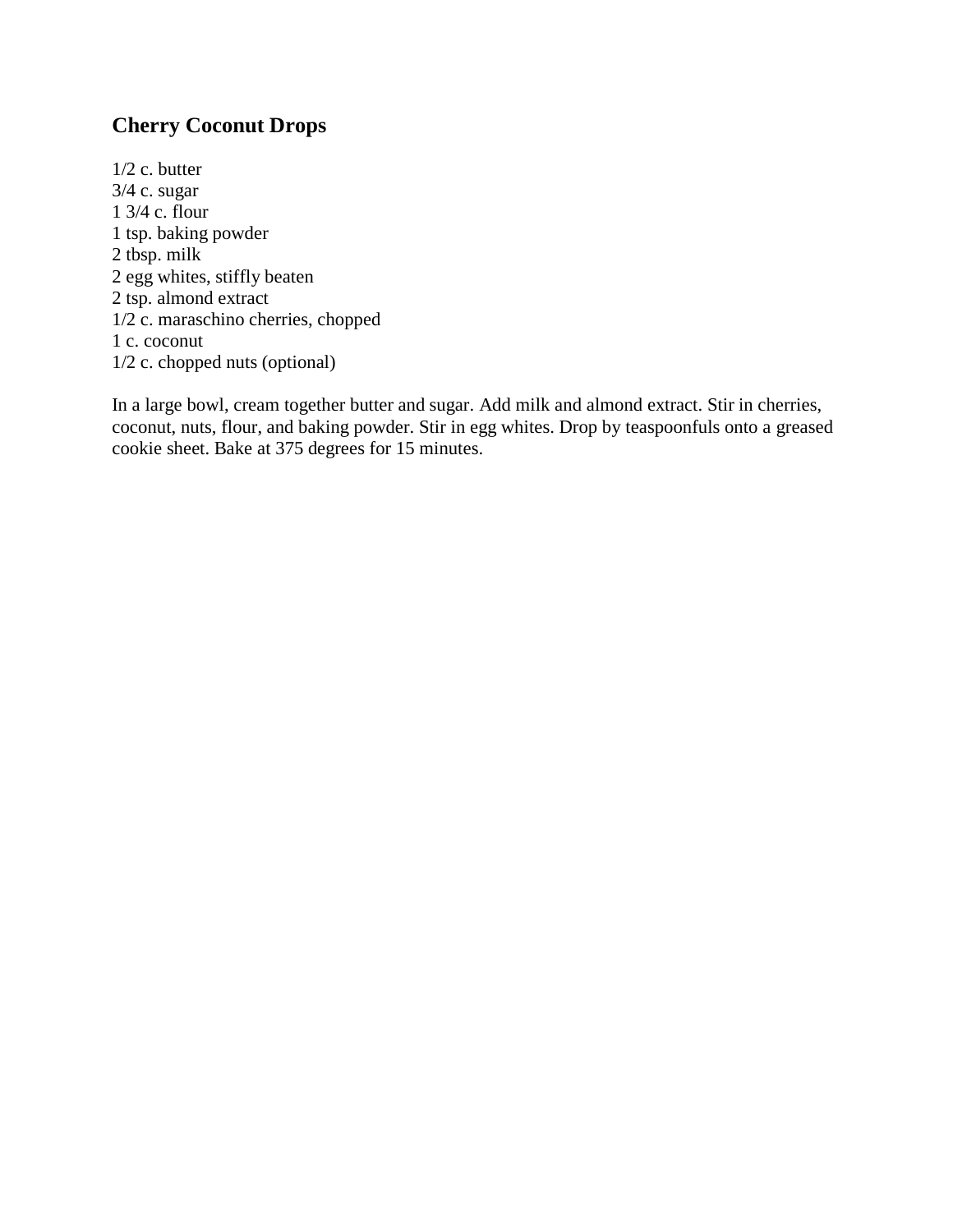## Cherry Coconut Drops

1/2 c. butter
3/4 c. sugar
1 3/4 c. flour
1 tsp. baking powder
2 tbsp. milk
2 egg whites, stiffly beaten
2 tsp. almond extract
1/2 c. maraschino cherries, chopped
1 c. coconut
1/2 c. chopped nuts (optional)

In a large bowl, cream together butter and sugar. Add milk and almond extract. Stir in cherries, coconut, nuts, flour, and baking powder. Stir in egg whites. Drop by teaspoonfuls onto a greased cookie sheet. Bake at 375 degrees for 15 minutes.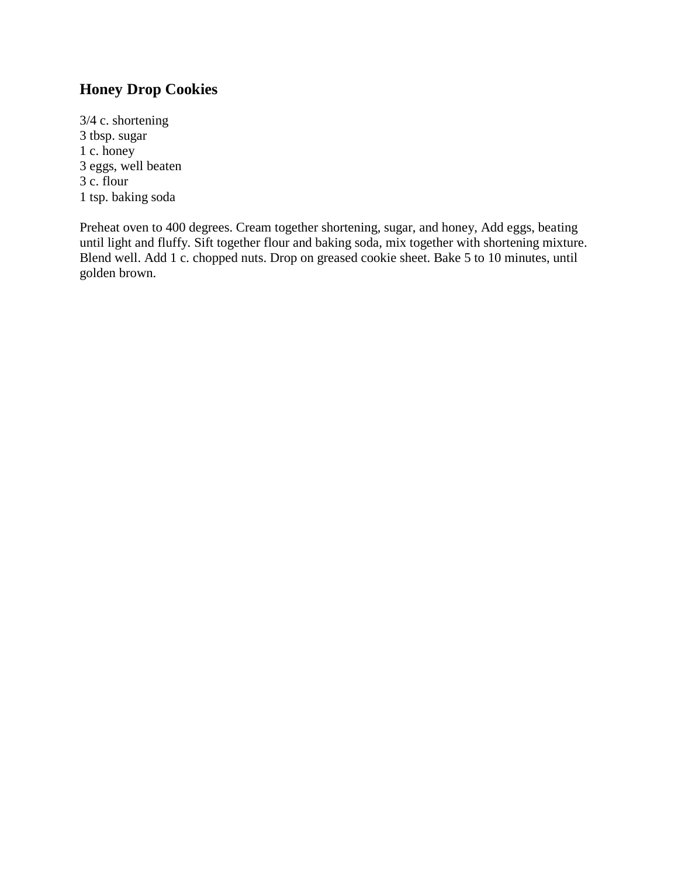## Honey Drop Cookies

3/4 c. shortening  
3 tbsp. sugar  
1 c. honey  
3 eggs, well beaten  
3 c. flour  
1 tsp. baking soda

Preheat oven to 400 degrees. Cream together shortening, sugar, and honey, Add eggs, beating until light and fluffy. Sift together flour and baking soda, mix together with shortening mixture. Blend well. Add 1 c. chopped nuts. Drop on greased cookie sheet. Bake 5 to 10 minutes, until golden brown.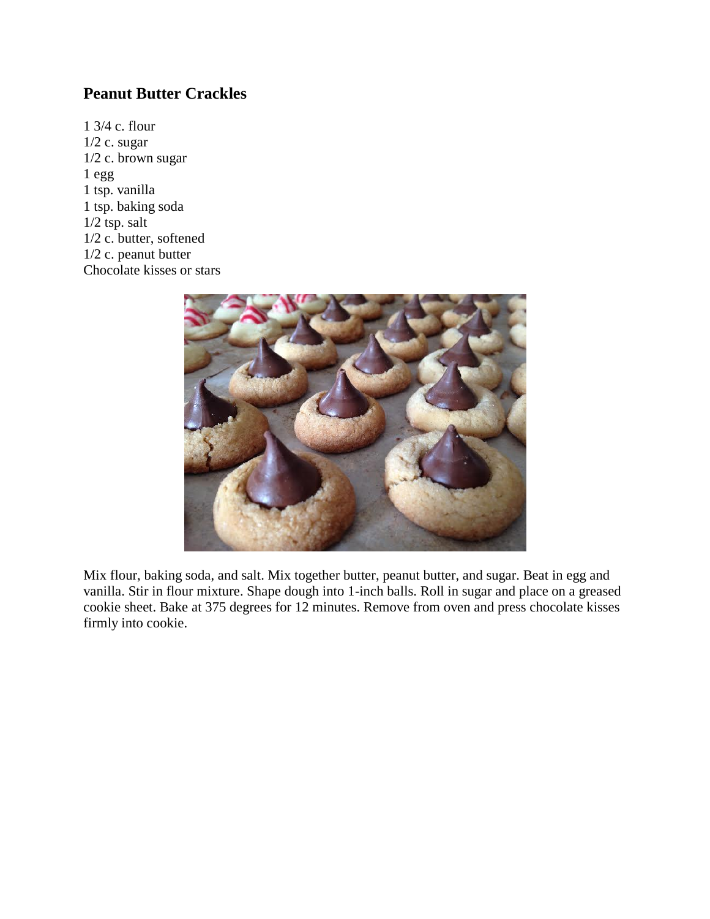## Peanut Butter Crackles

1 3/4 c. flour
1/2 c. sugar
1/2 c. brown sugar
1 egg
1 tsp. vanilla
1 tsp. baking soda
1/2 tsp. salt
1/2 c. butter, softened
1/2 c. peanut butter
Chocolate kisses or stars

Mix flour, baking soda, and salt. Mix together butter, peanut butter, and sugar. Beat in egg and vanilla. Stir in flour mixture. Shape dough into 1-inch balls. Roll in sugar and place on a greased cookie sheet. Bake at 375 degrees for 12 minutes. Remove from oven and press chocolate kisses firmly into cookie.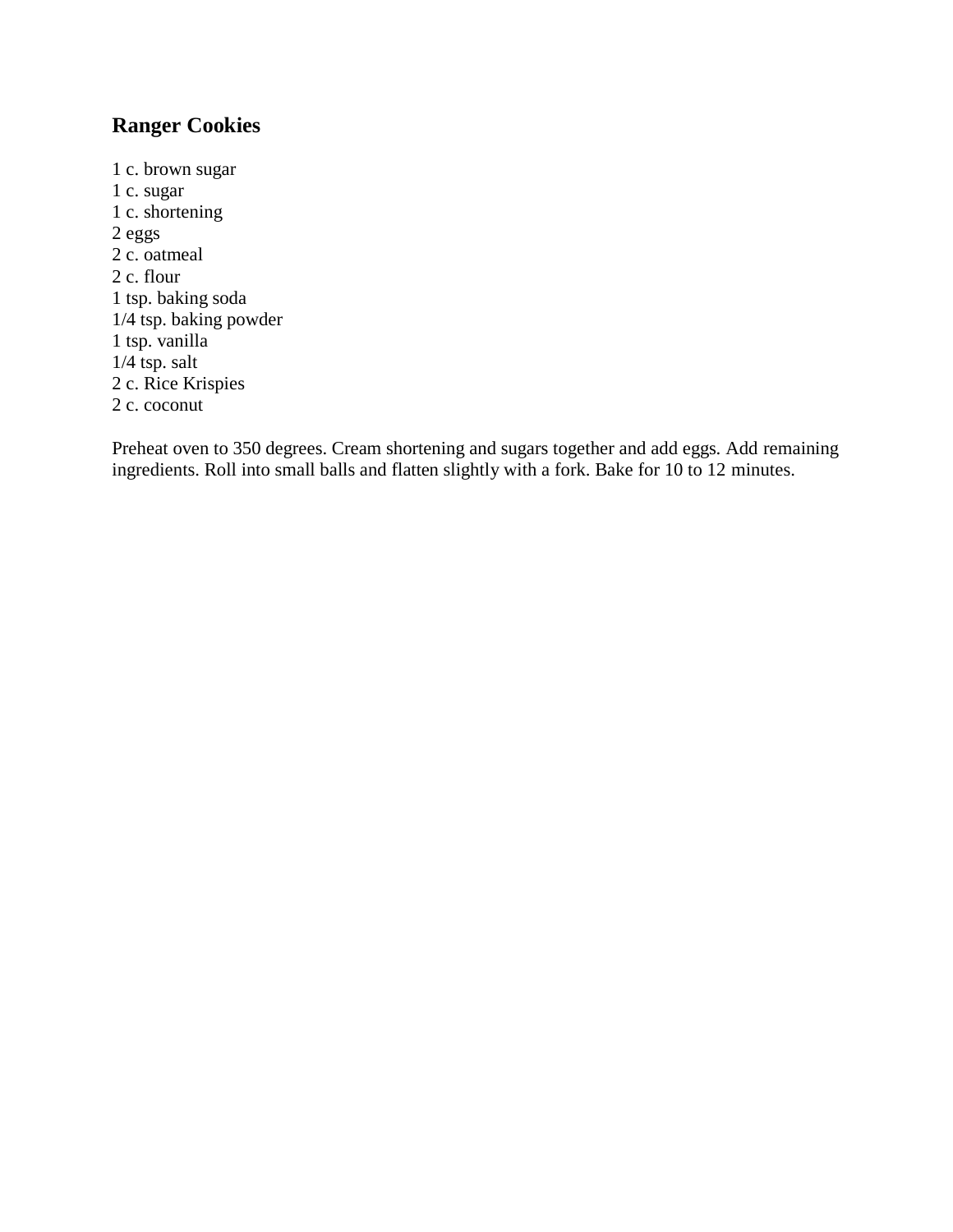## Ranger Cookies

1 c. brown sugar
1 c. sugar
1 c. shortening
2 eggs
2 c. oatmeal
2 c. flour
1 tsp. baking soda
1/4 tsp. baking powder
1 tsp. vanilla
1/4 tsp. salt
2 c. Rice Krispies
2 c. coconut

Preheat oven to 350 degrees. Cream shortening and sugars together and add eggs. Add remaining ingredients. Roll into small balls and flatten slightly with a fork. Bake for 10 to 12 minutes.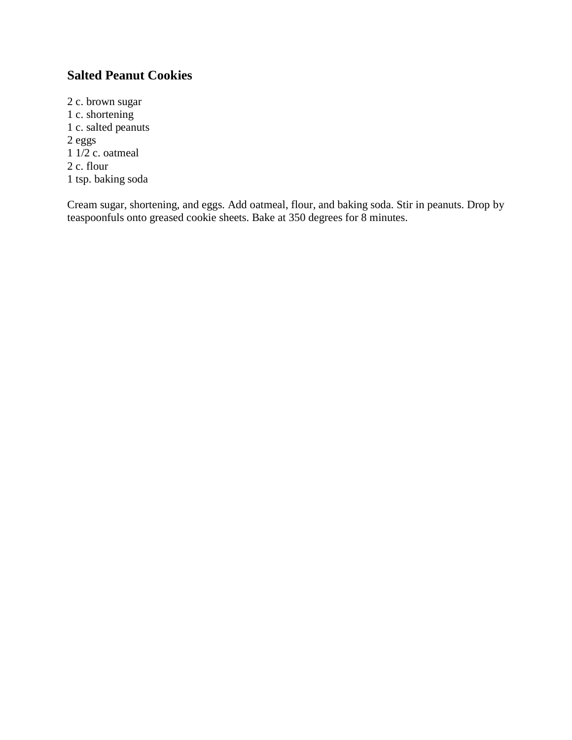## Salted Peanut Cookies

2 c. brown sugar
1 c. shortening
1 c. salted peanuts
2 eggs
1 1/2 c. oatmeal
2 c. flour
1 tsp. baking soda

Cream sugar, shortening, and eggs. Add oatmeal, flour, and baking soda. Stir in peanuts. Drop by teaspoonfuls onto greased cookie sheets. Bake at 350 degrees for 8 minutes.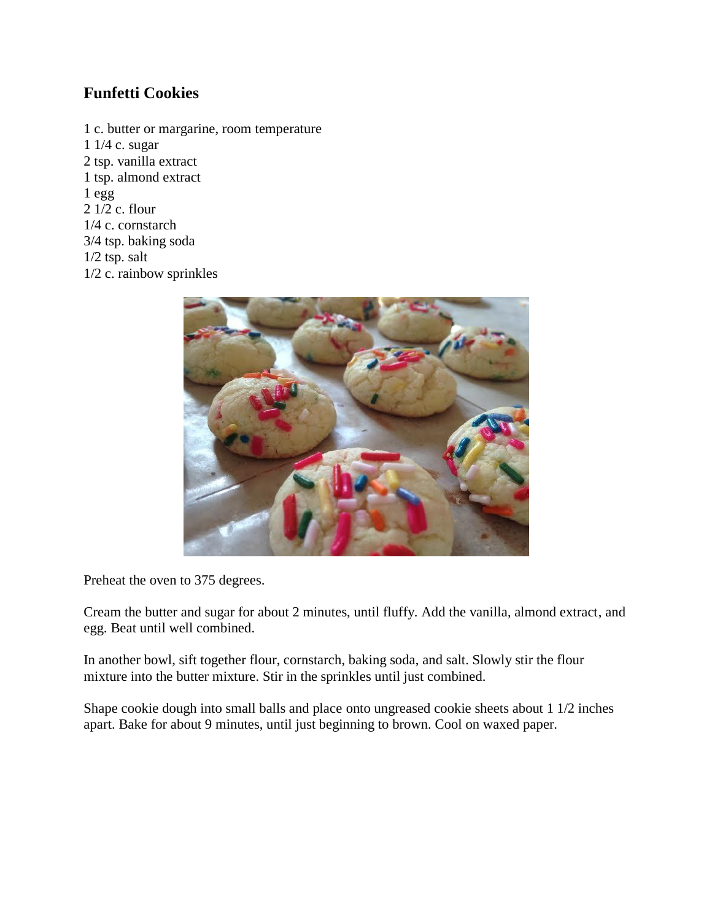## Funfetti Cookies

1 c. butter or margarine, room temperature
1 1/4 c. sugar
2 tsp. vanilla extract
1 tsp. almond extract
1 egg
2 1/2 c. flour
1/4 c. cornstarch
3/4 tsp. baking soda
1/2 tsp. salt
1/2 c. rainbow sprinkles

Preheat the oven to 375 degrees.

Cream the butter and sugar for about 2 minutes, until fluffy. Add the vanilla, almond extract, and egg. Beat until well combined.

In another bowl, sift together flour, cornstarch, baking soda, and salt. Slowly stir the flour mixture into the butter mixture. Stir in the sprinkles until just combined.

Shape cookie dough into small balls and place onto ungreased cookie sheets about 1 1/2 inches apart. Bake for about 9 minutes, until just beginning to brown. Cool on waxed paper.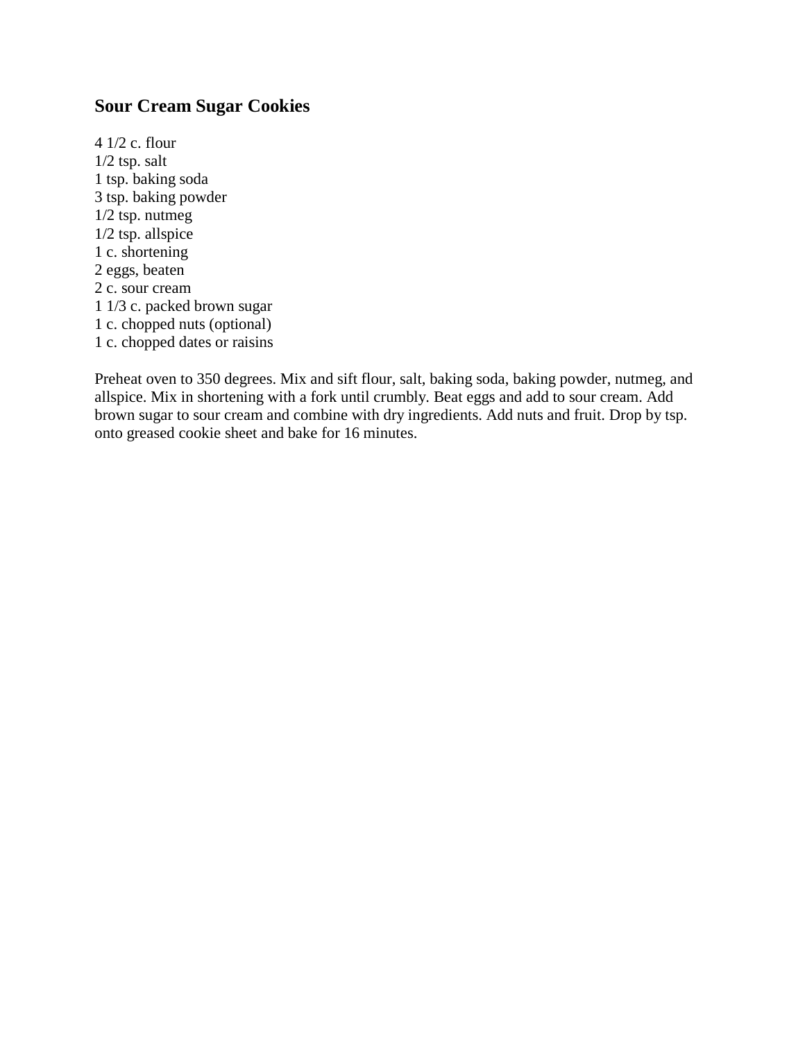## Sour Cream Sugar Cookies

4 1/2 c. flour
1/2 tsp. salt
1 tsp. baking soda
3 tsp. baking powder
1/2 tsp. nutmeg
1/2 tsp. allspice
1 c. shortening
2 eggs, beaten
2 c. sour cream
1 1/3 c. packed brown sugar
1 c. chopped nuts (optional)
1 c. chopped dates or raisins

Preheat oven to 350 degrees. Mix and sift flour, salt, baking soda, baking powder, nutmeg, and allspice. Mix in shortening with a fork until crumbly. Beat eggs and add to sour cream. Add brown sugar to sour cream and combine with dry ingredients. Add nuts and fruit. Drop by tsp. onto greased cookie sheet and bake for 16 minutes.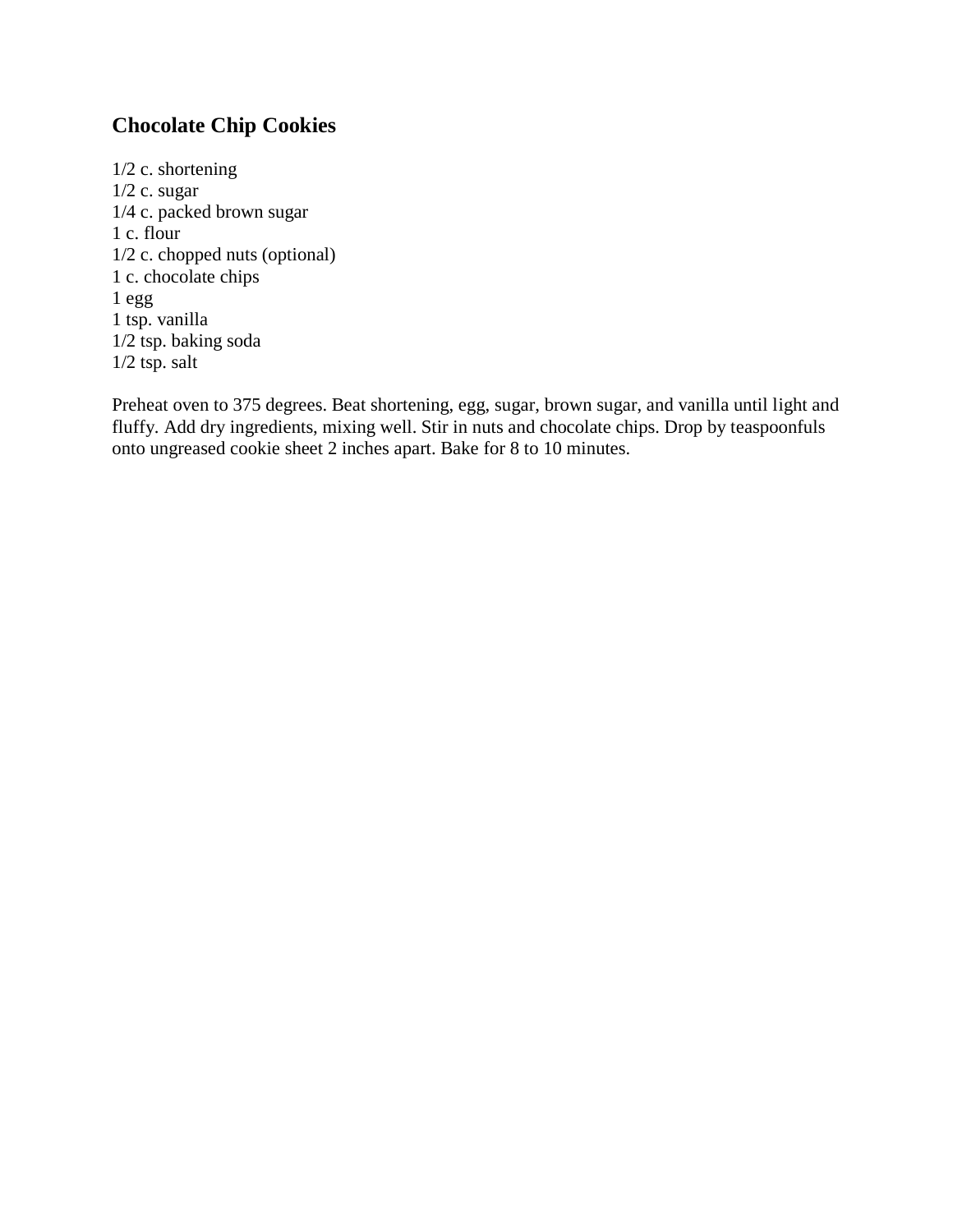## Chocolate Chip Cookies

1/2 c. shortening  
1/2 c. sugar  
1/4 c. packed brown sugar  
1 c. flour  
1/2 c. chopped nuts (optional)  
1 c. chocolate chips  
1 egg  
1 tsp. vanilla  
1/2 tsp. baking soda  
1/2 tsp. salt

Preheat oven to 375 degrees. Beat shortening, egg, sugar, brown sugar, and vanilla until light and fluffy. Add dry ingredients, mixing well. Stir in nuts and chocolate chips. Drop by teaspoonfuls onto ungreased cookie sheet 2 inches apart. Bake for 8 to 10 minutes.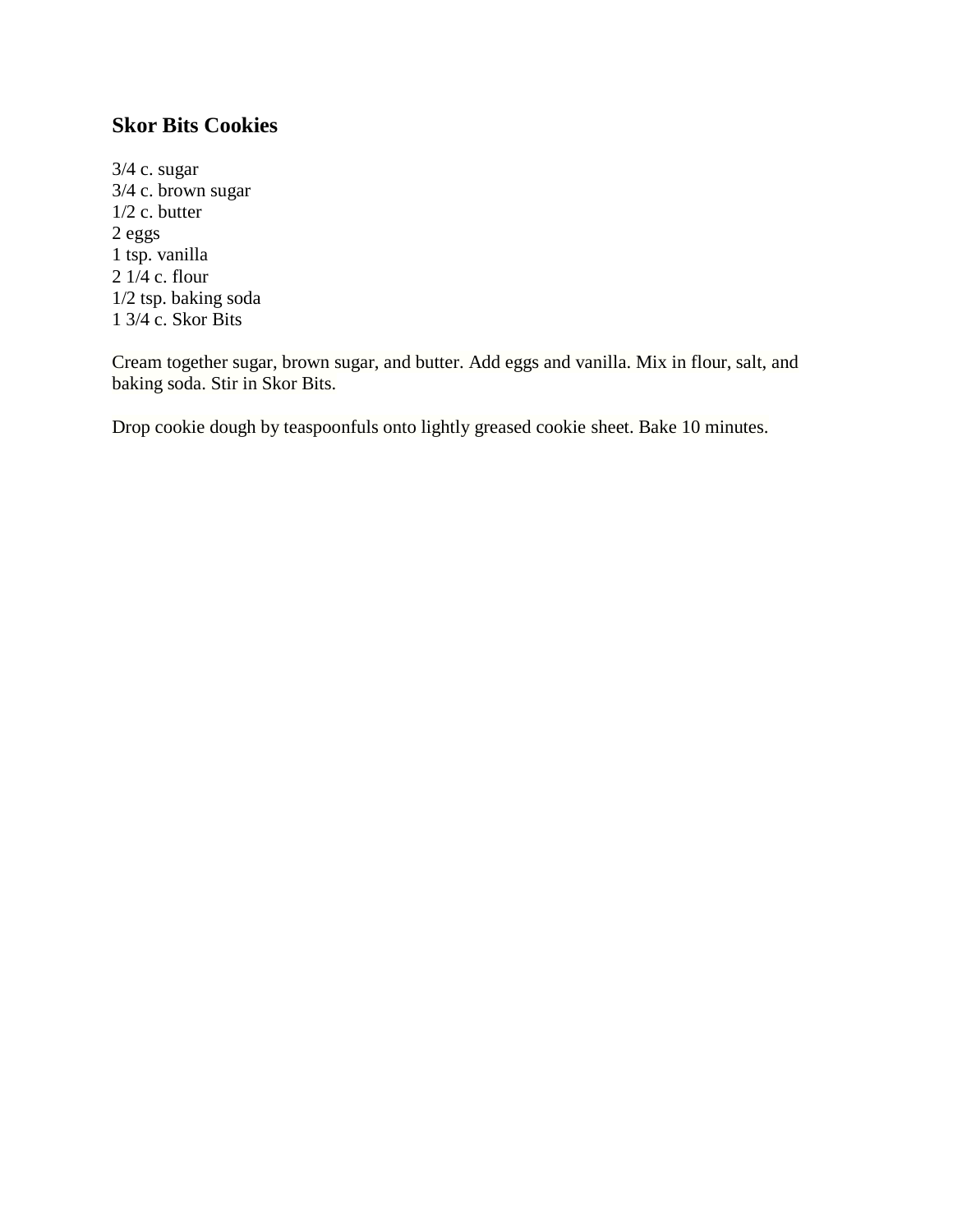## Skor Bits Cookies

3/4 c. sugar
3/4 c. brown sugar
1/2 c. butter
2 eggs
1 tsp. vanilla
2 1/4 c. flour
1/2 tsp. baking soda
1 3/4 c. Skor Bits

Cream together sugar, brown sugar, and butter. Add eggs and vanilla. Mix in flour, salt, and baking soda. Stir in Skor Bits.

Drop cookie dough by teaspoonfuls onto lightly greased cookie sheet. Bake 10 minutes.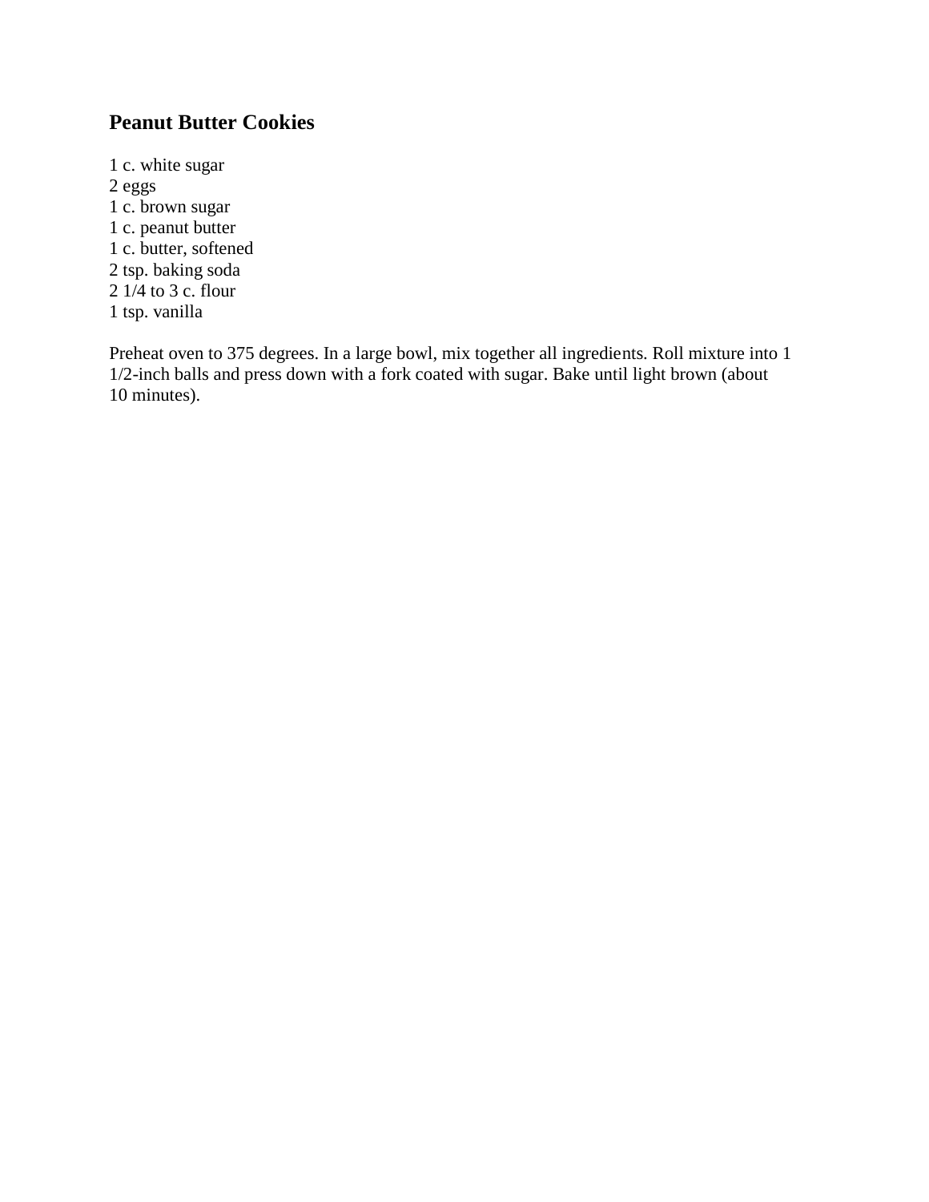## Peanut Butter Cookies

1 c. white sugar  
2 eggs  
1 c. brown sugar  
1 c. peanut butter  
1 c. butter, softened  
2 tsp. baking soda  
2 1/4 to 3 c. flour  
1 tsp. vanilla

Preheat oven to 375 degrees. In a large bowl, mix together all ingredients. Roll mixture into 1 1/2-inch balls and press down with a fork coated with sugar. Bake until light brown (about 10 minutes).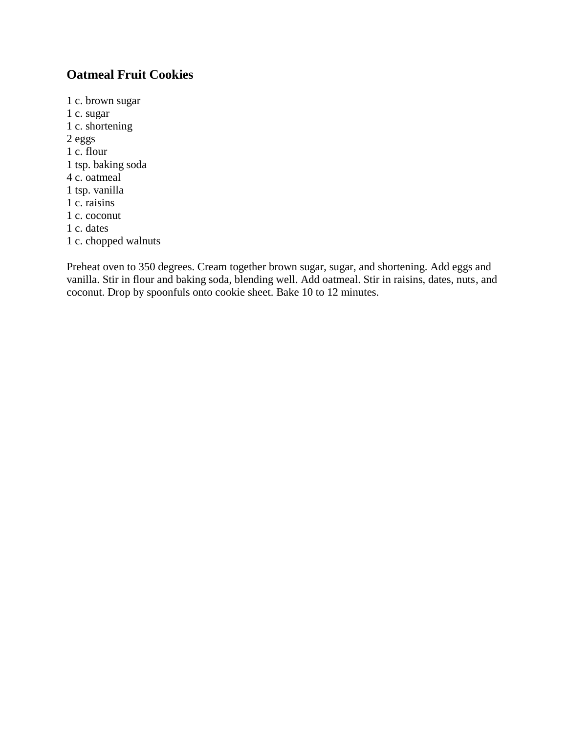## Oatmeal Fruit Cookies

1 c. brown sugar
1 c. sugar
1 c. shortening
2 eggs
1 c. flour
1 tsp. baking soda
4 c. oatmeal
1 tsp. vanilla
1 c. raisins
1 c. coconut
1 c. dates
1 c. chopped walnuts

Preheat oven to 350 degrees. Cream together brown sugar, sugar, and shortening. Add eggs and vanilla. Stir in flour and baking soda, blending well. Add oatmeal. Stir in raisins, dates, nuts, and coconut. Drop by spoonfuls onto cookie sheet. Bake 10 to 12 minutes.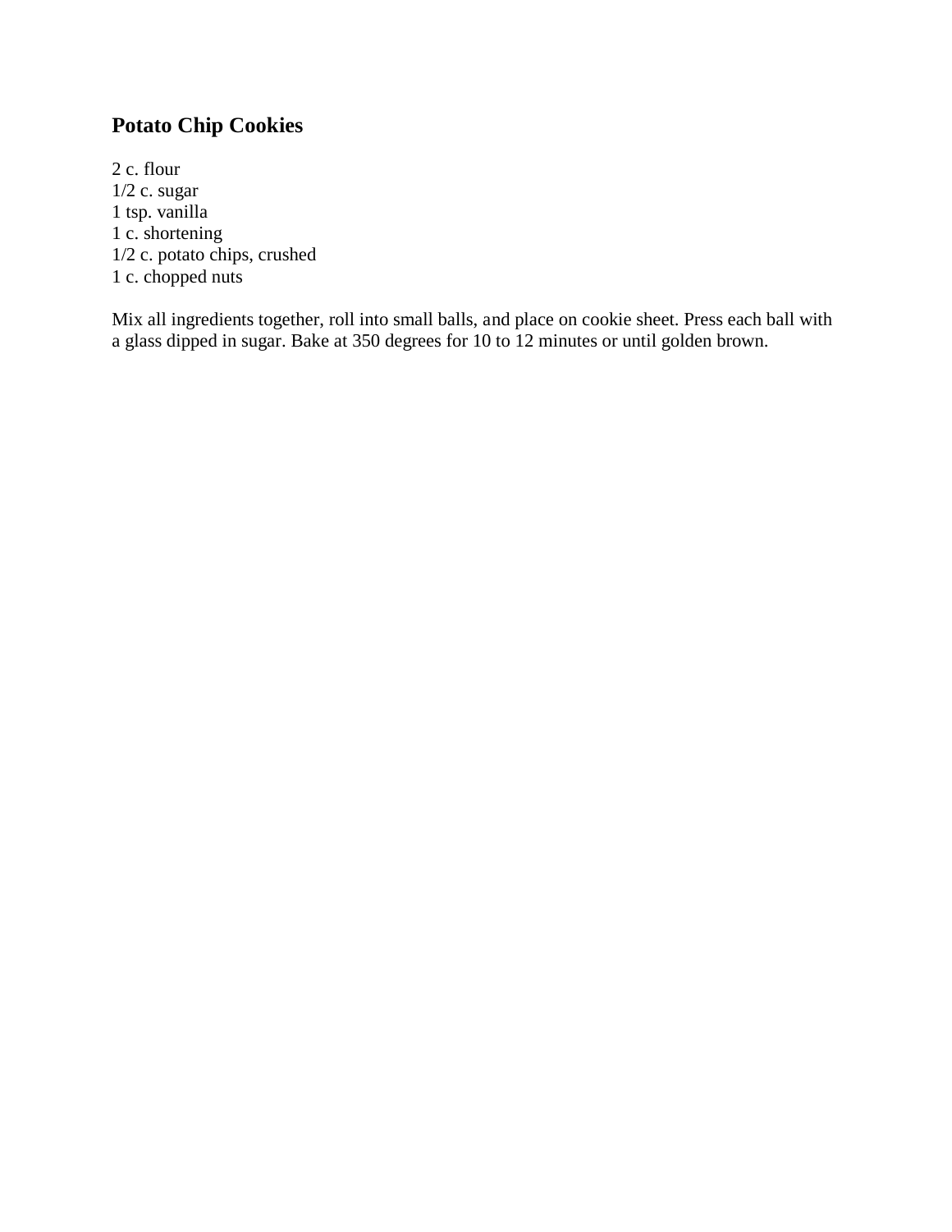## Potato Chip Cookies

2 c. flour
1/2 c. sugar
1 tsp. vanilla
1 c. shortening
1/2 c. potato chips, crushed
1 c. chopped nuts

Mix all ingredients together, roll into small balls, and place on cookie sheet. Press each ball with a glass dipped in sugar. Bake at 350 degrees for 10 to 12 minutes or until golden brown.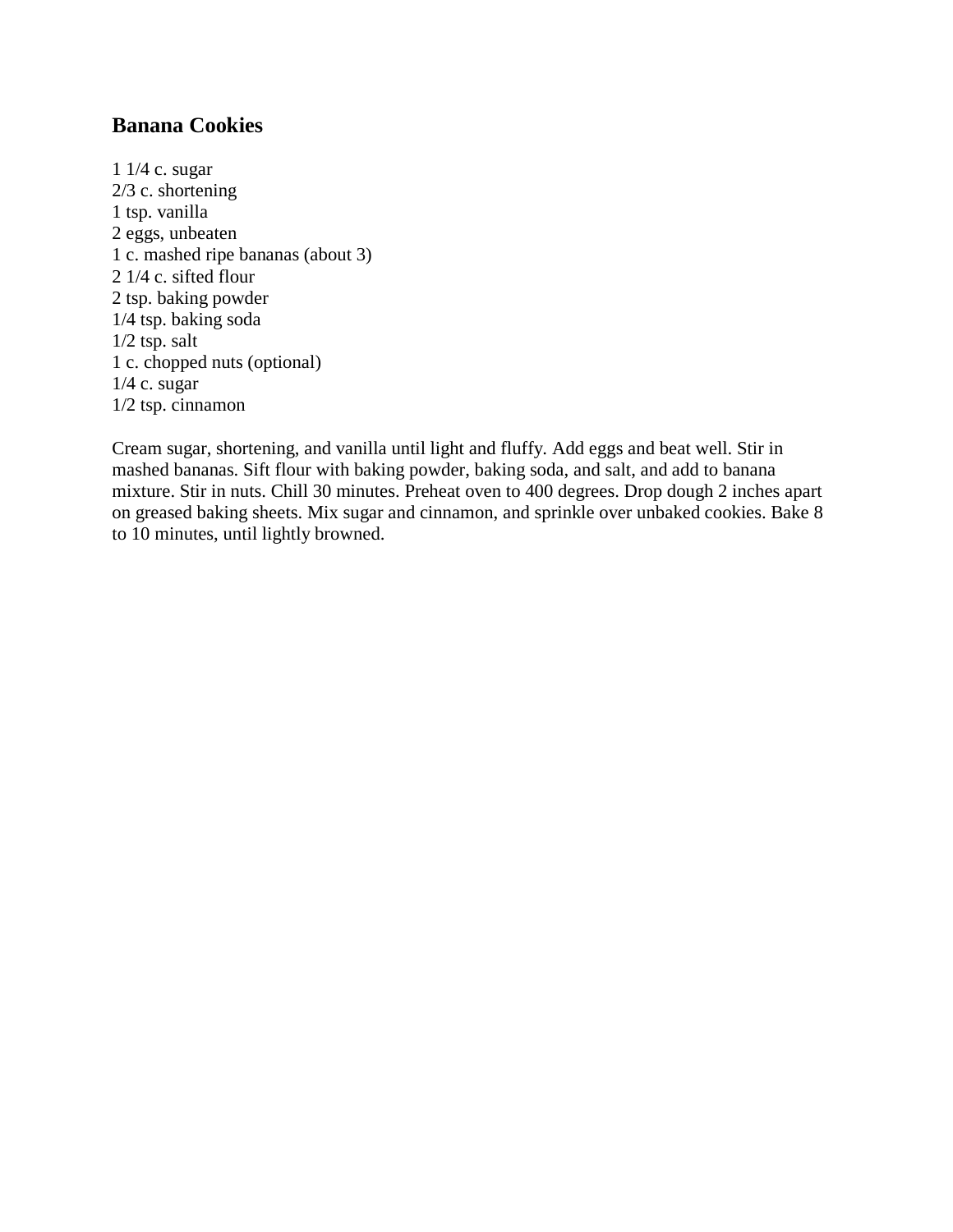## Banana Cookies

1 1/4 c. sugar
2/3 c. shortening
1 tsp. vanilla
2 eggs, unbeaten
1 c. mashed ripe bananas (about 3)
2 1/4 c. sifted flour
2 tsp. baking powder
1/4 tsp. baking soda
1/2 tsp. salt
1 c. chopped nuts (optional)
1/4 c. sugar
1/2 tsp. cinnamon

Cream sugar, shortening, and vanilla until light and fluffy. Add eggs and beat well. Stir in mashed bananas. Sift flour with baking powder, baking soda, and salt, and add to banana mixture. Stir in nuts. Chill 30 minutes. Preheat oven to 400 degrees. Drop dough 2 inches apart on greased baking sheets. Mix sugar and cinnamon, and sprinkle over unbaked cookies. Bake 8 to 10 minutes, until lightly browned.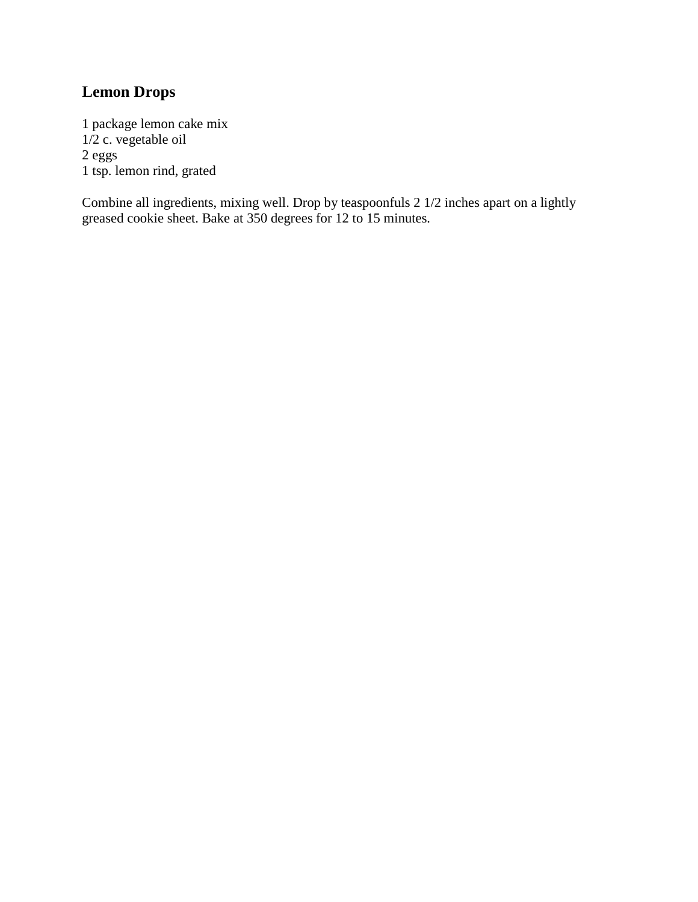## Lemon Drops

1 package lemon cake mix
1/2 c. vegetable oil
2 eggs
1 tsp. lemon rind, grated

Combine all ingredients, mixing well. Drop by teaspoonfuls 2 1/2 inches apart on a lightly greased cookie sheet. Bake at 350 degrees for 12 to 15 minutes.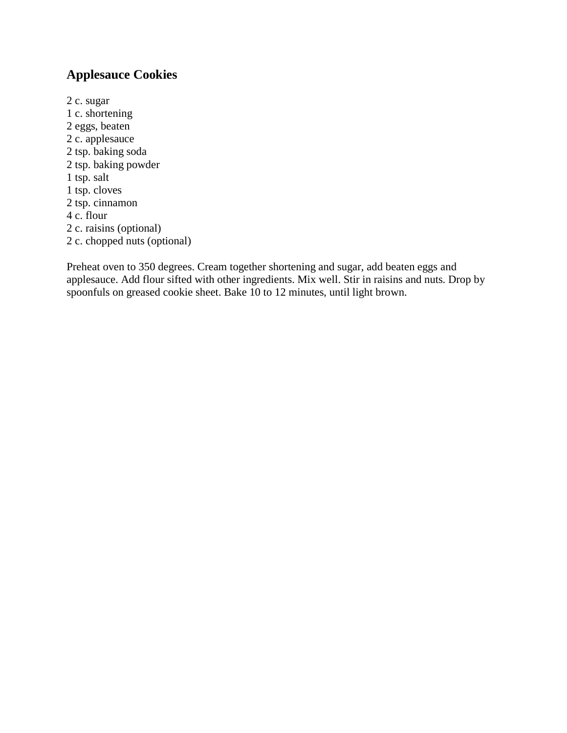## Applesauce Cookies

2 c. sugar
1 c. shortening
2 eggs, beaten
2 c. applesauce
2 tsp. baking soda
2 tsp. baking powder
1 tsp. salt
1 tsp. cloves
2 tsp. cinnamon
4 c. flour
2 c. raisins (optional)
2 c. chopped nuts (optional)

Preheat oven to 350 degrees. Cream together shortening and sugar, add beaten eggs and applesauce. Add flour sifted with other ingredients. Mix well. Stir in raisins and nuts. Drop by spoonfuls on greased cookie sheet. Bake 10 to 12 minutes, until light brown.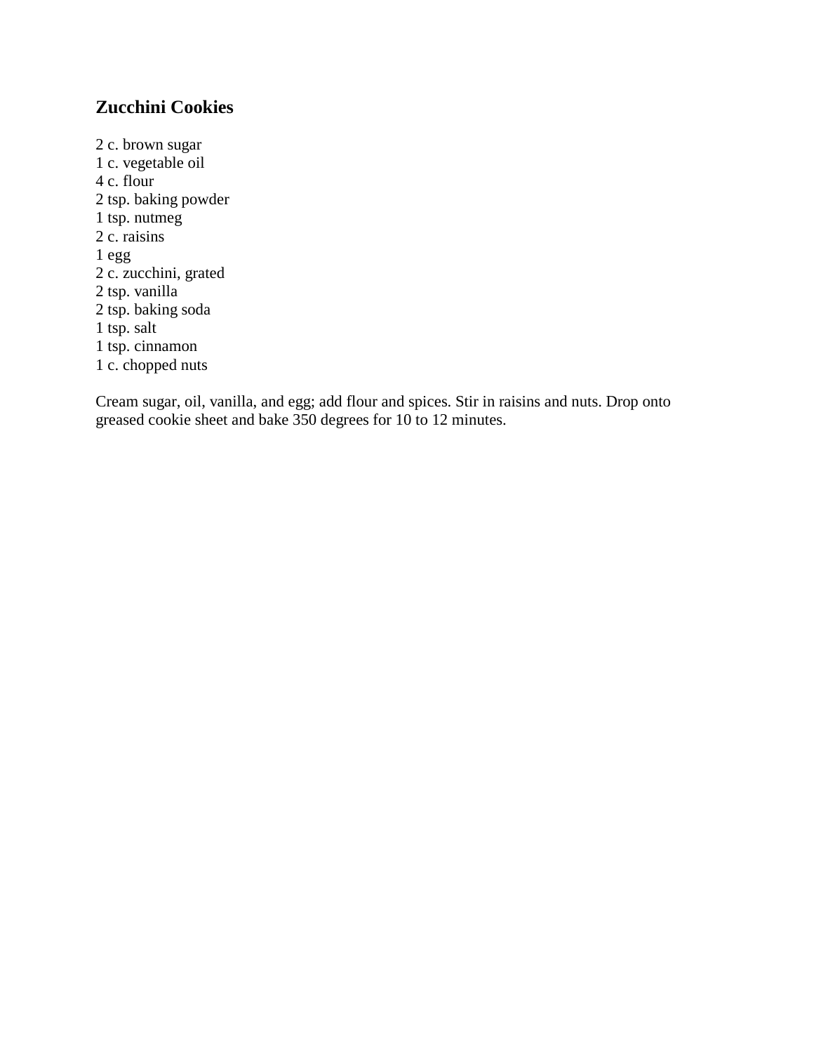## Zucchini Cookies

2 c. brown sugar
1 c. vegetable oil
4 c. flour
2 tsp. baking powder
1 tsp. nutmeg
2 c. raisins
1 egg
2 c. zucchini, grated
2 tsp. vanilla
2 tsp. baking soda
1 tsp. salt
1 tsp. cinnamon
1 c. chopped nuts

Cream sugar, oil, vanilla, and egg; add flour and spices. Stir in raisins and nuts. Drop onto greased cookie sheet and bake 350 degrees for 10 to 12 minutes.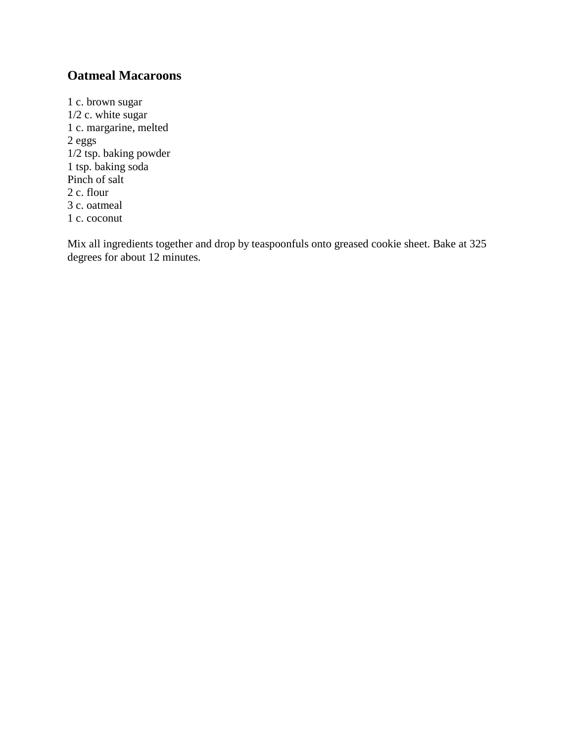## Oatmeal Macaroons

1 c. brown sugar
1/2 c. white sugar
1 c. margarine, melted
2 eggs
1/2 tsp. baking powder
1 tsp. baking soda
Pinch of salt
2 c. flour
3 c. oatmeal
1 c. coconut

Mix all ingredients together and drop by teaspoonfuls onto greased cookie sheet. Bake at 325 degrees for about 12 minutes.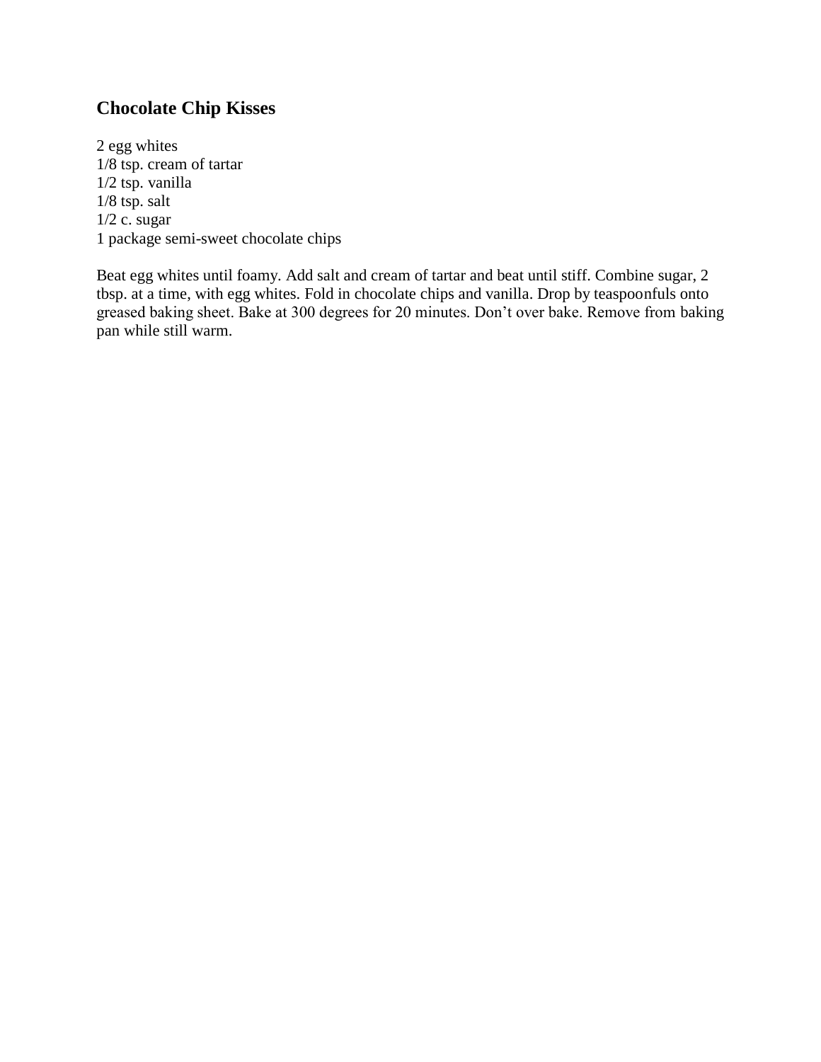## Chocolate Chip Kisses

2 egg whites
1/8 tsp. cream of tartar
1/2 tsp. vanilla
1/8 tsp. salt
1/2 c. sugar
1 package semi-sweet chocolate chips

Beat egg whites until foamy. Add salt and cream of tartar and beat until stiff. Combine sugar, 2 tbsp. at a time, with egg whites. Fold in chocolate chips and vanilla. Drop by teaspoonfuls onto greased baking sheet. Bake at 300 degrees for 20 minutes. Don't over bake. Remove from baking pan while still warm.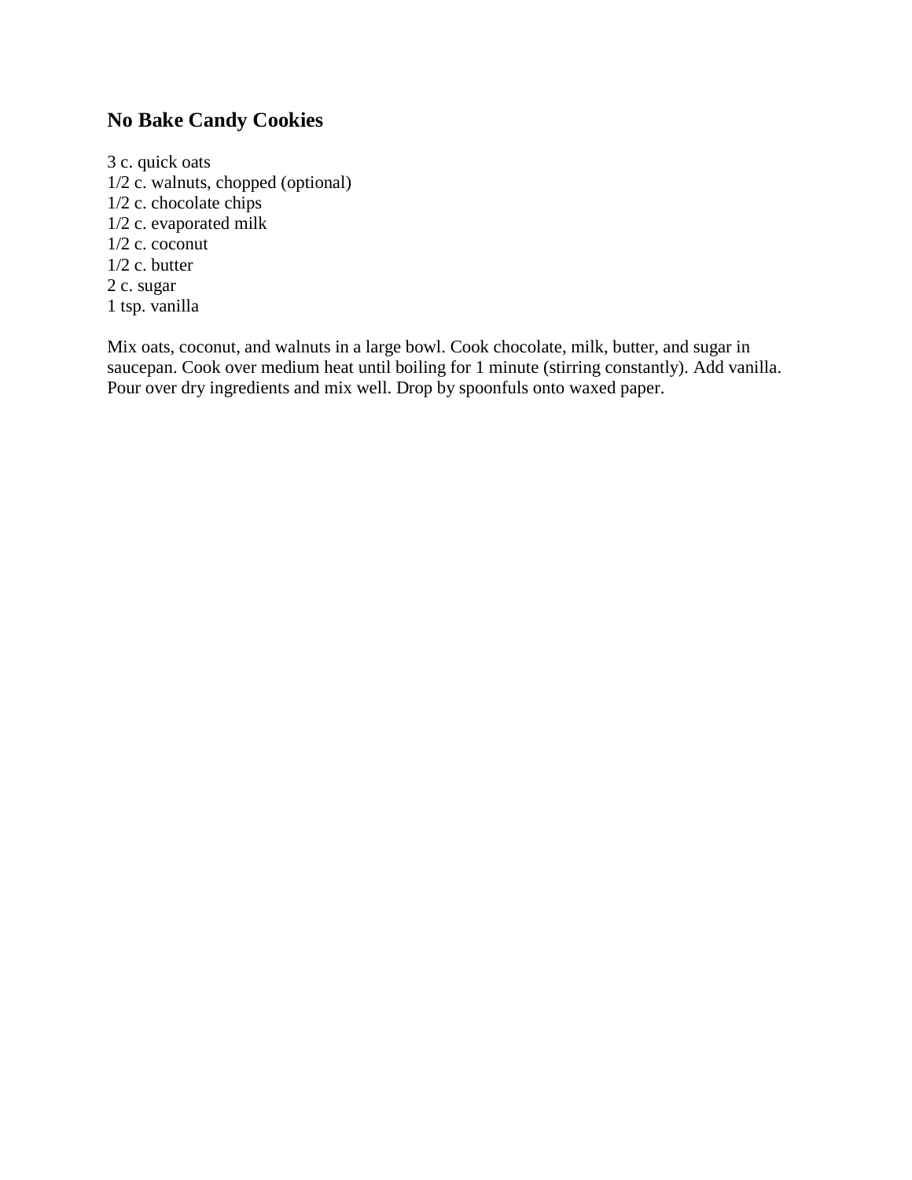## No Bake Candy Cookies

3 c. quick oats
1/2 c. walnuts, chopped (optional)
1/2 c. chocolate chips
1/2 c. evaporated milk
1/2 c. coconut
1/2 c. butter
2 c. sugar
1 tsp. vanilla

Mix oats, coconut, and walnuts in a large bowl. Cook chocolate, milk, butter, and sugar in saucepan. Cook over medium heat until boiling for 1 minute (stirring constantly). Add vanilla. Pour over dry ingredients and mix well. Drop by spoonfuls onto waxed paper.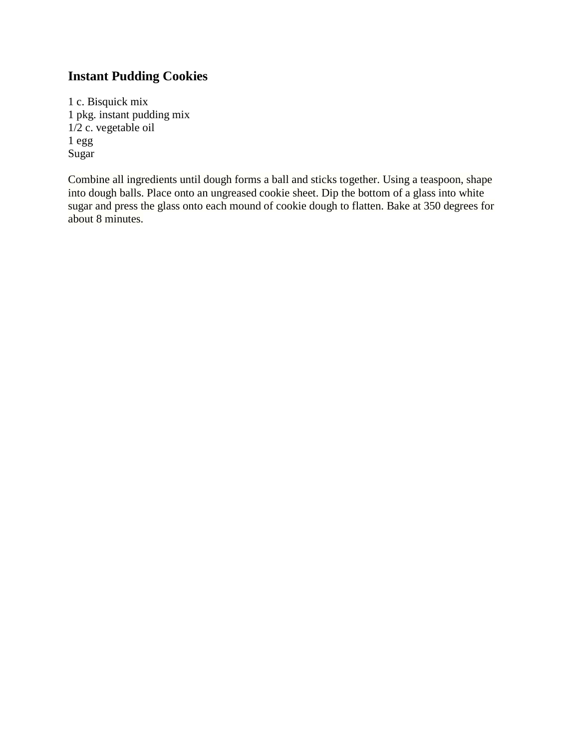### Instant Pudding Cookies

1 c. Bisquick mix
1 pkg. instant pudding mix
1/2 c. vegetable oil
1 egg
Sugar

Combine all ingredients until dough forms a ball and sticks together. Using a teaspoon, shape into dough balls. Place onto an ungreased cookie sheet. Dip the bottom of a glass into white sugar and press the glass onto each mound of cookie dough to flatten. Bake at 350 degrees for about 8 minutes.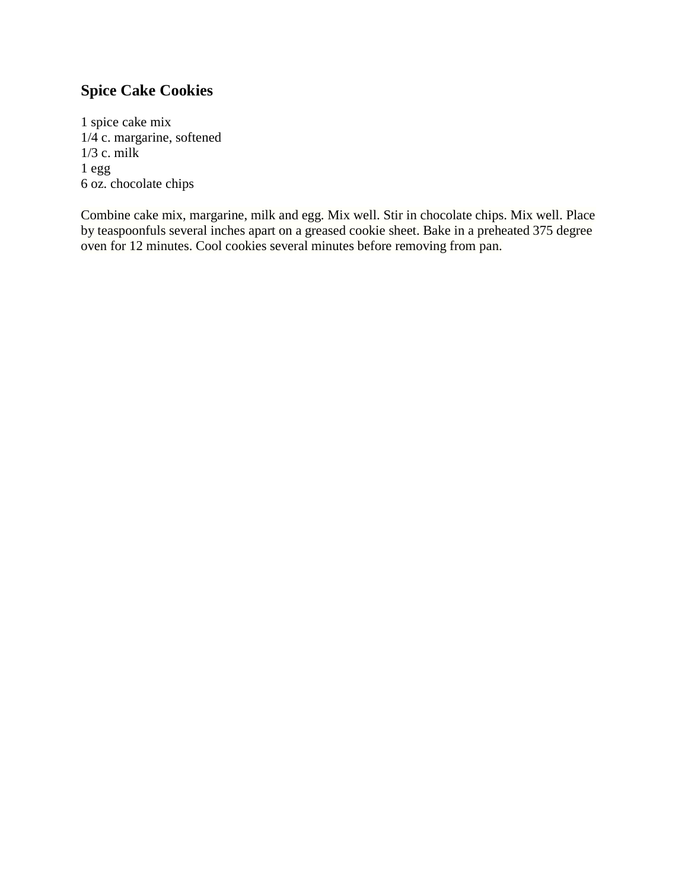## Spice Cake Cookies

1 spice cake mix
1/4 c. margarine, softened
1/3 c. milk
1 egg
6 oz. chocolate chips

Combine cake mix, margarine, milk and egg. Mix well. Stir in chocolate chips. Mix well. Place by teaspoonfuls several inches apart on a greased cookie sheet. Bake in a preheated 375 degree oven for 12 minutes. Cool cookies several minutes before removing from pan.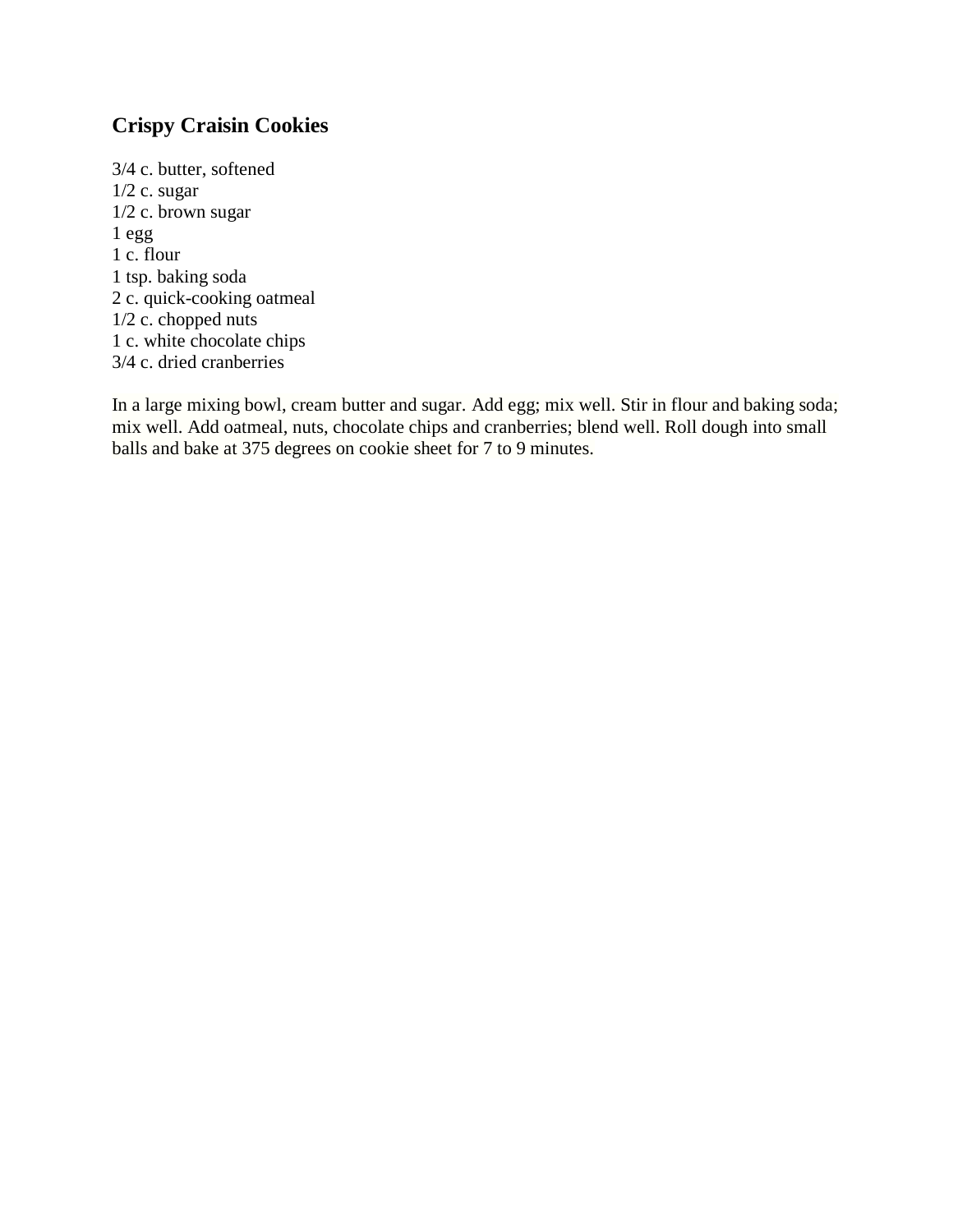## Crispy Craisin Cookies

3/4 c. butter, softened
1/2 c. sugar
1/2 c. brown sugar
1 egg
1 c. flour
1 tsp. baking soda
2 c. quick-cooking oatmeal
1/2 c. chopped nuts
1 c. white chocolate chips
3/4 c. dried cranberries

In a large mixing bowl, cream butter and sugar. Add egg; mix well. Stir in flour and baking soda; mix well. Add oatmeal, nuts, chocolate chips and cranberries; blend well. Roll dough into small balls and bake at 375 degrees on cookie sheet for 7 to 9 minutes.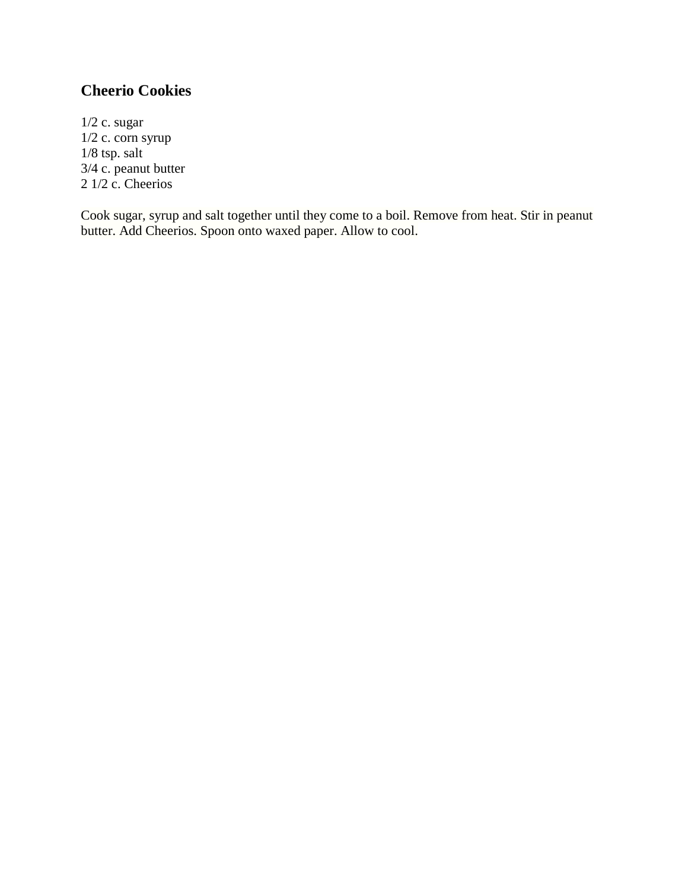## Cheerio Cookies

1/2 c. sugar
1/2 c. corn syrup
1/8 tsp. salt
3/4 c. peanut butter
2 1/2 c. Cheerios

Cook sugar, syrup and salt together until they come to a boil. Remove from heat. Stir in peanut butter. Add Cheerios. Spoon onto waxed paper. Allow to cool.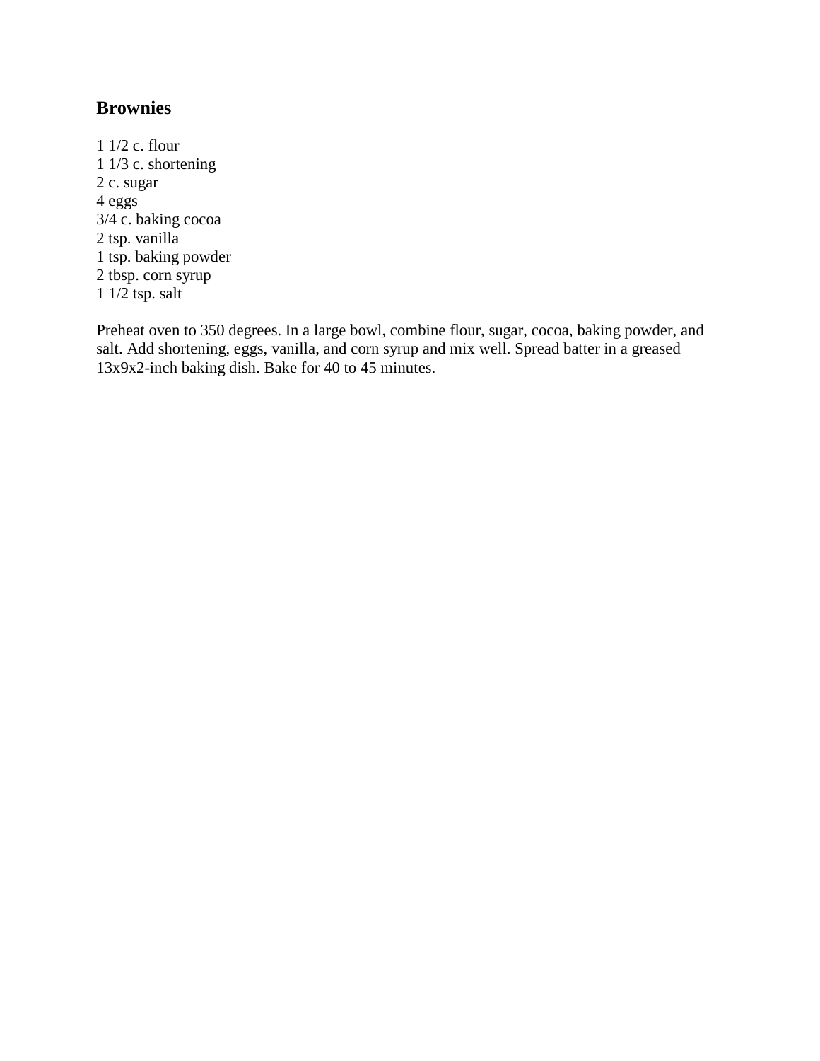## Brownies

1 1/2 c. flour  
1 1/3 c. shortening  
2 c. sugar  
4 eggs  
3/4 c. baking cocoa  
2 tsp. vanilla  
1 tsp. baking powder  
2 tbsp. corn syrup  
1 1/2 tsp. salt

Preheat oven to 350 degrees. In a large bowl, combine flour, sugar, cocoa, baking powder, and salt. Add shortening, eggs, vanilla, and corn syrup and mix well. Spread batter in a greased 13x9x2-inch baking dish. Bake for 40 to 45 minutes.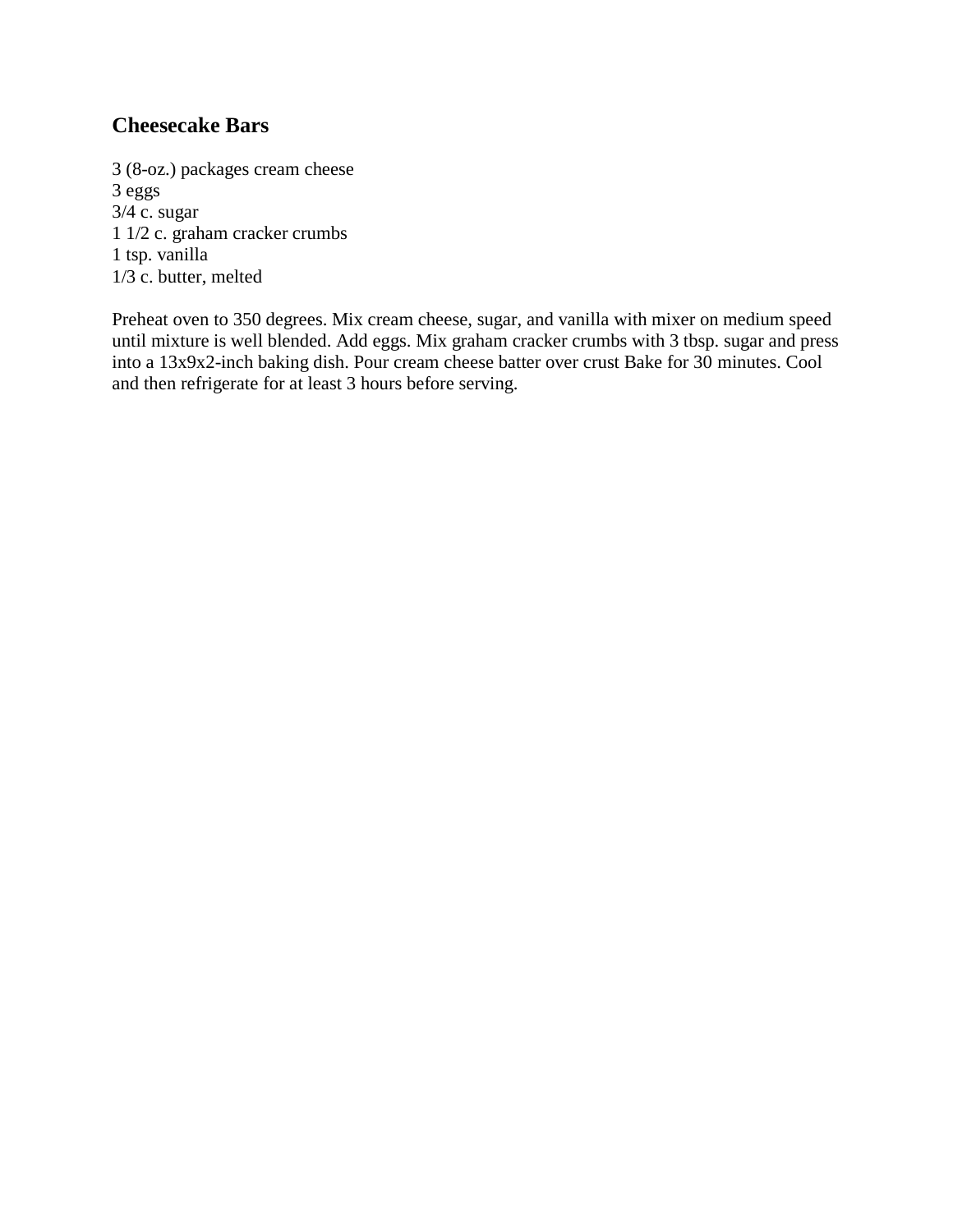## Cheesecake Bars

3 (8-oz.) packages cream cheese
3 eggs
3/4 c. sugar
1 1/2 c. graham cracker crumbs
1 tsp. vanilla
1/3 c. butter, melted

Preheat oven to 350 degrees. Mix cream cheese, sugar, and vanilla with mixer on medium speed until mixture is well blended. Add eggs. Mix graham cracker crumbs with 3 tbsp. sugar and press into a 13x9x2-inch baking dish. Pour cream cheese batter over crust Bake for 30 minutes. Cool and then refrigerate for at least 3 hours before serving.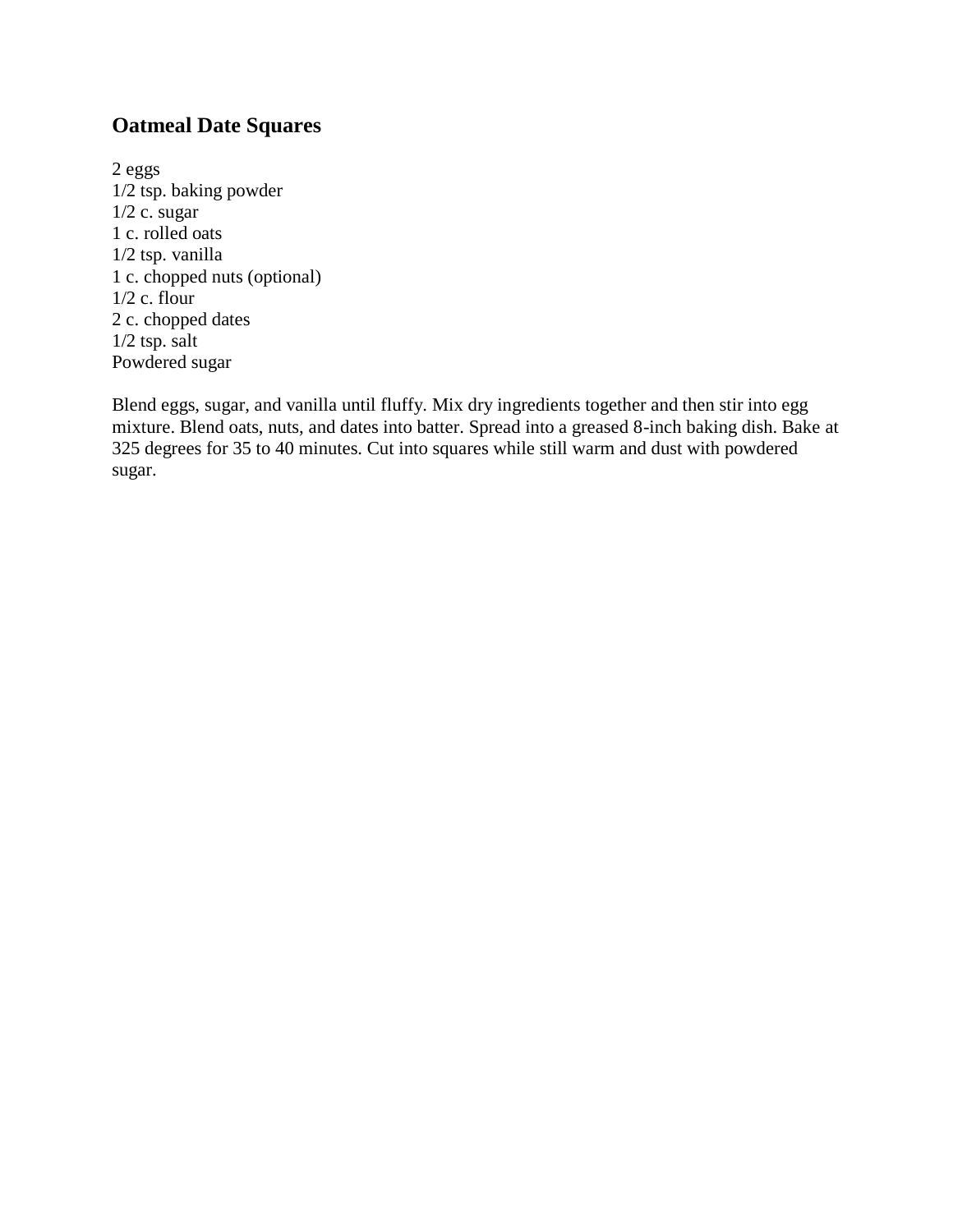## Oatmeal Date Squares

2 eggs
1/2 tsp. baking powder
1/2 c. sugar
1 c. rolled oats
1/2 tsp. vanilla
1 c. chopped nuts (optional)
1/2 c. flour
2 c. chopped dates
1/2 tsp. salt
Powdered sugar

Blend eggs, sugar, and vanilla until fluffy. Mix dry ingredients together and then stir into egg mixture. Blend oats, nuts, and dates into batter. Spread into a greased 8-inch baking dish. Bake at 325 degrees for 35 to 40 minutes. Cut into squares while still warm and dust with powdered sugar.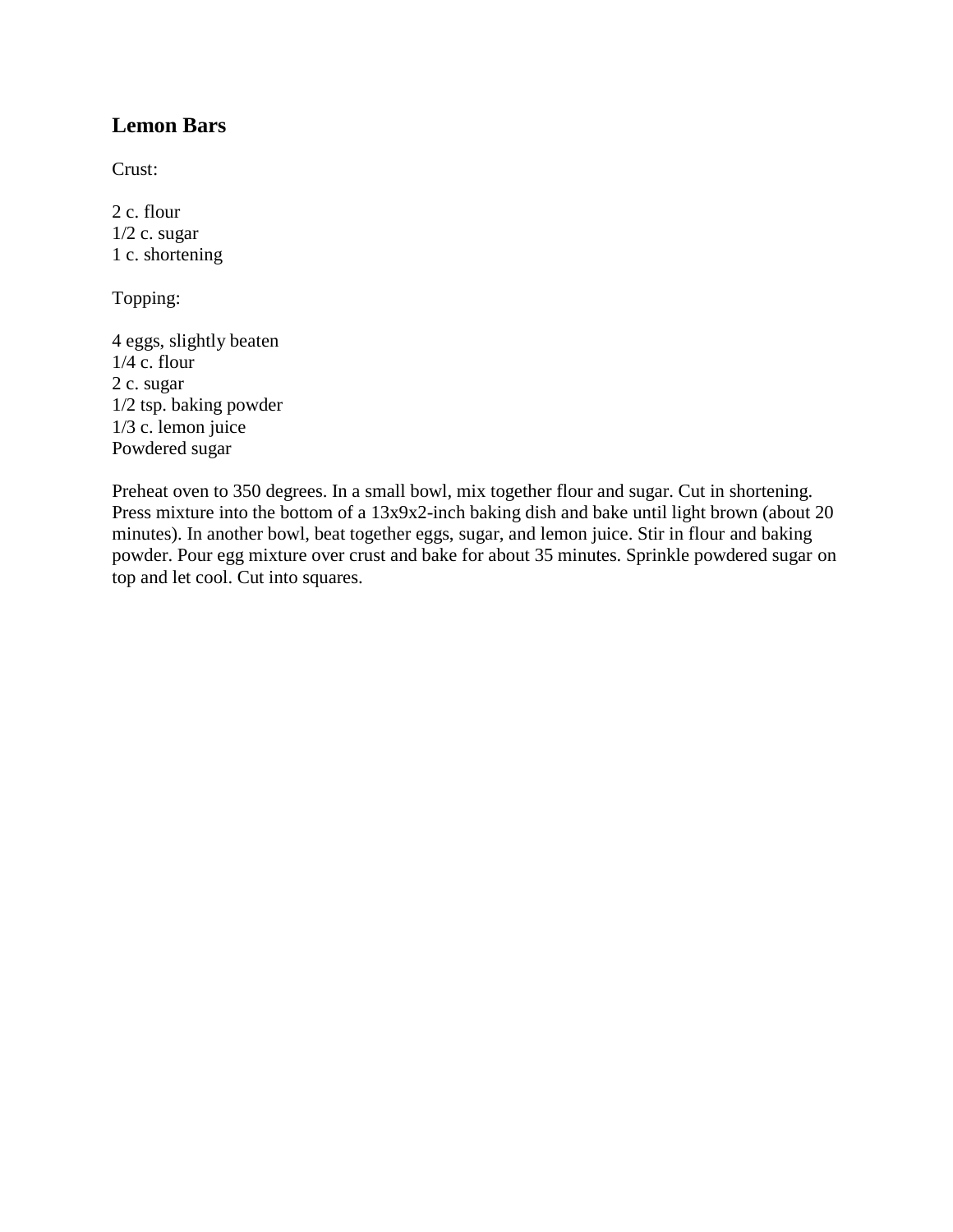## Lemon Bars

Crust:

2 c. flour
1/2 c. sugar
1 c. shortening

Topping:

4 eggs, slightly beaten
1/4 c. flour
2 c. sugar
1/2 tsp. baking powder
1/3 c. lemon juice
Powdered sugar

Preheat oven to 350 degrees. In a small bowl, mix together flour and sugar. Cut in shortening. Press mixture into the bottom of a 13x9x2-inch baking dish and bake until light brown (about 20 minutes). In another bowl, beat together eggs, sugar, and lemon juice. Stir in flour and baking powder. Pour egg mixture over crust and bake for about 35 minutes. Sprinkle powdered sugar on top and let cool. Cut into squares.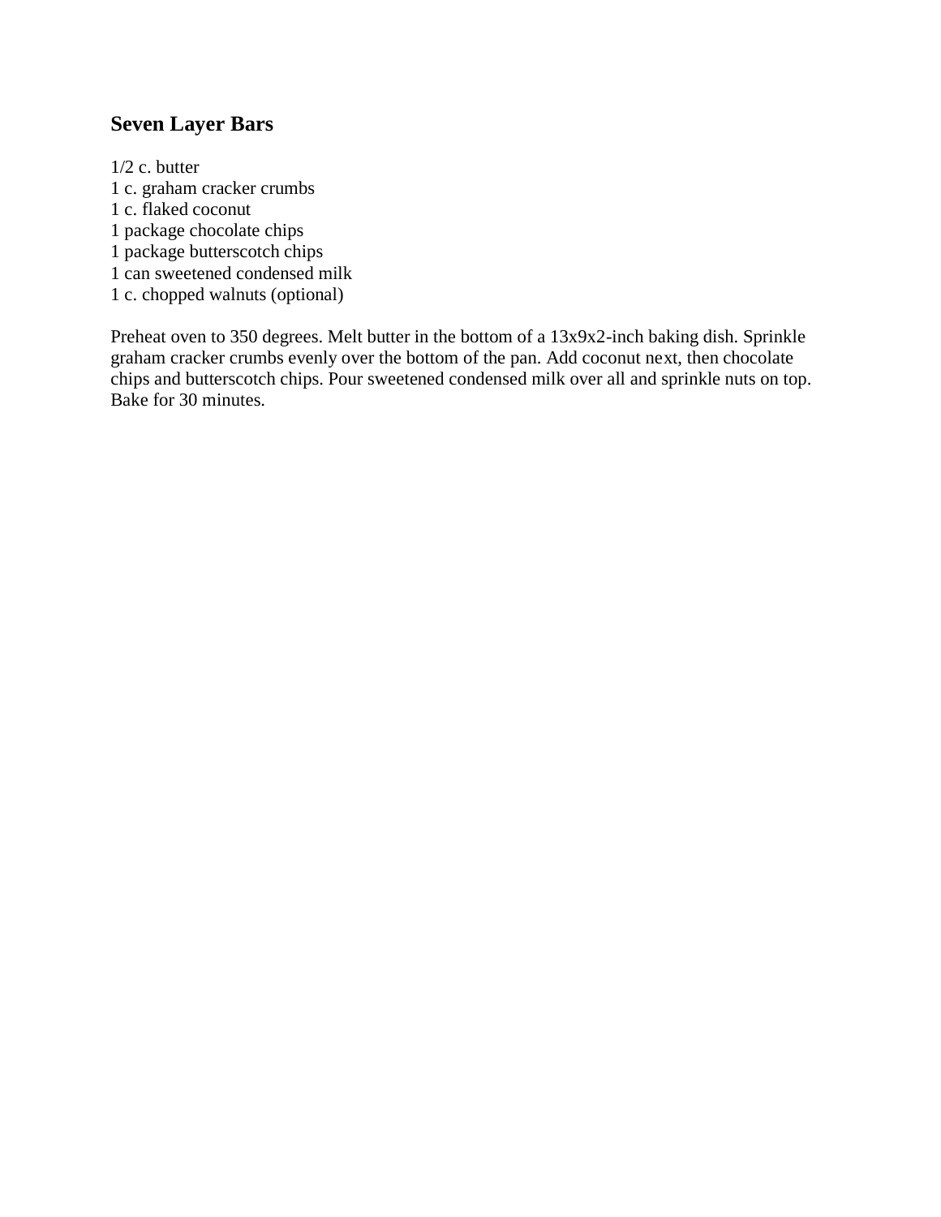## Seven Layer Bars

1/2 c. butter
1 c. graham cracker crumbs
1 c. flaked coconut
1 package chocolate chips
1 package butterscotch chips
1 can sweetened condensed milk
1 c. chopped walnuts (optional)

Preheat oven to 350 degrees. Melt butter in the bottom of a 13x9x2-inch baking dish. Sprinkle graham cracker crumbs evenly over the bottom of the pan. Add coconut next, then chocolate chips and butterscotch chips. Pour sweetened condensed milk over all and sprinkle nuts on top. Bake for 30 minutes.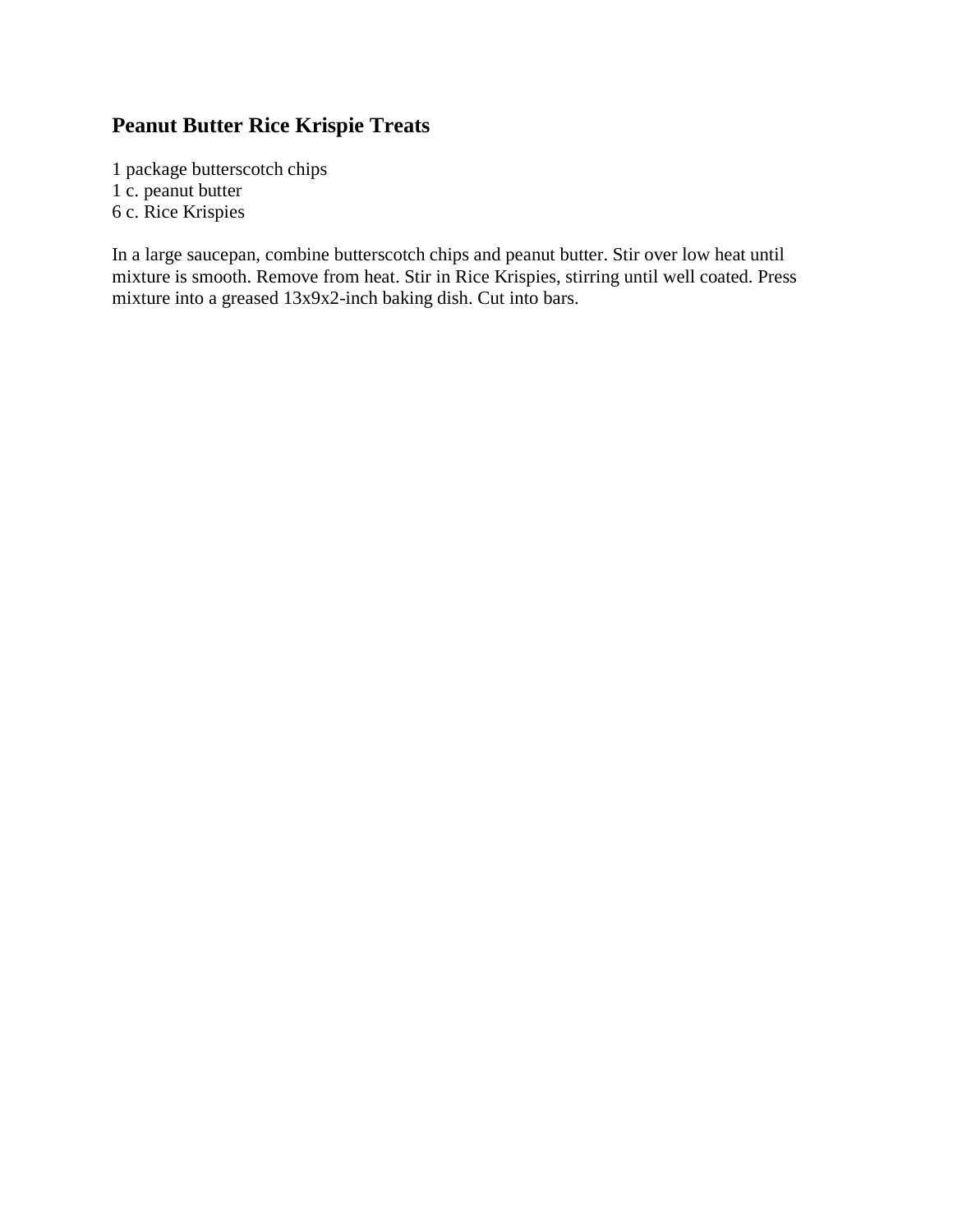## Peanut Butter Rice Krispie Treats

1 package butterscotch chips
1 c. peanut butter
6 c. Rice Krispies

In a large saucepan, combine butterscotch chips and peanut butter. Stir over low heat until mixture is smooth. Remove from heat. Stir in Rice Krispies, stirring until well coated. Press mixture into a greased 13x9x2-inch baking dish. Cut into bars.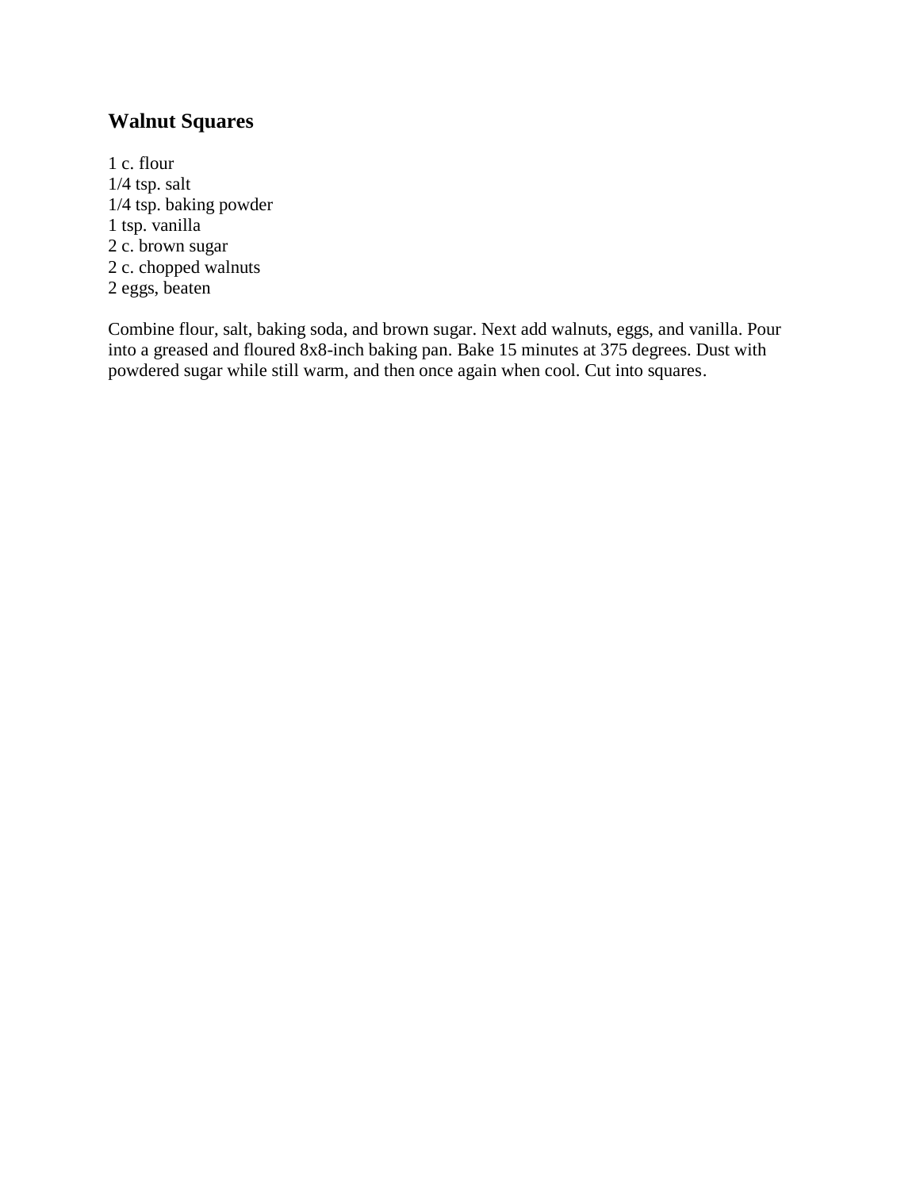## Walnut Squares

1 c. flour
1/4 tsp. salt
1/4 tsp. baking powder
1 tsp. vanilla
2 c. brown sugar
2 c. chopped walnuts
2 eggs, beaten

Combine flour, salt, baking soda, and brown sugar. Next add walnuts, eggs, and vanilla. Pour into a greased and floured 8x8-inch baking pan. Bake 15 minutes at 375 degrees. Dust with powdered sugar while still warm, and then once again when cool. Cut into squares.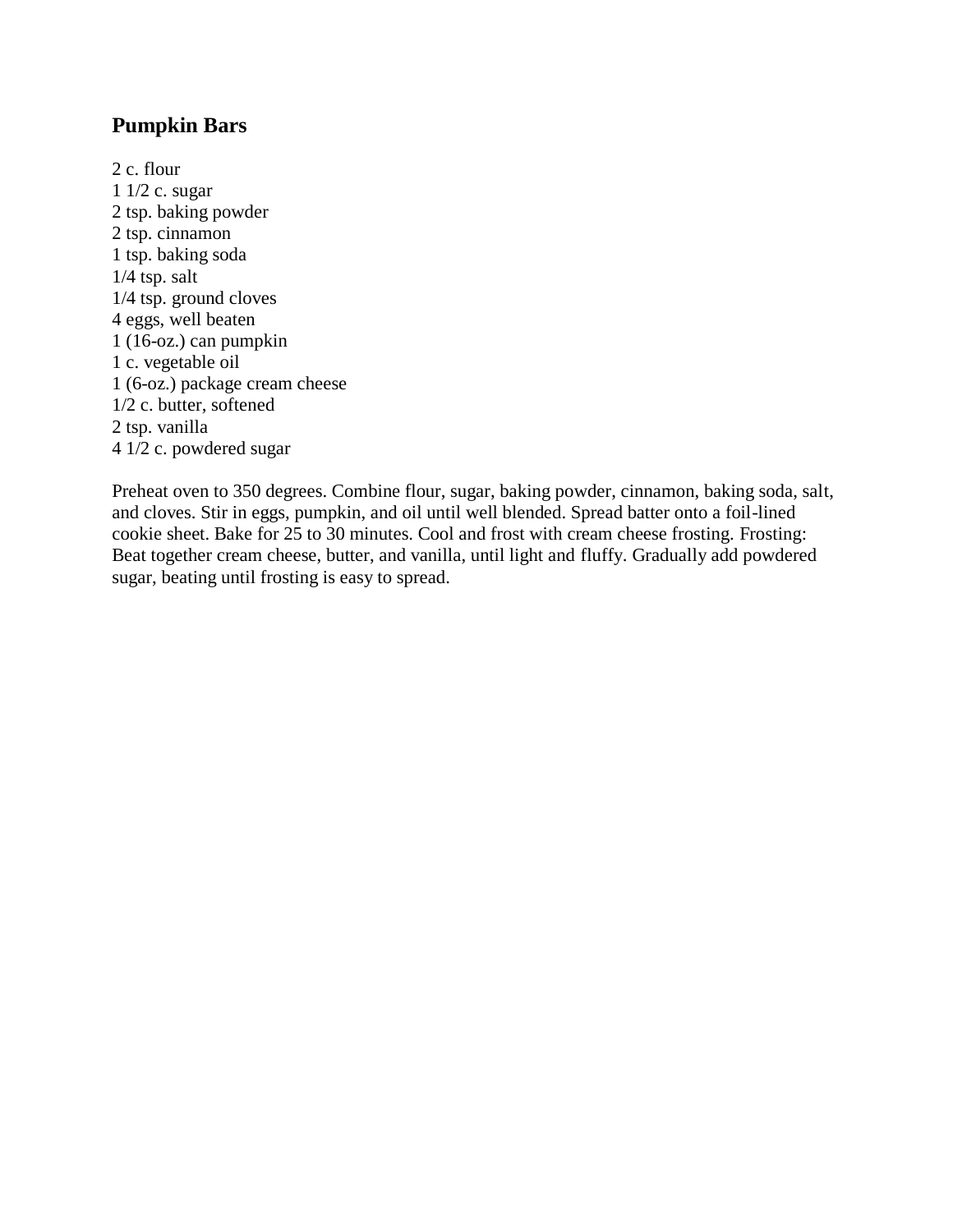## Pumpkin Bars

2 c. flour
1 1/2 c. sugar
2 tsp. baking powder
2 tsp. cinnamon
1 tsp. baking soda
1/4 tsp. salt
1/4 tsp. ground cloves
4 eggs, well beaten
1 (16-oz.) can pumpkin
1 c. vegetable oil
1 (6-oz.) package cream cheese
1/2 c. butter, softened
2 tsp. vanilla
4 1/2 c. powdered sugar

Preheat oven to 350 degrees. Combine flour, sugar, baking powder, cinnamon, baking soda, salt, and cloves. Stir in eggs, pumpkin, and oil until well blended. Spread batter onto a foil-lined cookie sheet. Bake for 25 to 30 minutes. Cool and frost with cream cheese frosting. Frosting: Beat together cream cheese, butter, and vanilla, until light and fluffy. Gradually add powdered sugar, beating until frosting is easy to spread.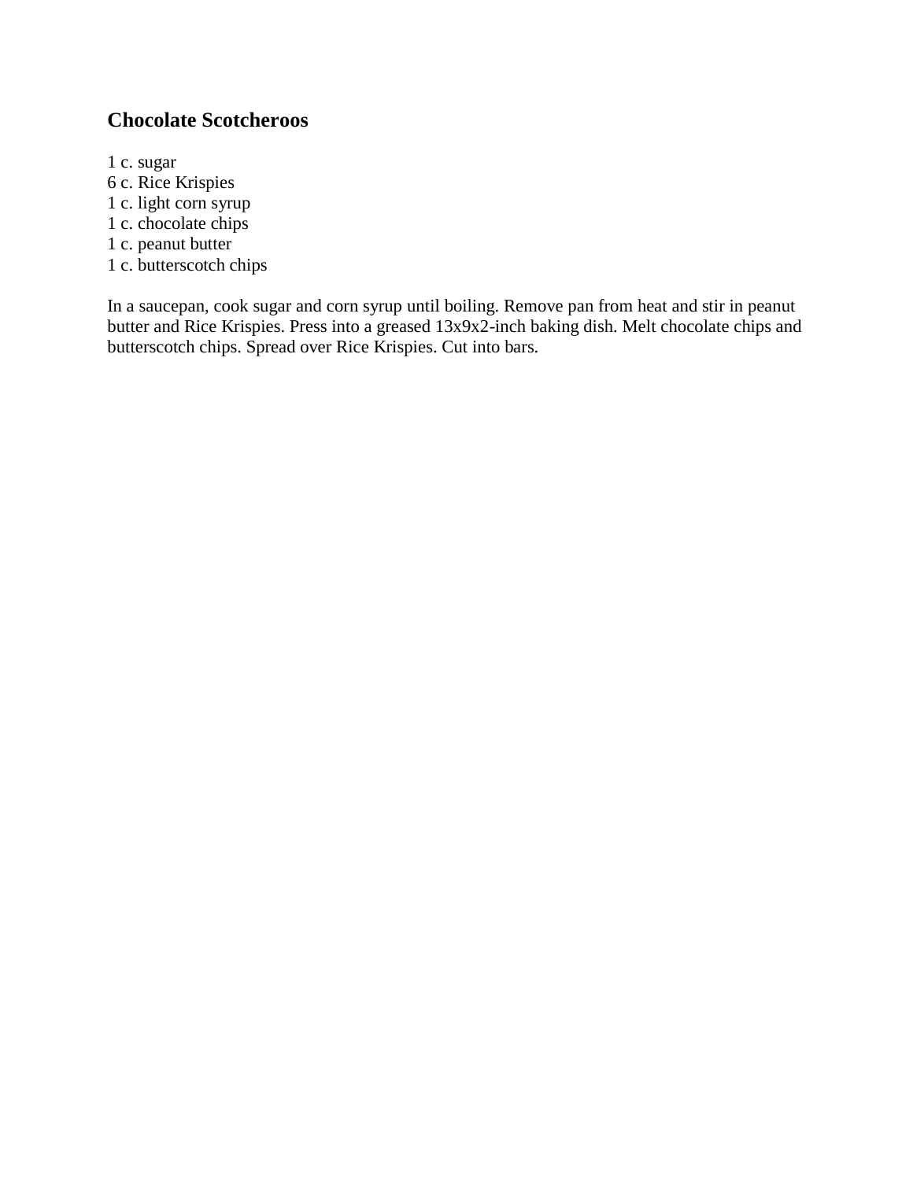## Chocolate Scotcheroos

1 c. sugar
6 c. Rice Krispies
1 c. light corn syrup
1 c. chocolate chips
1 c. peanut butter
1 c. butterscotch chips

In a saucepan, cook sugar and corn syrup until boiling. Remove pan from heat and stir in peanut butter and Rice Krispies. Press into a greased 13x9x2-inch baking dish. Melt chocolate chips and butterscotch chips. Spread over Rice Krispies. Cut into bars.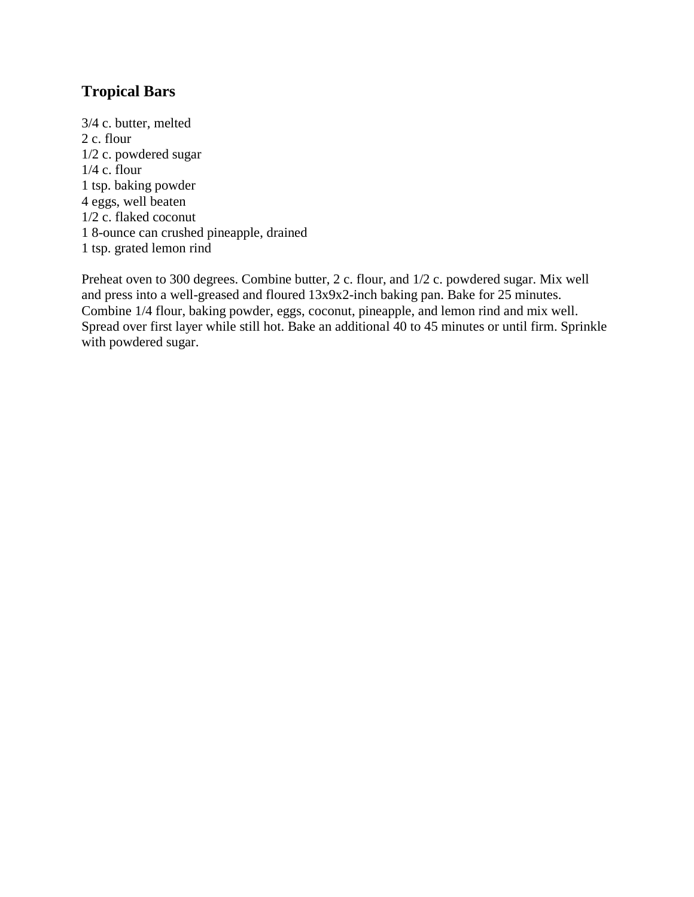## Tropical Bars

3/4 c. butter, melted
2 c. flour
1/2 c. powdered sugar
1/4 c. flour
1 tsp. baking powder
4 eggs, well beaten
1/2 c. flaked coconut
1 8-ounce can crushed pineapple, drained
1 tsp. grated lemon rind

Preheat oven to 300 degrees. Combine butter, 2 c. flour, and 1/2 c. powdered sugar. Mix well and press into a well-greased and floured 13x9x2-inch baking pan. Bake for 25 minutes. Combine 1/4 flour, baking powder, eggs, coconut, pineapple, and lemon rind and mix well. Spread over first layer while still hot. Bake an additional 40 to 45 minutes or until firm. Sprinkle with powdered sugar.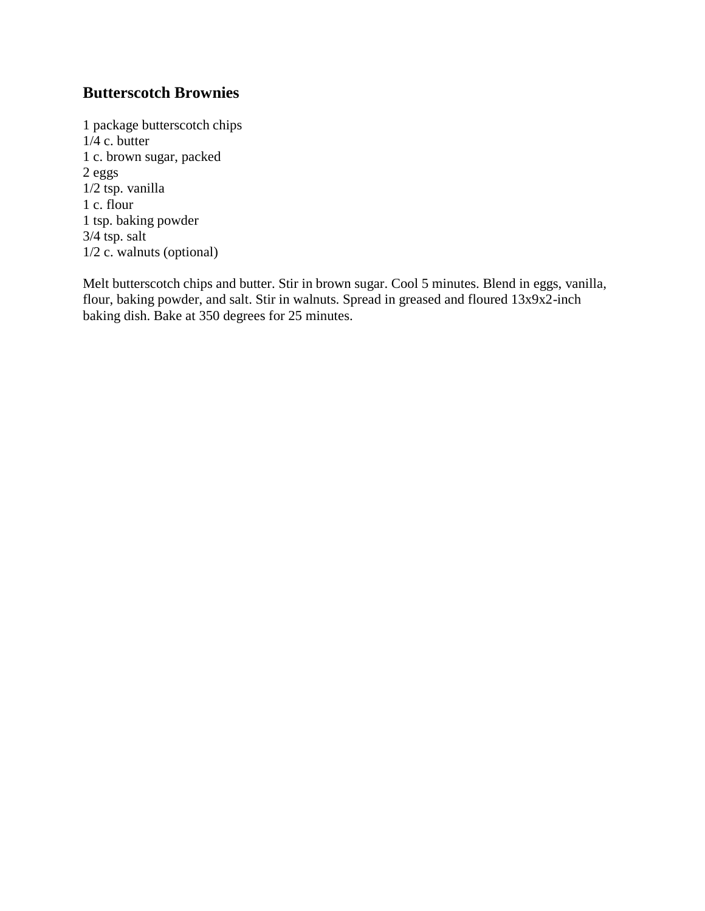## Butterscotch Brownies

1 package butterscotch chips
1/4 c. butter
1 c. brown sugar, packed
2 eggs
1/2 tsp. vanilla
1 c. flour
1 tsp. baking powder
3/4 tsp. salt
1/2 c. walnuts (optional)

Melt butterscotch chips and butter. Stir in brown sugar. Cool 5 minutes. Blend in eggs, vanilla, flour, baking powder, and salt. Stir in walnuts. Spread in greased and floured 13x9x2-inch baking dish. Bake at 350 degrees for 25 minutes.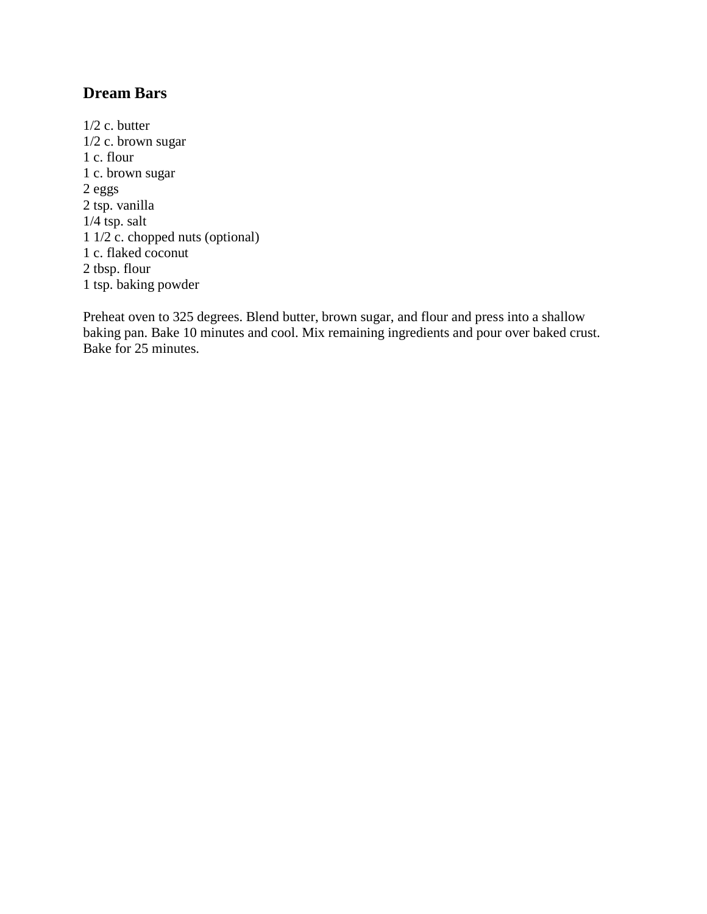## Dream Bars

1/2 c. butter
1/2 c. brown sugar
1 c. flour
1 c. brown sugar
2 eggs
2 tsp. vanilla
1/4 tsp. salt
1 1/2 c. chopped nuts (optional)
1 c. flaked coconut
2 tbsp. flour
1 tsp. baking powder

Preheat oven to 325 degrees. Blend butter, brown sugar, and flour and press into a shallow baking pan. Bake 10 minutes and cool. Mix remaining ingredients and pour over baked crust. Bake for 25 minutes.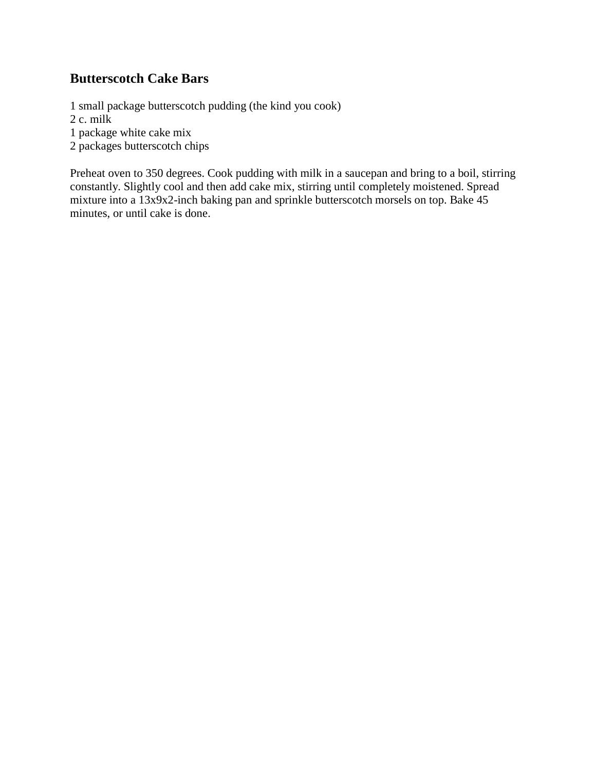## Butterscotch Cake Bars

1 small package butterscotch pudding (the kind you cook)
2 c. milk
1 package white cake mix
2 packages butterscotch chips

Preheat oven to 350 degrees. Cook pudding with milk in a saucepan and bring to a boil, stirring constantly. Slightly cool and then add cake mix, stirring until completely moistened. Spread mixture into a 13x9x2-inch baking pan and sprinkle butterscotch morsels on top. Bake 45 minutes, or until cake is done.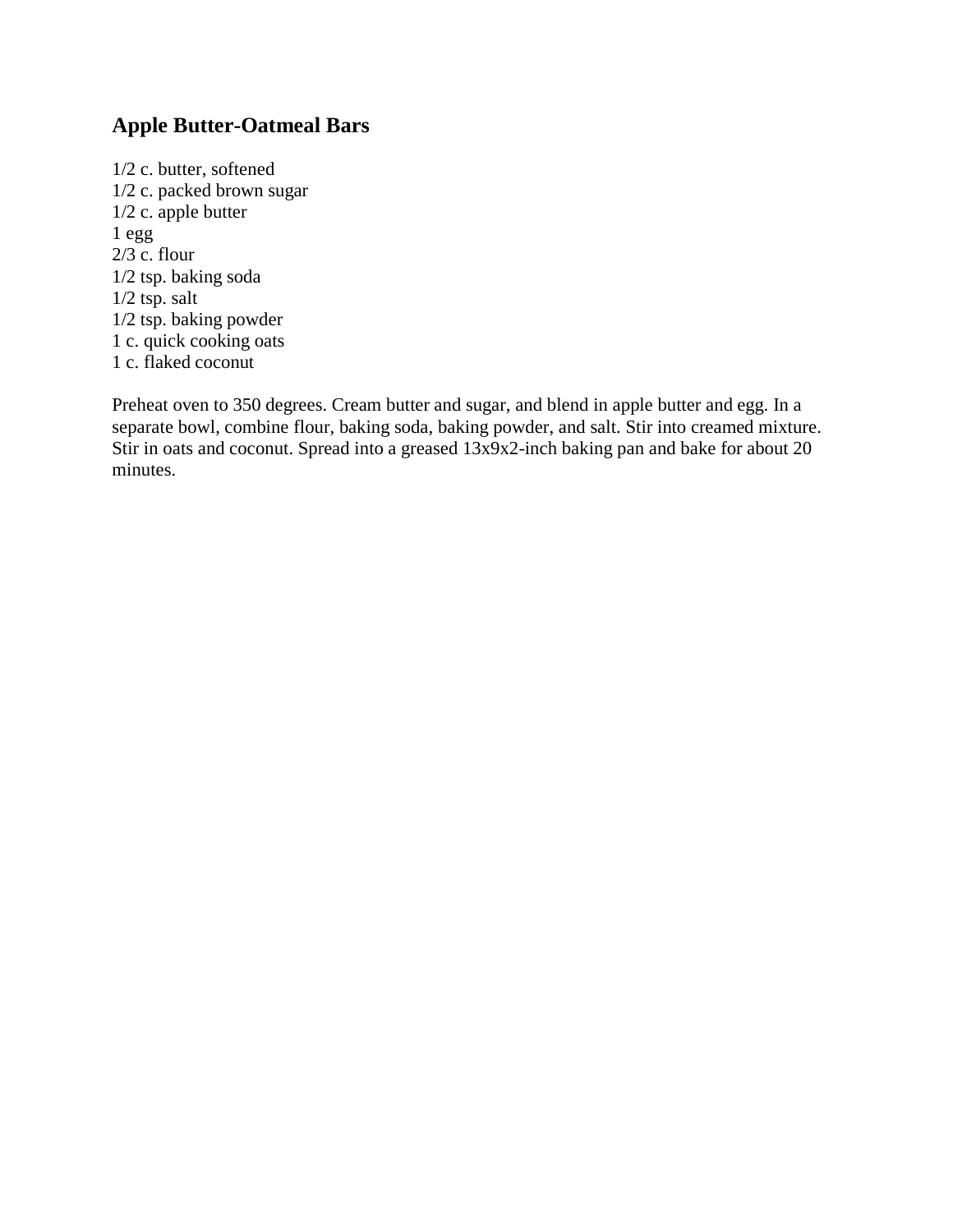## Apple Butter-Oatmeal Bars

1/2 c. butter, softened
1/2 c. packed brown sugar
1/2 c. apple butter
1 egg
2/3 c. flour
1/2 tsp. baking soda
1/2 tsp. salt
1/2 tsp. baking powder
1 c. quick cooking oats
1 c. flaked coconut

Preheat oven to 350 degrees. Cream butter and sugar, and blend in apple butter and egg. In a separate bowl, combine flour, baking soda, baking powder, and salt. Stir into creamed mixture. Stir in oats and coconut. Spread into a greased 13x9x2-inch baking pan and bake for about 20 minutes.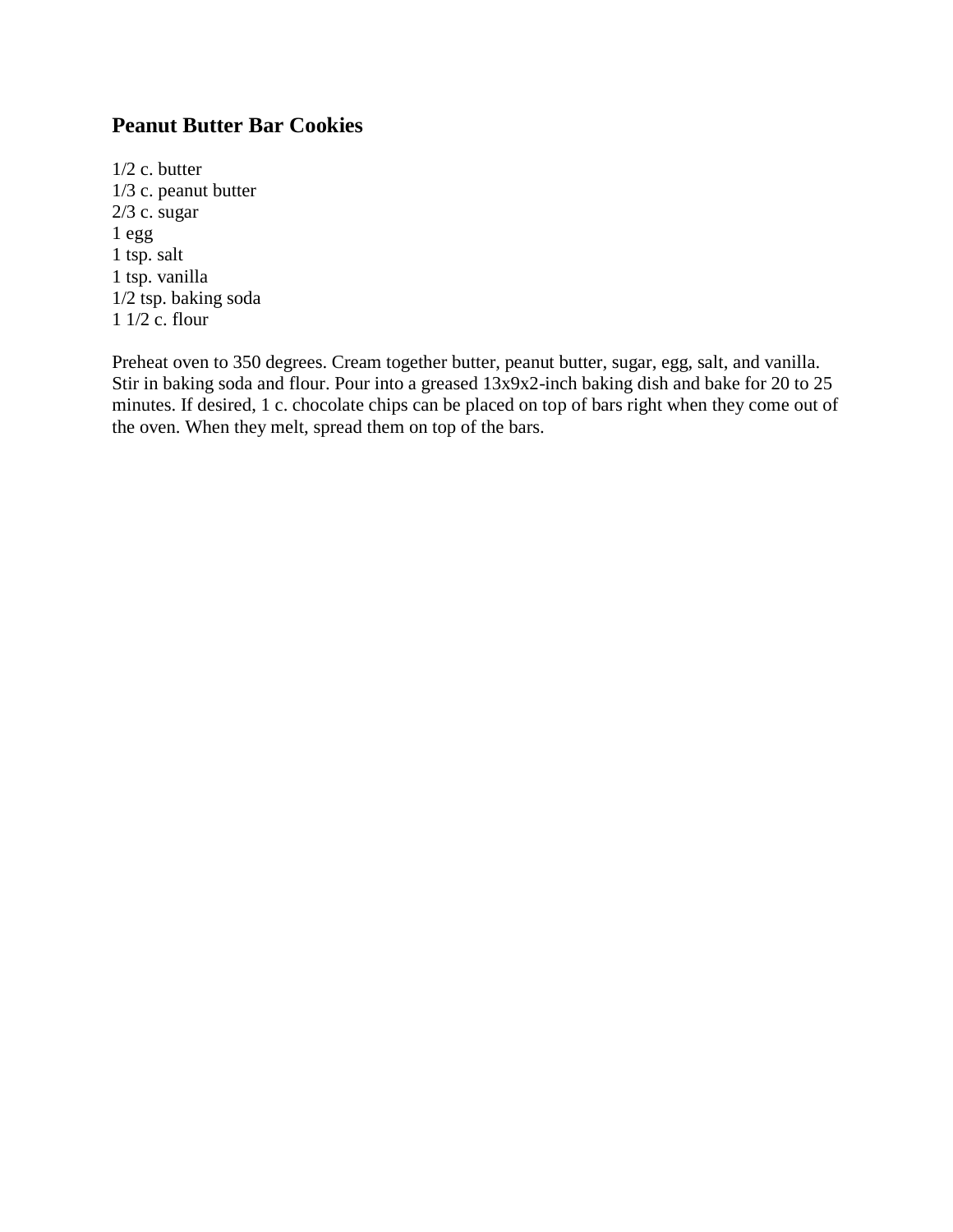## Peanut Butter Bar Cookies

1/2 c. butter
1/3 c. peanut butter
2/3 c. sugar
1 egg
1 tsp. salt
1 tsp. vanilla
1/2 tsp. baking soda
1 1/2 c. flour

Preheat oven to 350 degrees. Cream together butter, peanut butter, sugar, egg, salt, and vanilla. Stir in baking soda and flour. Pour into a greased 13x9x2-inch baking dish and bake for 20 to 25 minutes. If desired, 1 c. chocolate chips can be placed on top of bars right when they come out of the oven. When they melt, spread them on top of the bars.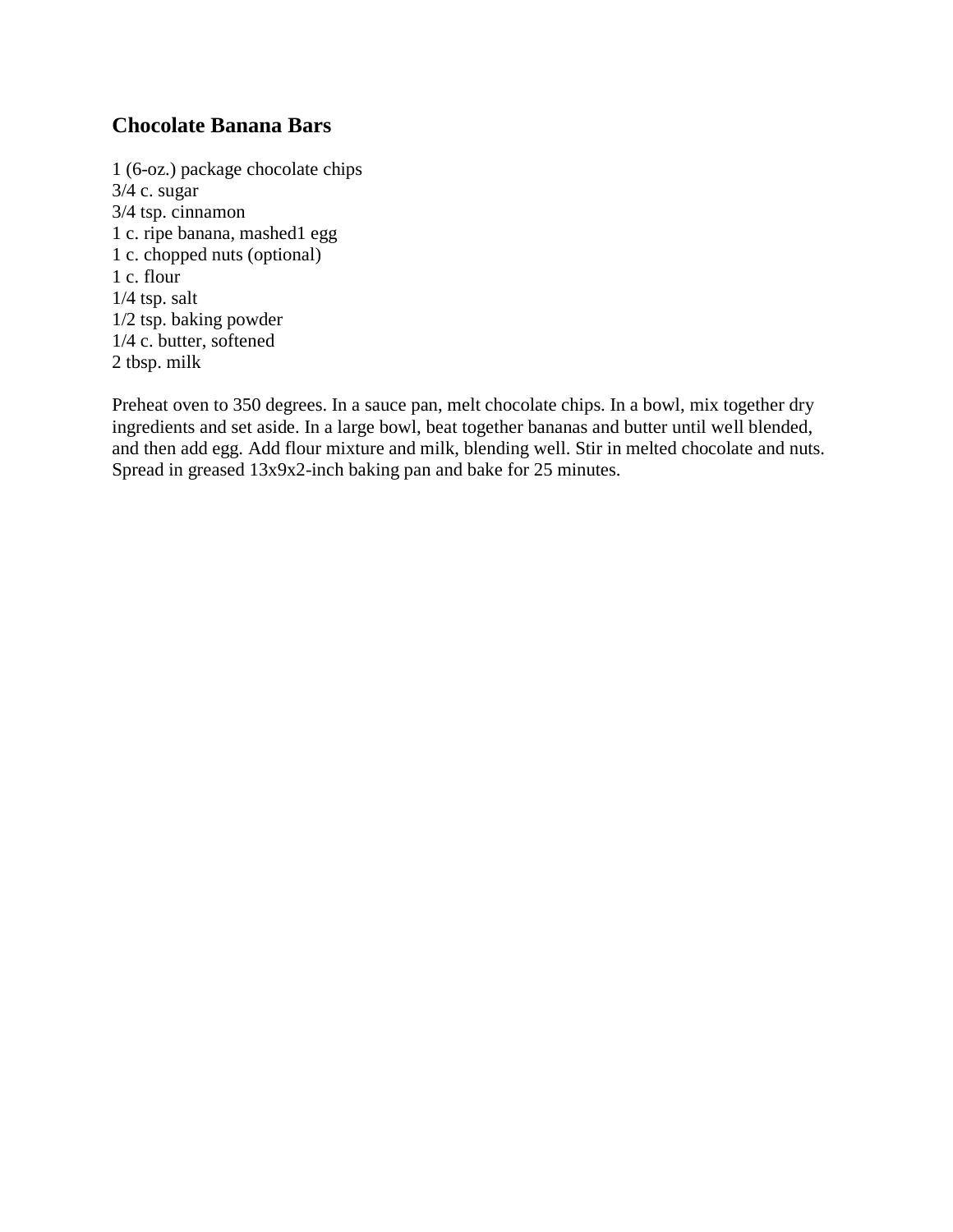## Chocolate Banana Bars

1 (6-oz.) package chocolate chips
3/4 c. sugar
3/4 tsp. cinnamon
1 c. ripe banana, mashed1 egg
1 c. chopped nuts (optional)
1 c. flour
1/4 tsp. salt
1/2 tsp. baking powder
1/4 c. butter, softened
2 tbsp. milk

Preheat oven to 350 degrees. In a sauce pan, melt chocolate chips. In a bowl, mix together dry ingredients and set aside. In a large bowl, beat together bananas and butter until well blended, and then add egg. Add flour mixture and milk, blending well. Stir in melted chocolate and nuts. Spread in greased 13x9x2-inch baking pan and bake for 25 minutes.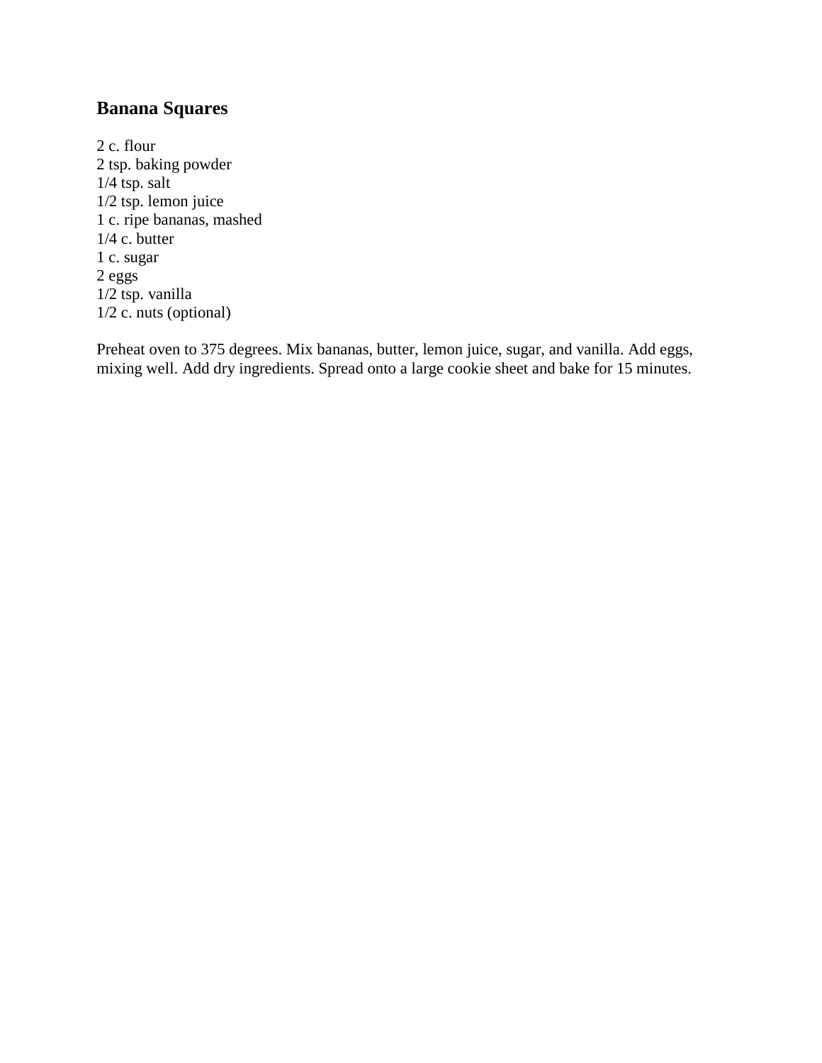## Banana Squares

2 c. flour
2 tsp. baking powder
1/4 tsp. salt
1/2 tsp. lemon juice
1 c. ripe bananas, mashed
1/4 c. butter
1 c. sugar
2 eggs
1/2 tsp. vanilla
1/2 c. nuts (optional)

Preheat oven to 375 degrees. Mix bananas, butter, lemon juice, sugar, and vanilla. Add eggs, mixing well. Add dry ingredients. Spread onto a large cookie sheet and bake for 15 minutes.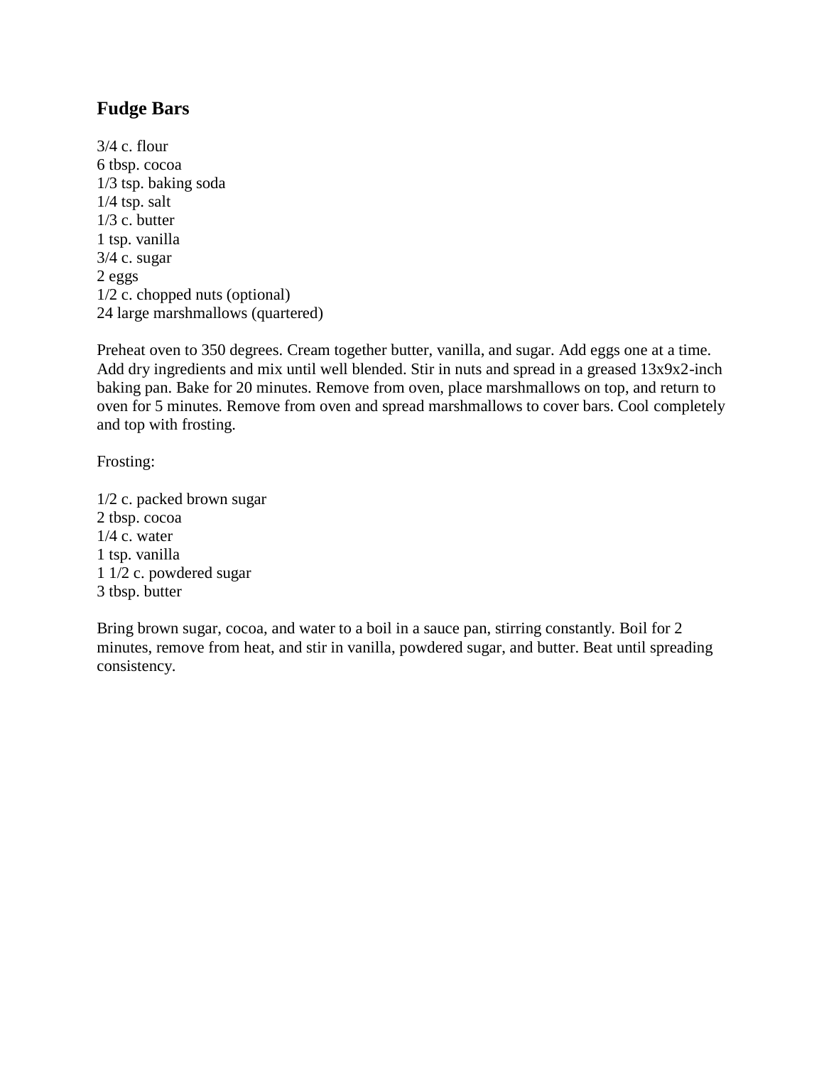## Fudge Bars

3/4 c. flour
6 tbsp. cocoa
1/3 tsp. baking soda
1/4 tsp. salt
1/3 c. butter
1 tsp. vanilla
3/4 c. sugar
2 eggs
1/2 c. chopped nuts (optional)
24 large marshmallows (quartered)

Preheat oven to 350 degrees. Cream together butter, vanilla, and sugar. Add eggs one at a time. Add dry ingredients and mix until well blended. Stir in nuts and spread in a greased 13x9x2-inch baking pan. Bake for 20 minutes. Remove from oven, place marshmallows on top, and return to oven for 5 minutes. Remove from oven and spread marshmallows to cover bars. Cool completely and top with frosting.

Frosting:

1/2 c. packed brown sugar
2 tbsp. cocoa
1/4 c. water
1 tsp. vanilla
1 1/2 c. powdered sugar
3 tbsp. butter

Bring brown sugar, cocoa, and water to a boil in a sauce pan, stirring constantly. Boil for 2 minutes, remove from heat, and stir in vanilla, powdered sugar, and butter. Beat until spreading consistency.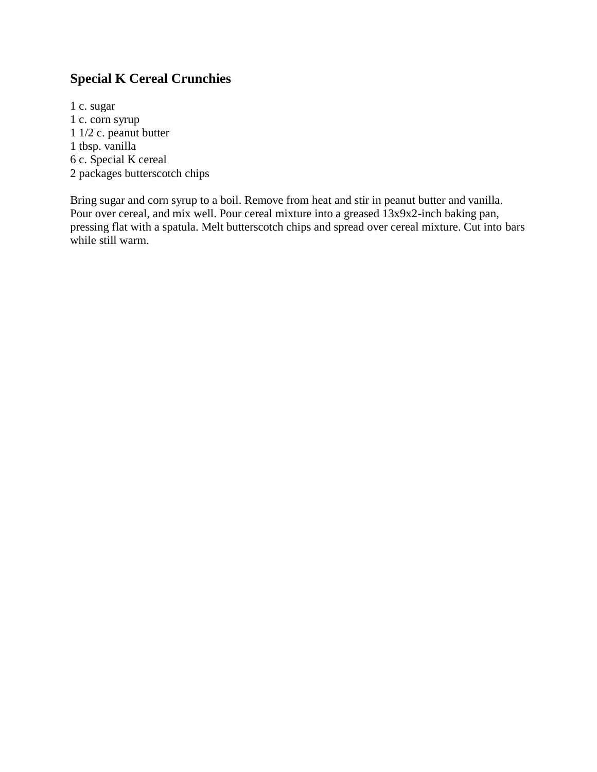## Special K Cereal Crunchies

1 c. sugar  
1 c. corn syrup  
1 1/2 c. peanut butter  
1 tbsp. vanilla  
6 c. Special K cereal  
2 packages butterscotch chips

Bring sugar and corn syrup to a boil. Remove from heat and stir in peanut butter and vanilla. Pour over cereal, and mix well. Pour cereal mixture into a greased 13x9x2-inch baking pan, pressing flat with a spatula. Melt butterscotch chips and spread over cereal mixture. Cut into bars while still warm.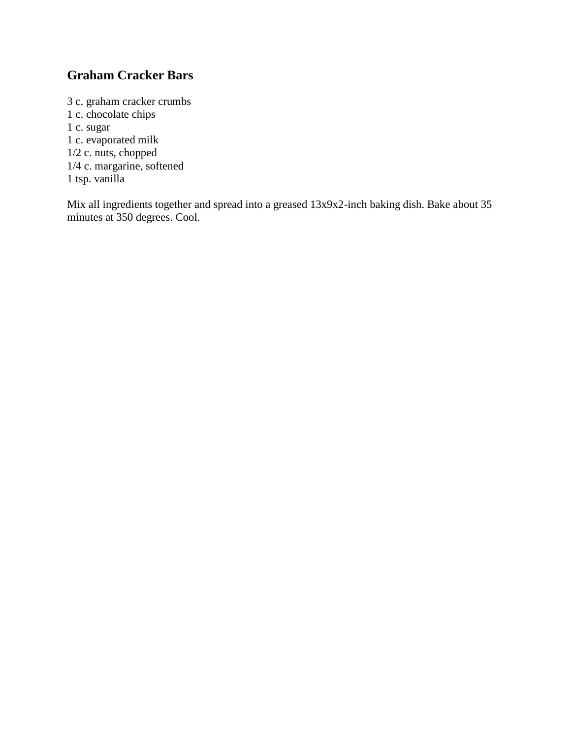## Graham Cracker Bars

3 c. graham cracker crumbs
1 c. chocolate chips
1 c. sugar
1 c. evaporated milk
1/2 c. nuts, chopped
1/4 c. margarine, softened
1 tsp. vanilla

Mix all ingredients together and spread into a greased 13x9x2-inch baking dish. Bake about 35 minutes at 350 degrees. Cool.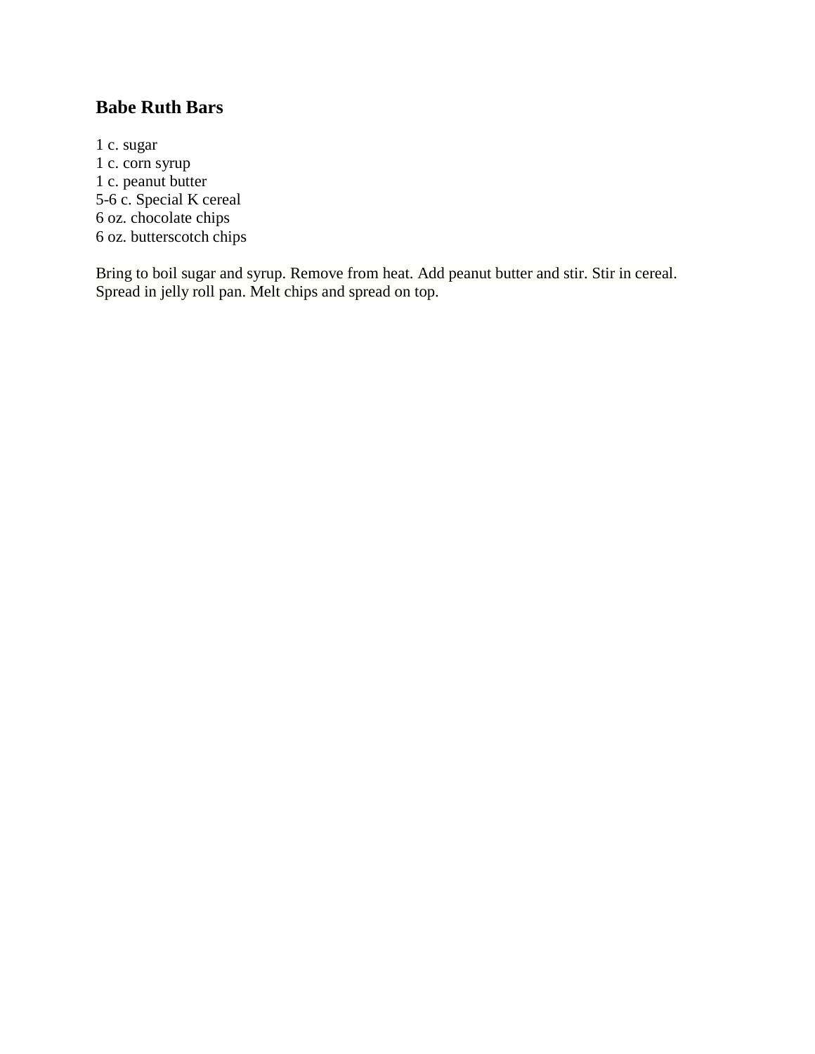## Babe Ruth Bars

1 c. sugar
1 c. corn syrup
1 c. peanut butter
5-6 c. Special K cereal
6 oz. chocolate chips
6 oz. butterscotch chips

Bring to boil sugar and syrup. Remove from heat. Add peanut butter and stir. Stir in cereal. Spread in jelly roll pan. Melt chips and spread on top.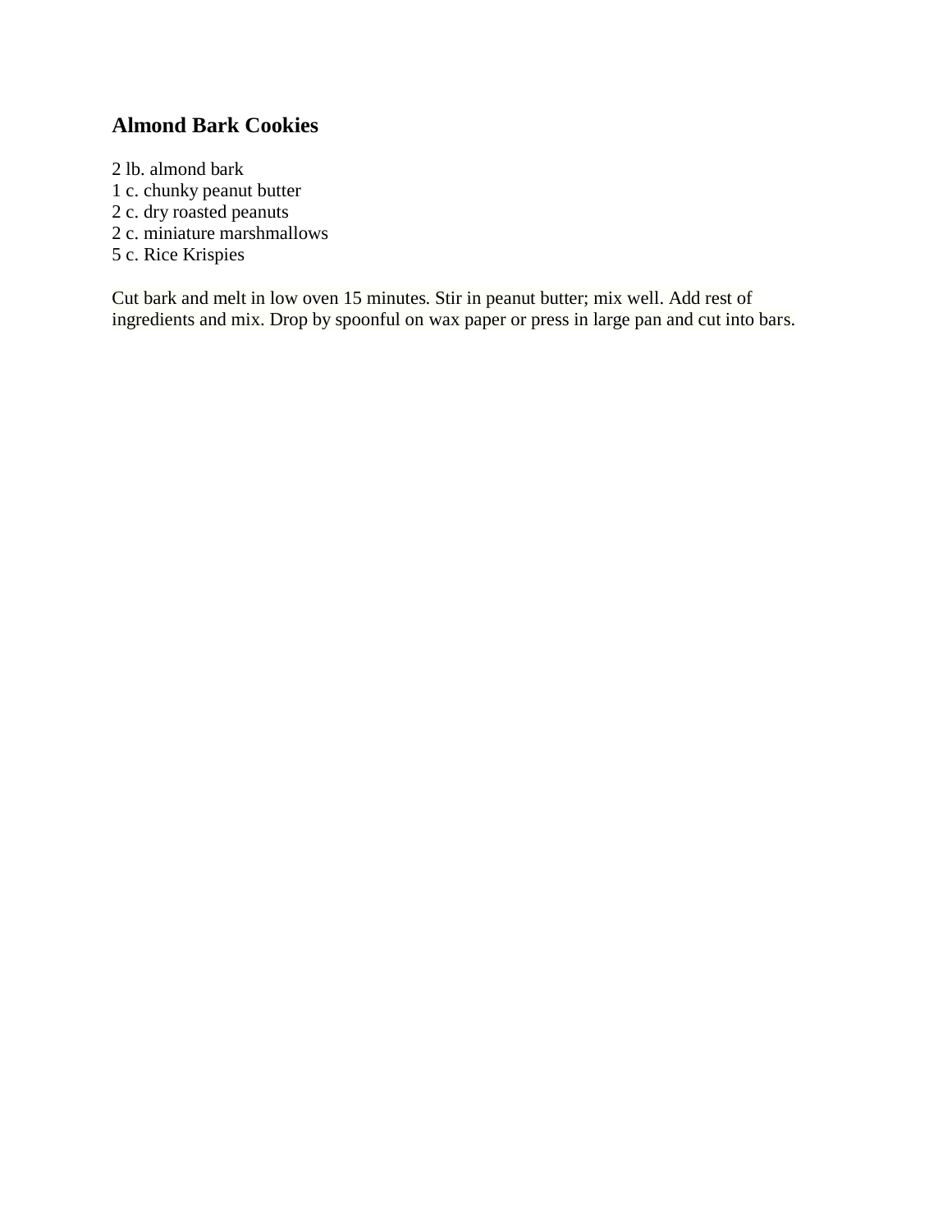## Almond Bark Cookies

2 lb. almond bark
1 c. chunky peanut butter
2 c. dry roasted peanuts
2 c. miniature marshmallows
5 c. Rice Krispies

Cut bark and melt in low oven 15 minutes. Stir in peanut butter; mix well. Add rest of ingredients and mix. Drop by spoonful on wax paper or press in large pan and cut into bars.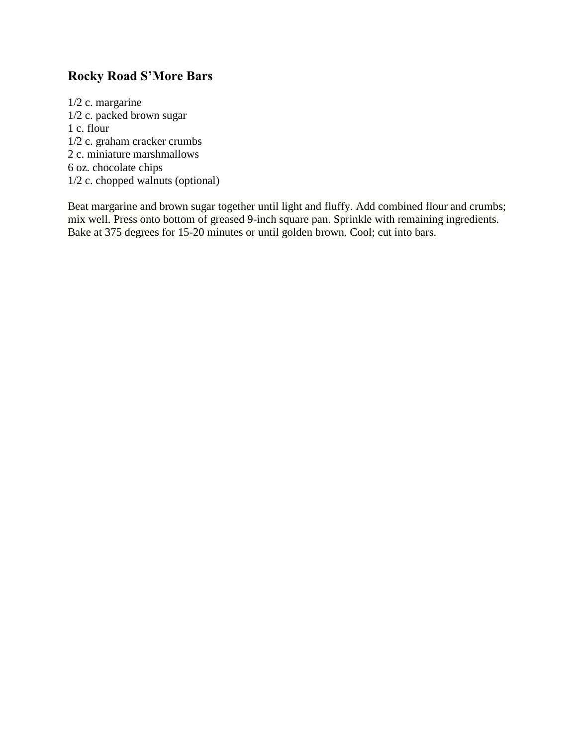## Rocky Road S'More Bars

1/2 c. margarine
1/2 c. packed brown sugar
1 c. flour
1/2 c. graham cracker crumbs
2 c. miniature marshmallows
6 oz. chocolate chips
1/2 c. chopped walnuts (optional)

Beat margarine and brown sugar together until light and fluffy. Add combined flour and crumbs; mix well. Press onto bottom of greased 9-inch square pan. Sprinkle with remaining ingredients. Bake at 375 degrees for 15-20 minutes or until golden brown. Cool; cut into bars.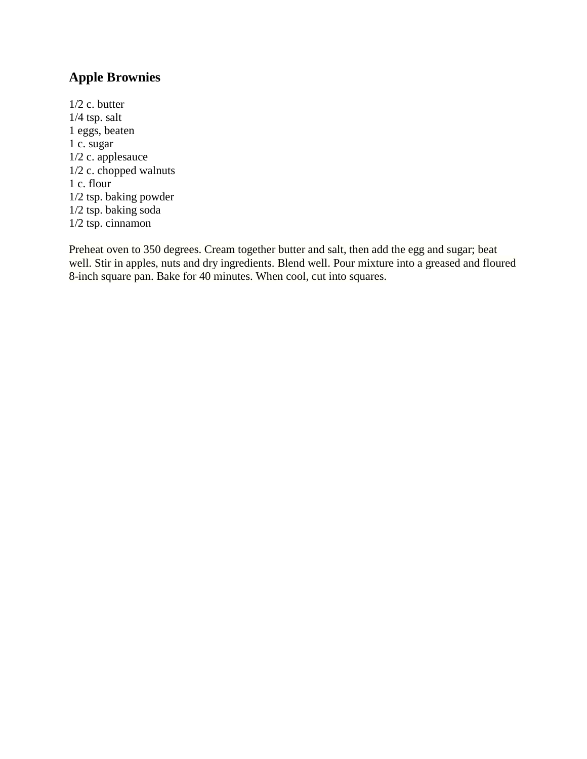## Apple Brownies

1/2 c. butter
1/4 tsp. salt
1 eggs, beaten
1 c. sugar
1/2 c. applesauce
1/2 c. chopped walnuts
1 c. flour
1/2 tsp. baking powder
1/2 tsp. baking soda
1/2 tsp. cinnamon

Preheat oven to 350 degrees. Cream together butter and salt, then add the egg and sugar; beat well. Stir in apples, nuts and dry ingredients. Blend well. Pour mixture into a greased and floured 8-inch square pan. Bake for 40 minutes. When cool, cut into squares.